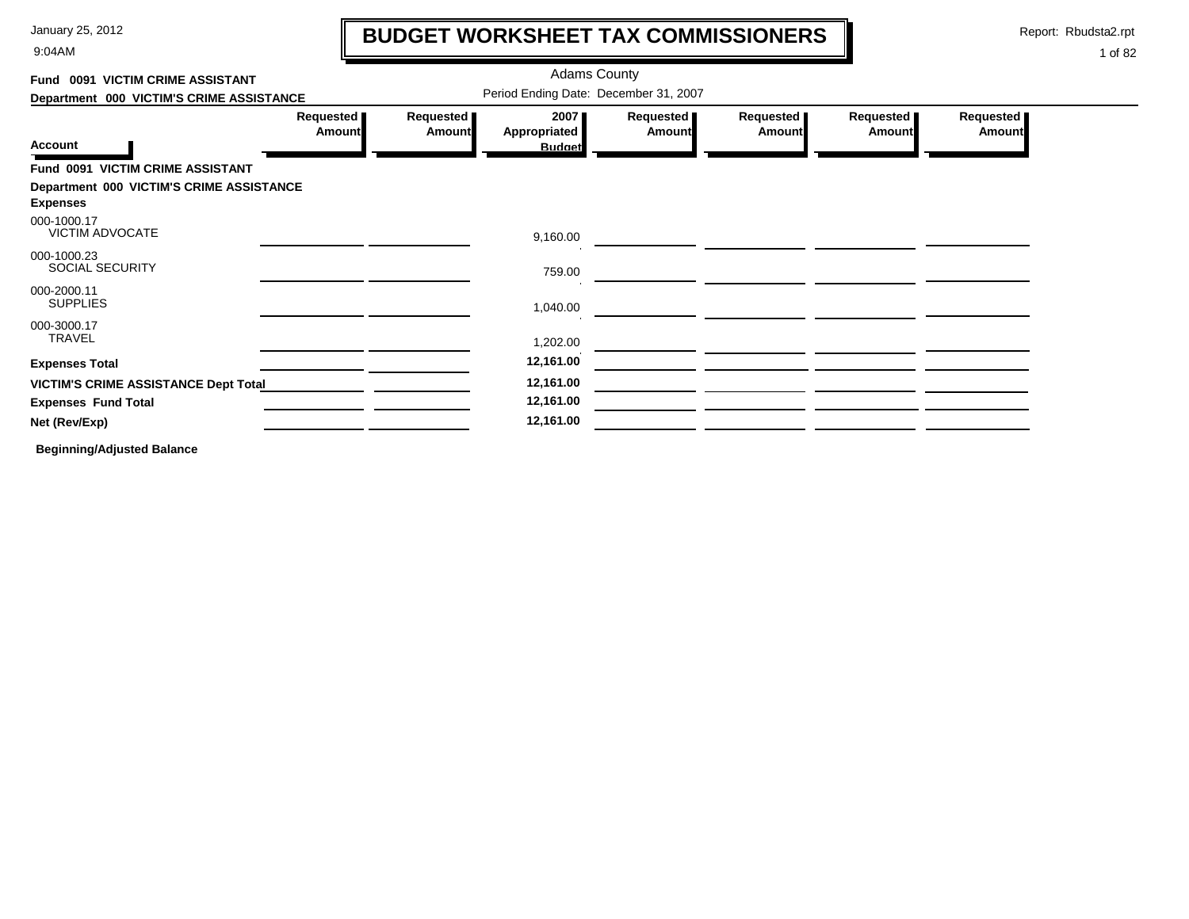# BUDGET WORKSHEET TAX COMMISSIONERS

January 25, 2012
9:04AM

Report: Rbudsta2.rpt

Adams County

Period Ending Date: December 31, 2007

**Fund 0091 VICTIM CRIME ASSISTANT**

**Department 000 VICTIM'S CRIME ASSISTANCE**

| Account | Requested Amount | Requested Amount | 2007 Appropriated Budget | Requested Amount | Requested Amount | Requested Amount | Requested Amount |
|---|---|---|---|---|---|---|---|
| **Fund 0091 VICTIM CRIME ASSISTANT** | | | | | | | |
| **Department 000 VICTIM'S CRIME ASSISTANCE** | | | | | | | |
| **Expenses** | | | | | | | |
| 000-1000.17 VICTIM ADVOCATE | | | 9,160.00 | | | | |
| 000-1000.23 SOCIAL SECURITY | | | 759.00 | | | | |
| 000-2000.11 SUPPLIES | | | 1,040.00 | | | | |
| 000-3000.17 TRAVEL | | | 1,202.00 | | | | |
| **Expenses Total** | | | **12,161.00** | | | | |
| **VICTIM'S CRIME ASSISTANCE Dept Total** | | | **12,161.00** | | | | |
| **Expenses Fund Total** | | | **12,161.00** | | | | |
| **Net (Rev/Exp)** | | | **12,161.00** | | | | |

**Beginning/Adjusted Balance**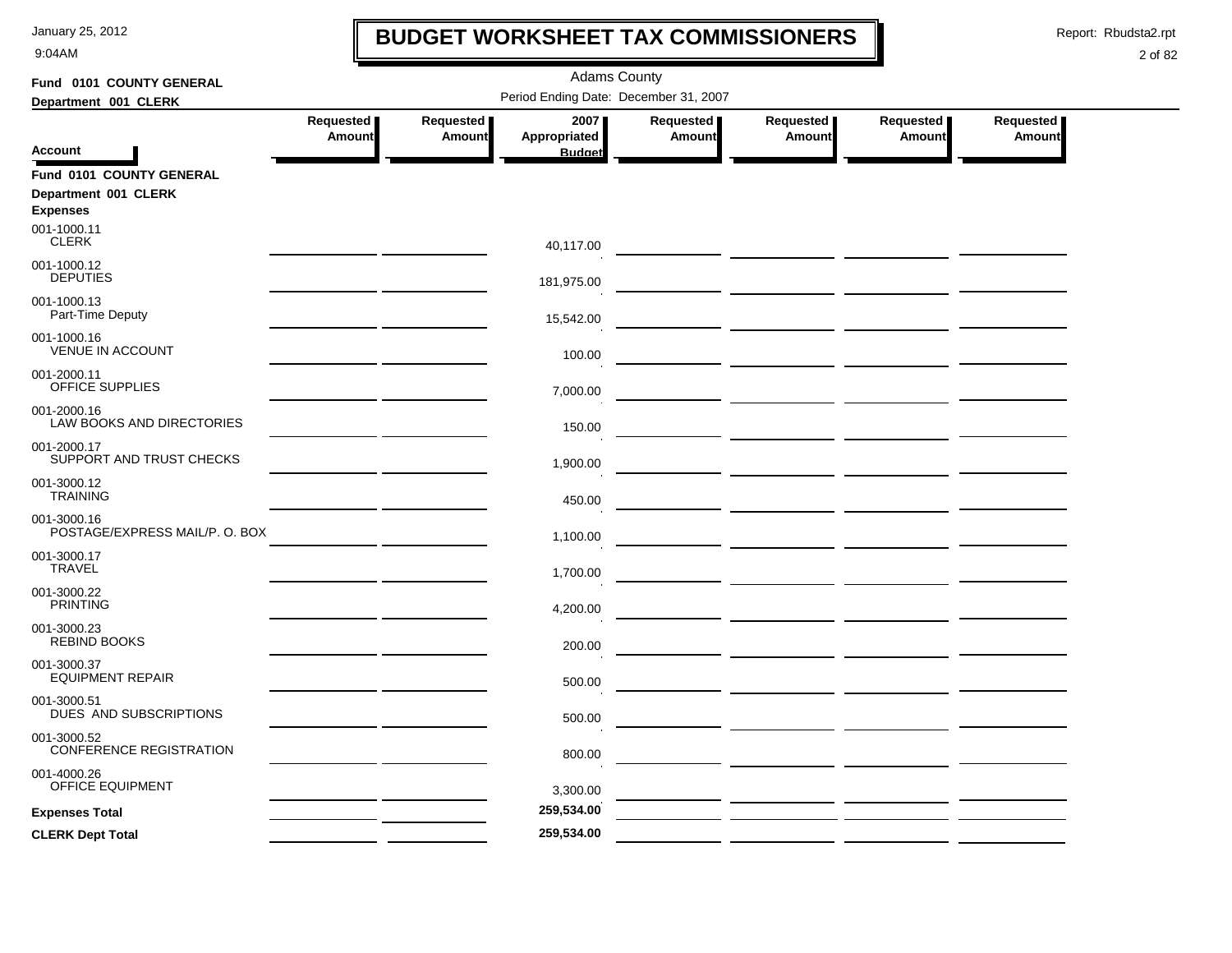# BUDGET WORKSHEET TAX COMMISSIONERS

January 25, 2012
9:04AM

Report: Rbudsta2.rpt

Adams County

**Fund 0101 COUNTY GENERAL**
**Department 001 CLERK**

Period Ending Date: December 31, 2007

| Account | Requested Amount | Requested Amount | 2007 Appropriated Budget | Requested Amount | Requested Amount | Requested Amount | Requested Amount |
|---|---|---|---|---|---|---|---|
| **Fund 0101 COUNTY GENERAL** | | | | | | | |
| **Department 001 CLERK** | | | | | | | |
| **Expenses** | | | | | | | |
| 001-1000.11 CLERK | | | 40,117.00 | | | | |
| 001-1000.12 DEPUTIES | | | 181,975.00 | | | | |
| 001-1000.13 Part-Time Deputy | | | 15,542.00 | | | | |
| 001-1000.16 VENUE IN ACCOUNT | | | 100.00 | | | | |
| 001-2000.11 OFFICE SUPPLIES | | | 7,000.00 | | | | |
| 001-2000.16 LAW BOOKS AND DIRECTORIES | | | 150.00 | | | | |
| 001-2000.17 SUPPORT AND TRUST CHECKS | | | 1,900.00 | | | | |
| 001-3000.12 TRAINING | | | 450.00 | | | | |
| 001-3000.16 POSTAGE/EXPRESS MAIL/P. O. BOX | | | 1,100.00 | | | | |
| 001-3000.17 TRAVEL | | | 1,700.00 | | | | |
| 001-3000.22 PRINTING | | | 4,200.00 | | | | |
| 001-3000.23 REBIND BOOKS | | | 200.00 | | | | |
| 001-3000.37 EQUIPMENT REPAIR | | | 500.00 | | | | |
| 001-3000.51 DUES AND SUBSCRIPTIONS | | | 500.00 | | | | |
| 001-3000.52 CONFERENCE REGISTRATION | | | 800.00 | | | | |
| 001-4000.26 OFFICE EQUIPMENT | | | 3,300.00 | | | | |
| **Expenses Total** | | | **259,534.00** | | | | |
| **CLERK Dept Total** | | | **259,534.00** | | | | |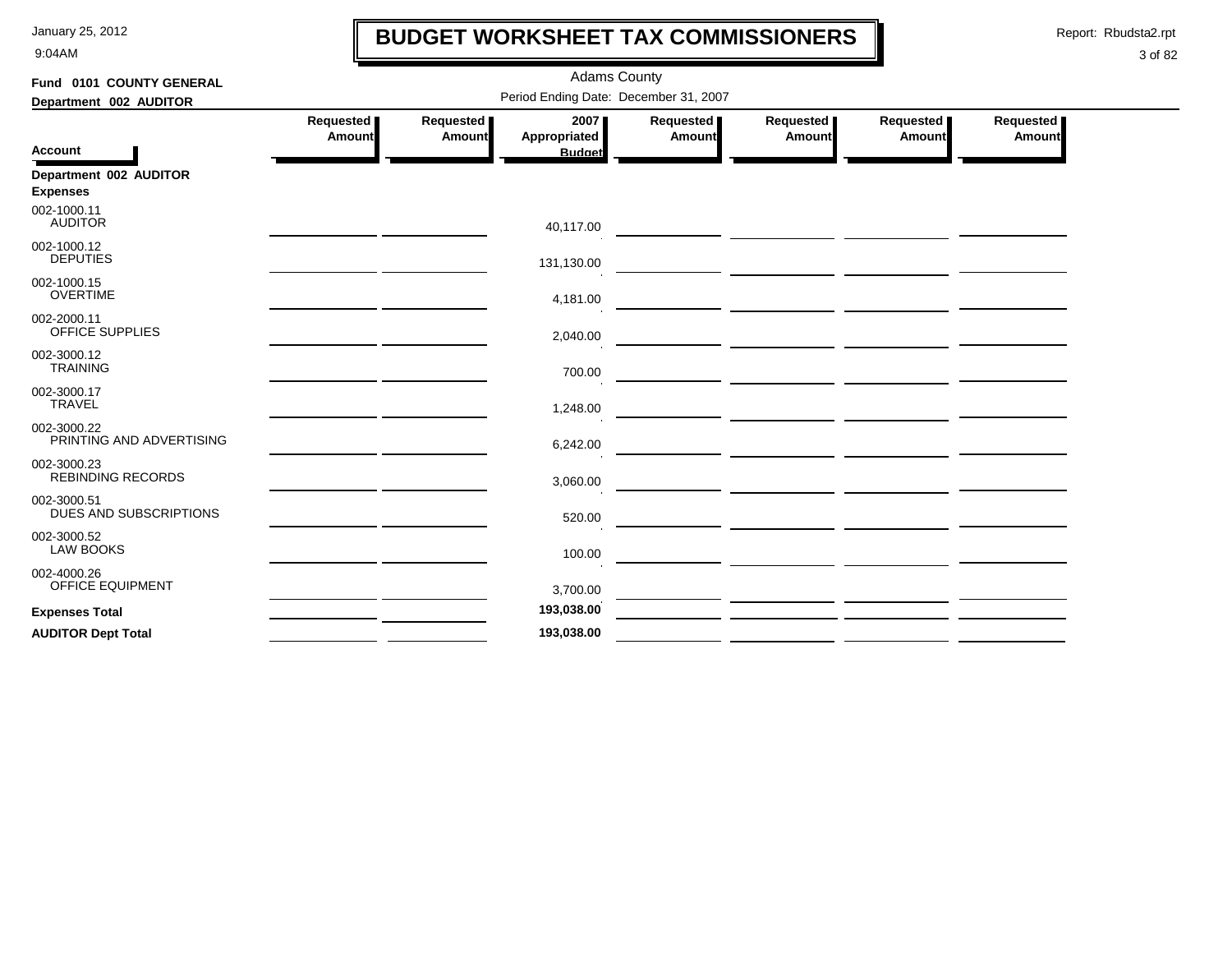# BUDGET WORKSHEET TAX COMMISSIONERS

Adams County

Period Ending Date: December 31, 2007

Fund 0101 COUNTY GENERAL

Department 002 AUDITOR

| Account | Requested Amount | Requested Amount | 2007 Appropriated Budget | Requested Amount | Requested Amount | Requested Amount | Requested Amount |
|---|---|---|---|---|---|---|---|
| **Department 002 AUDITOR** | | | | | | | |
| **Expenses** | | | | | | | |
| 002-1000.11 AUDITOR | | | 40,117.00 | | | | |
| 002-1000.12 DEPUTIES | | | 131,130.00 | | | | |
| 002-1000.15 OVERTIME | | | 4,181.00 | | | | |
| 002-2000.11 OFFICE SUPPLIES | | | 2,040.00 | | | | |
| 002-3000.12 TRAINING | | | 700.00 | | | | |
| 002-3000.17 TRAVEL | | | 1,248.00 | | | | |
| 002-3000.22 PRINTING AND ADVERTISING | | | 6,242.00 | | | | |
| 002-3000.23 REBINDING RECORDS | | | 3,060.00 | | | | |
| 002-3000.51 DUES AND SUBSCRIPTIONS | | | 520.00 | | | | |
| 002-3000.52 LAW BOOKS | | | 100.00 | | | | |
| 002-4000.26 OFFICE EQUIPMENT | | | 3,700.00 | | | | |
| **Expenses Total** | | | **193,038.00** | | | | |
| **AUDITOR Dept Total** | | | **193,038.00** | | | | |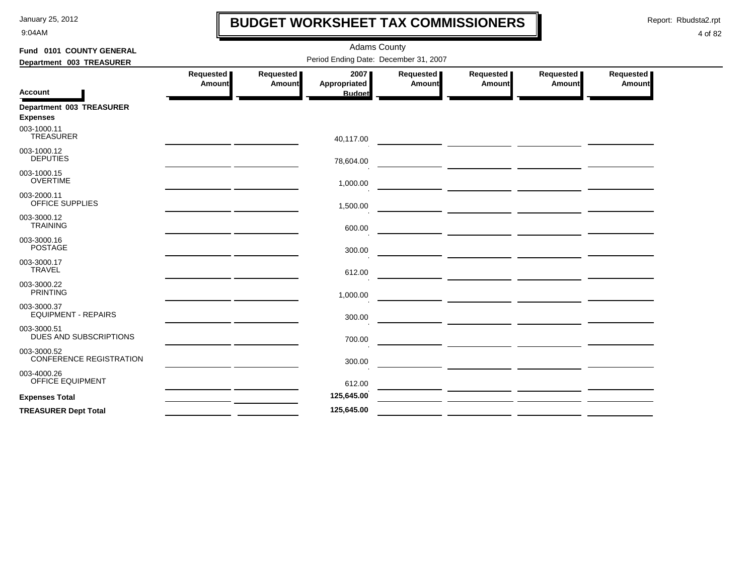# BUDGET WORKSHEET TAX COMMISSIONERS

Adams County

Period Ending Date: December 31, 2007

**Fund 0101 COUNTY GENERAL**

**Department 003 TREASURER**

| Account | Requested Amount | Requested Amount | 2007 Appropriated Budget | Requested Amount | Requested Amount | Requested Amount | Requested Amount |
|---|---|---|---|---|---|---|---|
| **Department 003 TREASURER** | | | | | | | |
| **Expenses** | | | | | | | |
| 003-1000.11 TREASURER | | | 40,117.00 | | | | |
| 003-1000.12 DEPUTIES | | | 78,604.00 | | | | |
| 003-1000.15 OVERTIME | | | 1,000.00 | | | | |
| 003-2000.11 OFFICE SUPPLIES | | | 1,500.00 | | | | |
| 003-3000.12 TRAINING | | | 600.00 | | | | |
| 003-3000.16 POSTAGE | | | 300.00 | | | | |
| 003-3000.17 TRAVEL | | | 612.00 | | | | |
| 003-3000.22 PRINTING | | | 1,000.00 | | | | |
| 003-3000.37 EQUIPMENT - REPAIRS | | | 300.00 | | | | |
| 003-3000.51 DUES AND SUBSCRIPTIONS | | | 700.00 | | | | |
| 003-3000.52 CONFERENCE REGISTRATION | | | 300.00 | | | | |
| 003-4000.26 OFFICE EQUIPMENT | | | 612.00 | | | | |
| **Expenses Total** | | | **125,645.00** | | | | |
| **TREASURER Dept Total** | | | **125,645.00** | | | | |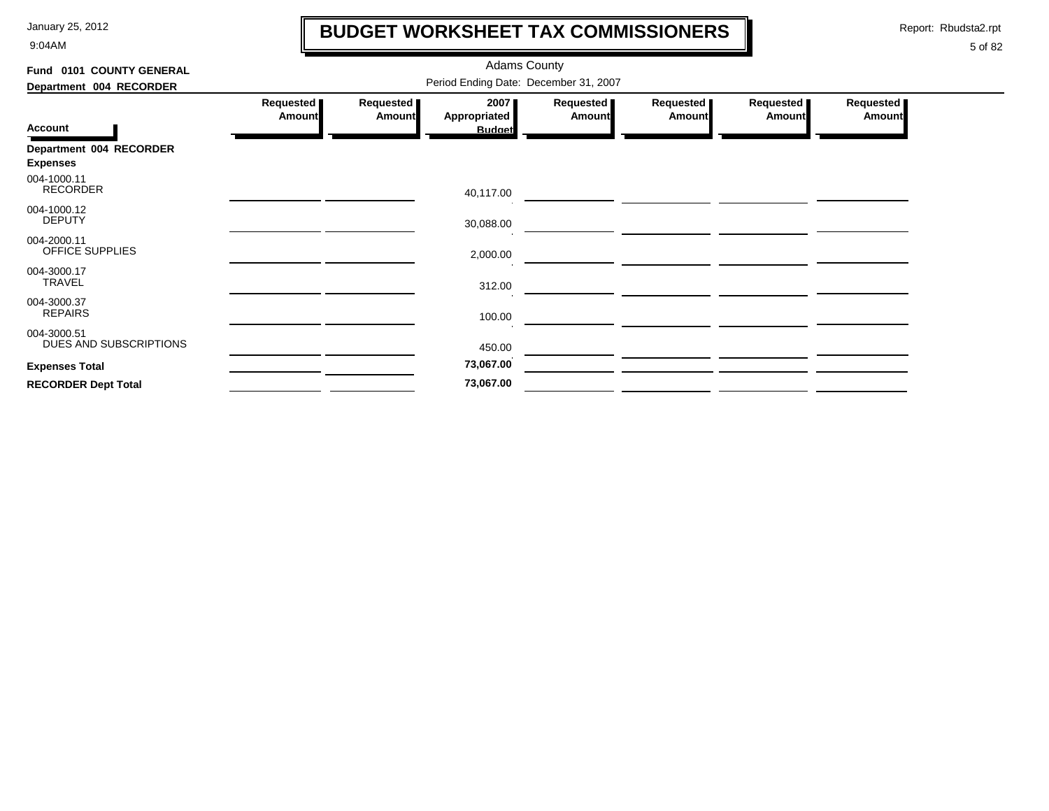# BUDGET WORKSHEET TAX COMMISSIONERS

Adams County

Period Ending Date: December 31, 2007

**Fund 0101 COUNTY GENERAL**

**Department 004 RECORDER**

| Account | Requested Amount | Requested Amount | 2007 Appropriated Budget | Requested Amount | Requested Amount | Requested Amount | Requested Amount |
|---|---|---|---|---|---|---|---|
| **Department 004 RECORDER** | | | | | | | |
| **Expenses** | | | | | | | |
| 004-1000.11 RECORDER | | | 40,117.00 | | | | |
| 004-1000.12 DEPUTY | | | 30,088.00 | | | | |
| 004-2000.11 OFFICE SUPPLIES | | | 2,000.00 | | | | |
| 004-3000.17 TRAVEL | | | 312.00 | | | | |
| 004-3000.37 REPAIRS | | | 100.00 | | | | |
| 004-3000.51 DUES AND SUBSCRIPTIONS | | | 450.00 | | | | |
| **Expenses Total** | | | **73,067.00** | | | | |
| **RECORDER Dept Total** | | | **73,067.00** | | | | |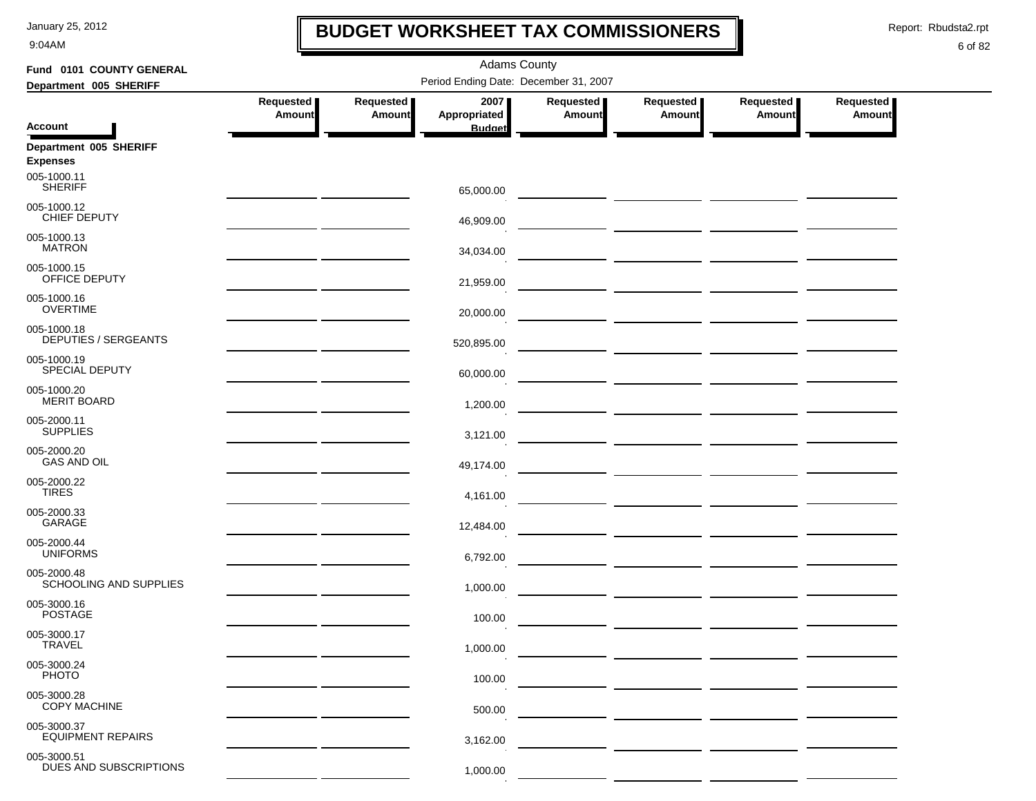# BUDGET WORKSHEET TAX COMMISSIONERS

January 25, 2012
9:04AM

Report: Rbudsta2.rpt

Adams County

**Fund 0101 COUNTY GENERAL**
**Department 005 SHERIFF**

Period Ending Date: December 31, 2007

| Account | Requested Amount | Requested Amount | 2007 Appropriated Budget | Requested Amount | Requested Amount | Requested Amount | Requested Amount |
|---|---|---|---|---|---|---|---|
| **Department 005 SHERIFF** | | | | | | | |
| **Expenses** | | | | | | | |
| 005-1000.11 SHERIFF | | | 65,000.00 | | | | |
| 005-1000.12 CHIEF DEPUTY | | | 46,909.00 | | | | |
| 005-1000.13 MATRON | | | 34,034.00 | | | | |
| 005-1000.15 OFFICE DEPUTY | | | 21,959.00 | | | | |
| 005-1000.16 OVERTIME | | | 20,000.00 | | | | |
| 005-1000.18 DEPUTIES / SERGEANTS | | | 520,895.00 | | | | |
| 005-1000.19 SPECIAL DEPUTY | | | 60,000.00 | | | | |
| 005-1000.20 MERIT BOARD | | | 1,200.00 | | | | |
| 005-2000.11 SUPPLIES | | | 3,121.00 | | | | |
| 005-2000.20 GAS AND OIL | | | 49,174.00 | | | | |
| 005-2000.22 TIRES | | | 4,161.00 | | | | |
| 005-2000.33 GARAGE | | | 12,484.00 | | | | |
| 005-2000.44 UNIFORMS | | | 6,792.00 | | | | |
| 005-2000.48 SCHOOLING AND SUPPLIES | | | 1,000.00 | | | | |
| 005-3000.16 POSTAGE | | | 100.00 | | | | |
| 005-3000.17 TRAVEL | | | 1,000.00 | | | | |
| 005-3000.24 PHOTO | | | 100.00 | | | | |
| 005-3000.28 COPY MACHINE | | | 500.00 | | | | |
| 005-3000.37 EQUIPMENT REPAIRS | | | 3,162.00 | | | | |
| 005-3000.51 DUES AND SUBSCRIPTIONS | | | 1,000.00 | | | | |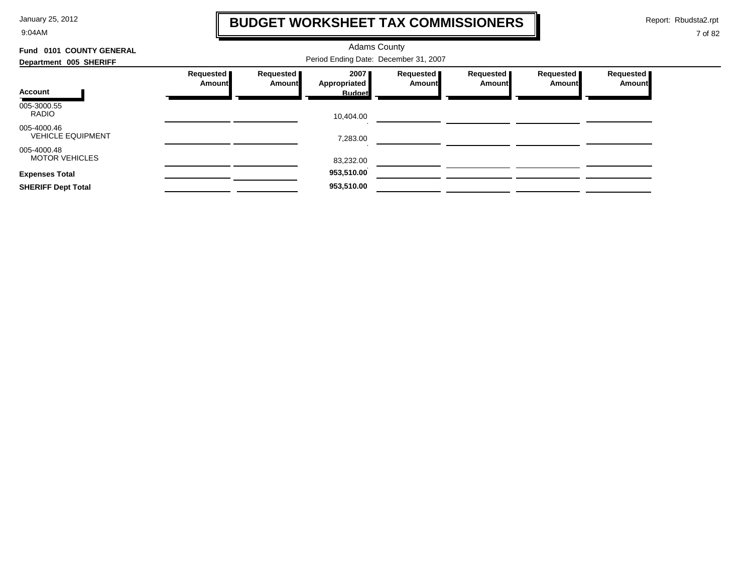# BUDGET WORKSHEET TAX COMMISSIONERS

Adams County

**Fund 0101 COUNTY GENERAL**

**Department 005 SHERIFF**

Period Ending Date: December 31, 2007

| Account | Requested Amount | Requested Amount | 2007 Appropriated Budget | Requested Amount | Requested Amount | Requested Amount | Requested Amount |
|---|---|---|---|---|---|---|---|
| 005-3000.55 RADIO | | | 10,404.00 | | | | |
| 005-4000.46 VEHICLE EQUIPMENT | | | 7,283.00 | | | | |
| 005-4000.48 MOTOR VEHICLES | | | 83,232.00 | | | | |
| **Expenses Total** | | | **953,510.00** | | | | |
| **SHERIFF Dept Total** | | | **953,510.00** | | | | |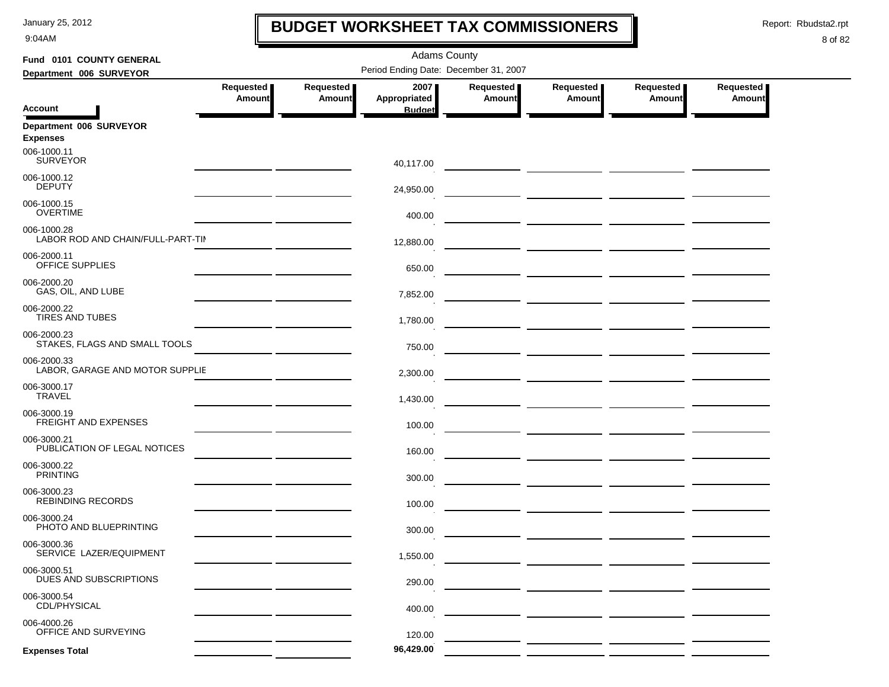# BUDGET WORKSHEET TAX COMMISSIONERS

January 25, 2012
9:04AM

Report: Rbudsta2.rpt

Adams County

**Fund 0101 COUNTY GENERAL**

**Department 006 SURVEYOR**

Period Ending Date: December 31, 2007

| Account | Requested Amount | Requested Amount | 2007 Appropriated Budget | Requested Amount | Requested Amount | Requested Amount | Requested Amount |
|---|---|---|---|---|---|---|---|
| **Department 006 SURVEYOR** | | | | | | | |
| **Expenses** | | | | | | | |
| 006-1000.11 SURVEYOR | | | 40,117.00 | | | | |
| 006-1000.12 DEPUTY | | | 24,950.00 | | | | |
| 006-1000.15 OVERTIME | | | 400.00 | | | | |
| 006-1000.28 LABOR ROD AND CHAIN/FULL-PART-TIN | | | 12,880.00 | | | | |
| 006-2000.11 OFFICE SUPPLIES | | | 650.00 | | | | |
| 006-2000.20 GAS, OIL, AND LUBE | | | 7,852.00 | | | | |
| 006-2000.22 TIRES AND TUBES | | | 1,780.00 | | | | |
| 006-2000.23 STAKES, FLAGS AND SMALL TOOLS | | | 750.00 | | | | |
| 006-2000.33 LABOR, GARAGE AND MOTOR SUPPLIE | | | 2,300.00 | | | | |
| 006-3000.17 TRAVEL | | | 1,430.00 | | | | |
| 006-3000.19 FREIGHT AND EXPENSES | | | 100.00 | | | | |
| 006-3000.21 PUBLICATION OF LEGAL NOTICES | | | 160.00 | | | | |
| 006-3000.22 PRINTING | | | 300.00 | | | | |
| 006-3000.23 REBINDING RECORDS | | | 100.00 | | | | |
| 006-3000.24 PHOTO AND BLUEPRINTING | | | 300.00 | | | | |
| 006-3000.36 SERVICE LAZER/EQUIPMENT | | | 1,550.00 | | | | |
| 006-3000.51 DUES AND SUBSCRIPTIONS | | | 290.00 | | | | |
| 006-3000.54 CDL/PHYSICAL | | | 400.00 | | | | |
| 006-4000.26 OFFICE AND SURVEYING | | | 120.00 | | | | |
| **Expenses Total** | | | **96,429.00** | | | | |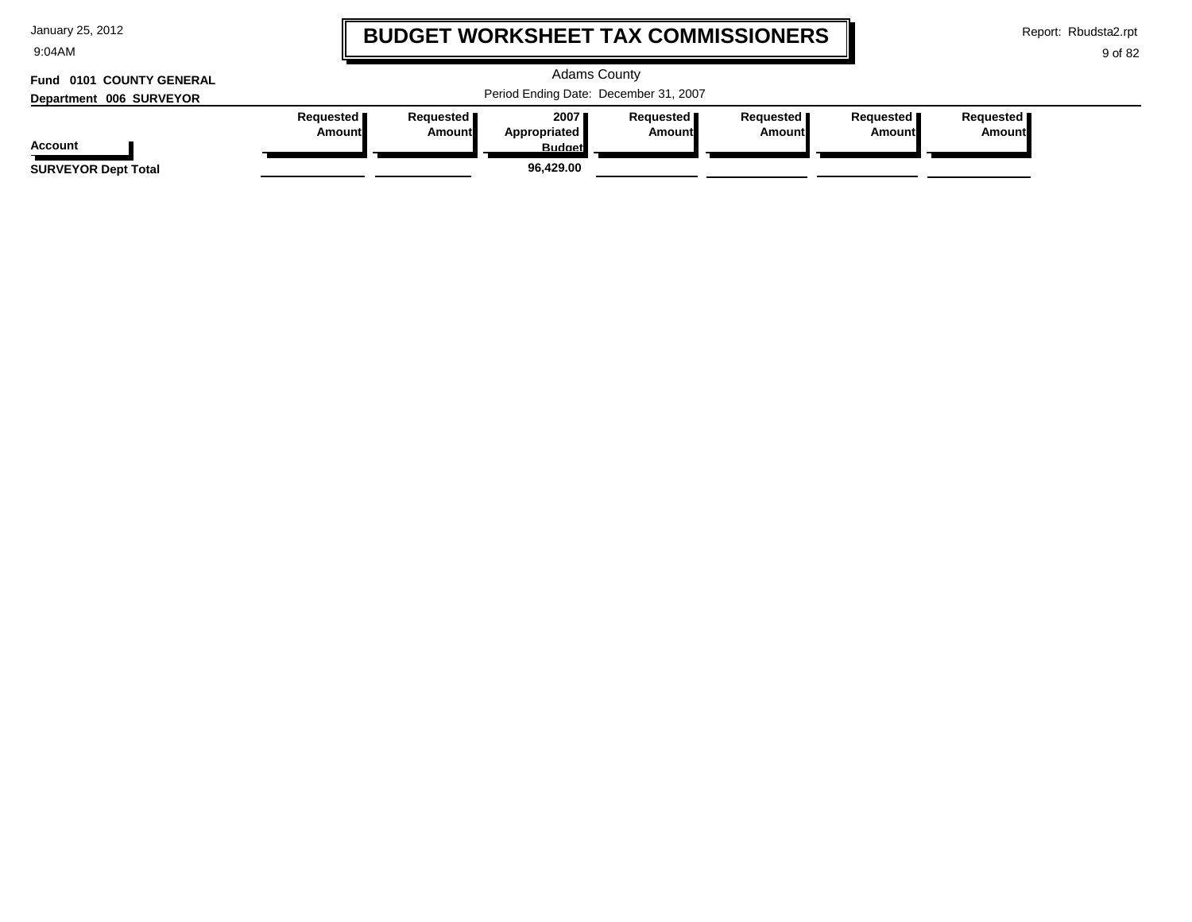# BUDGET WORKSHEET TAX COMMISSIONERS

Adams County

Period Ending Date: December 31, 2007

**Fund 0101 COUNTY GENERAL**

**Department 006 SURVEYOR**

| Account | Requested Amount | Requested Amount | 2007 Appropriated Budget | Requested Amount | Requested Amount | Requested Amount | Requested Amount |
|---|---|---|---|---|---|---|---|
| **SURVEYOR Dept Total** | | | **96,429.00** | | | | |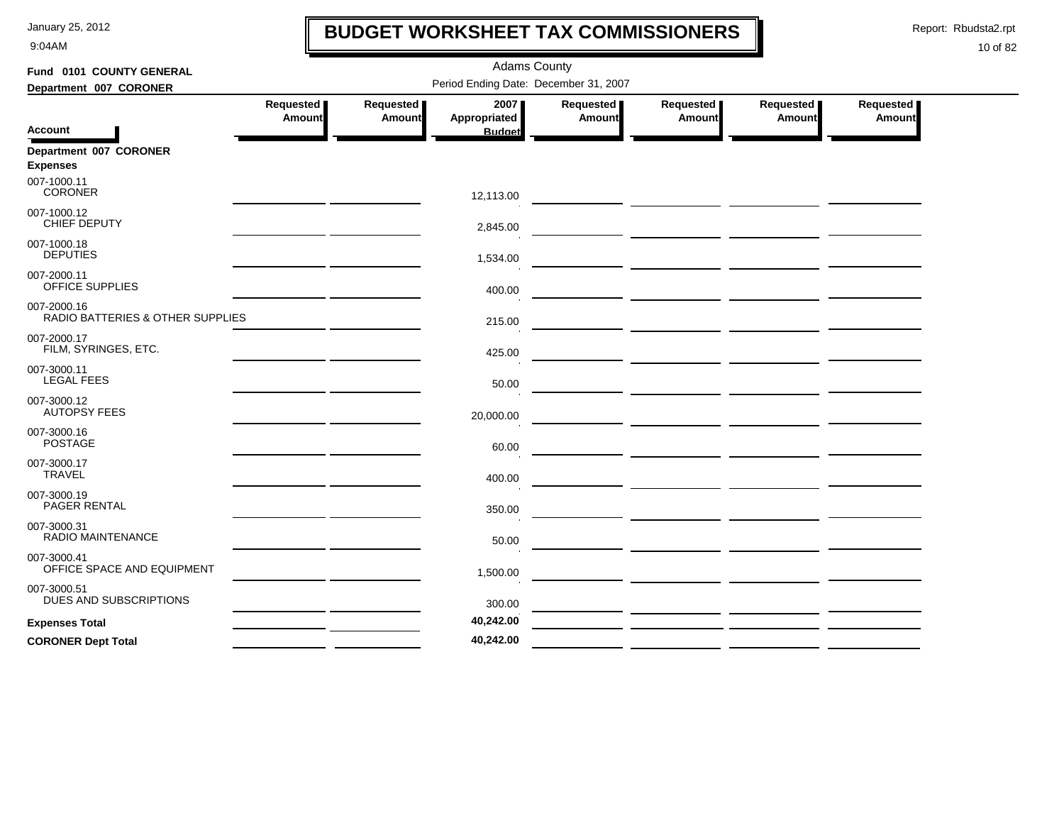# BUDGET WORKSHEET TAX COMMISSIONERS

Adams County

Period Ending Date: December 31, 2007

**Fund 0101 COUNTY GENERAL**

**Department 007 CORONER**

| Account | Requested Amount | Requested Amount | 2007 Appropriated Budget | Requested Amount | Requested Amount | Requested Amount | Requested Amount |
|---|---|---|---|---|---|---|---|
| **Department 007 CORONER** | | | | | | | |
| **Expenses** | | | | | | | |
| 007-1000.11 CORONER | | | 12,113.00 | | | | |
| 007-1000.12 CHIEF DEPUTY | | | 2,845.00 | | | | |
| 007-1000.18 DEPUTIES | | | 1,534.00 | | | | |
| 007-2000.11 OFFICE SUPPLIES | | | 400.00 | | | | |
| 007-2000.16 RADIO BATTERIES & OTHER SUPPLIES | | | 215.00 | | | | |
| 007-2000.17 FILM, SYRINGES, ETC. | | | 425.00 | | | | |
| 007-3000.11 LEGAL FEES | | | 50.00 | | | | |
| 007-3000.12 AUTOPSY FEES | | | 20,000.00 | | | | |
| 007-3000.16 POSTAGE | | | 60.00 | | | | |
| 007-3000.17 TRAVEL | | | 400.00 | | | | |
| 007-3000.19 PAGER RENTAL | | | 350.00 | | | | |
| 007-3000.31 RADIO MAINTENANCE | | | 50.00 | | | | |
| 007-3000.41 OFFICE SPACE AND EQUIPMENT | | | 1,500.00 | | | | |
| 007-3000.51 DUES AND SUBSCRIPTIONS | | | 300.00 | | | | |
| **Expenses Total** | | | **40,242.00** | | | | |
| **CORONER Dept Total** | | | **40,242.00** | | | | |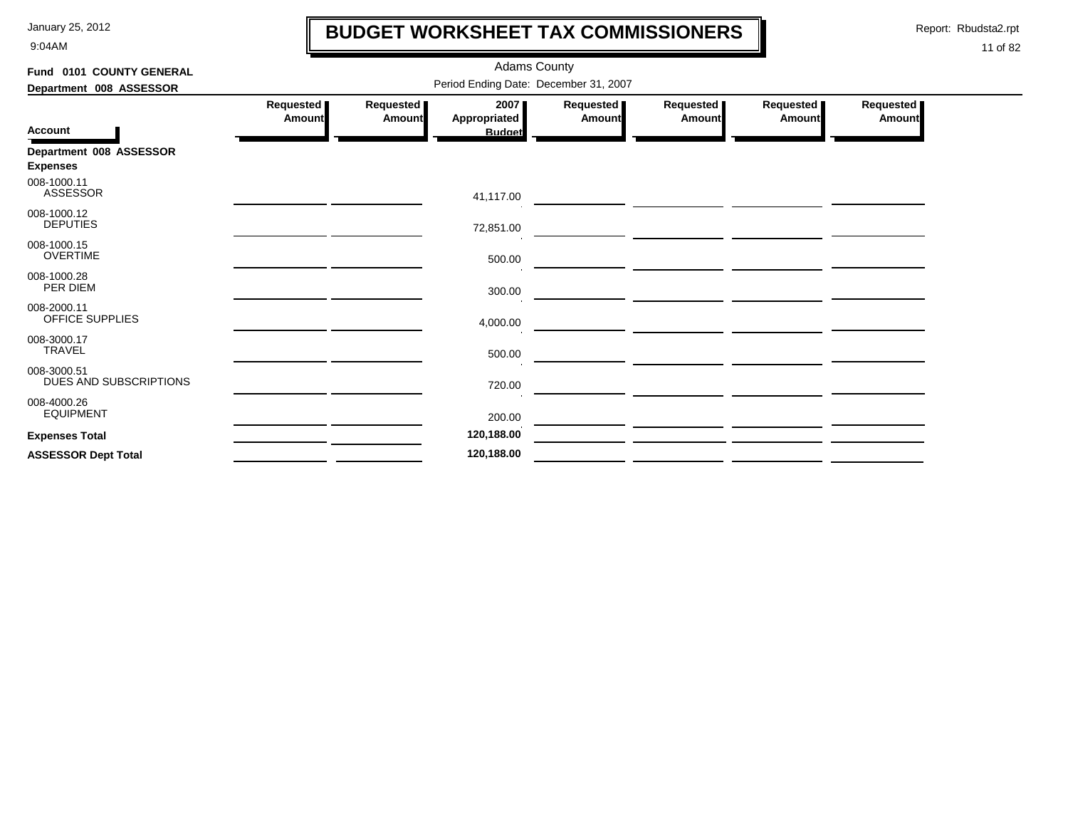# BUDGET WORKSHEET TAX COMMISSIONERS

Adams County

**Fund 0101 COUNTY GENERAL**

**Department 008 ASSESSOR**

Period Ending Date: December 31, 2007

| Account | Requested Amount | Requested Amount | 2007 Appropriated Budget | Requested Amount | Requested Amount | Requested Amount | Requested Amount |
|---|---|---|---|---|---|---|---|
| **Department 008 ASSESSOR** | | | | | | | |
| **Expenses** | | | | | | | |
| 008-1000.11 ASSESSOR | | | 41,117.00 | | | | |
| 008-1000.12 DEPUTIES | | | 72,851.00 | | | | |
| 008-1000.15 OVERTIME | | | 500.00 | | | | |
| 008-1000.28 PER DIEM | | | 300.00 | | | | |
| 008-2000.11 OFFICE SUPPLIES | | | 4,000.00 | | | | |
| 008-3000.17 TRAVEL | | | 500.00 | | | | |
| 008-3000.51 DUES AND SUBSCRIPTIONS | | | 720.00 | | | | |
| 008-4000.26 EQUIPMENT | | | 200.00 | | | | |
| **Expenses Total** | | | **120,188.00** | | | | |
| **ASSESSOR Dept Total** | | | **120,188.00** | | | | |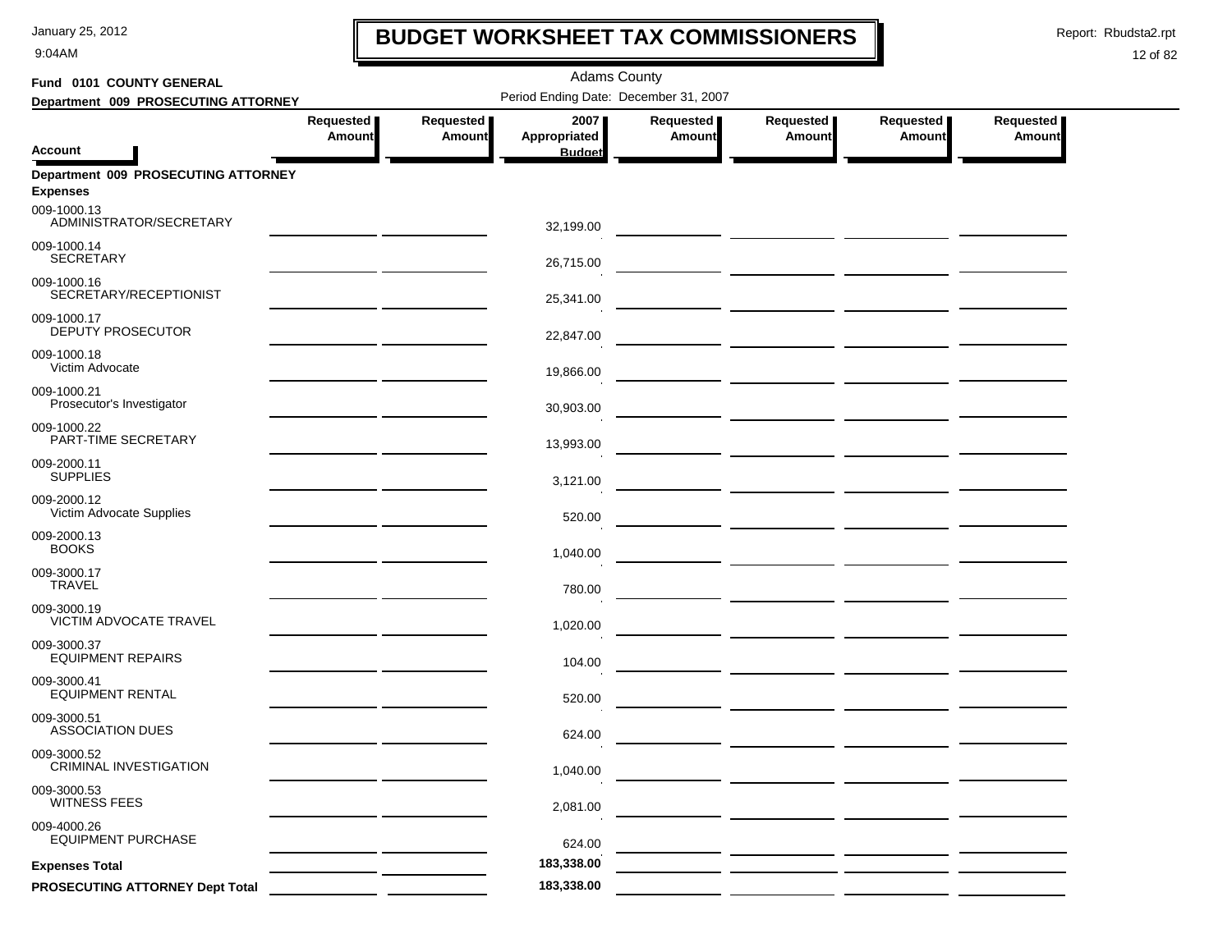# BUDGET WORKSHEET TAX COMMISSIONERS

Adams County

Period Ending Date: December 31, 2007

**Fund 0101 COUNTY GENERAL**

**Department 009 PROSECUTING ATTORNEY**

| Account | Requested Amount | Requested Amount | 2007 Appropriated Budget | Requested Amount | Requested Amount | Requested Amount | Requested Amount |
|---|---|---|---|---|---|---|---|
| **Department 009 PROSECUTING ATTORNEY** | | | | | | | |
| **Expenses** | | | | | | | |
| 009-1000.13 ADMINISTRATOR/SECRETARY | | | 32,199.00 | | | | |
| 009-1000.14 SECRETARY | | | 26,715.00 | | | | |
| 009-1000.16 SECRETARY/RECEPTIONIST | | | 25,341.00 | | | | |
| 009-1000.17 DEPUTY PROSECUTOR | | | 22,847.00 | | | | |
| 009-1000.18 Victim Advocate | | | 19,866.00 | | | | |
| 009-1000.21 Prosecutor's Investigator | | | 30,903.00 | | | | |
| 009-1000.22 PART-TIME SECRETARY | | | 13,993.00 | | | | |
| 009-2000.11 SUPPLIES | | | 3,121.00 | | | | |
| 009-2000.12 Victim Advocate Supplies | | | 520.00 | | | | |
| 009-2000.13 BOOKS | | | 1,040.00 | | | | |
| 009-3000.17 TRAVEL | | | 780.00 | | | | |
| 009-3000.19 VICTIM ADVOCATE TRAVEL | | | 1,020.00 | | | | |
| 009-3000.37 EQUIPMENT REPAIRS | | | 104.00 | | | | |
| 009-3000.41 EQUIPMENT RENTAL | | | 520.00 | | | | |
| 009-3000.51 ASSOCIATION DUES | | | 624.00 | | | | |
| 009-3000.52 CRIMINAL INVESTIGATION | | | 1,040.00 | | | | |
| 009-3000.53 WITNESS FEES | | | 2,081.00 | | | | |
| 009-4000.26 EQUIPMENT PURCHASE | | | 624.00 | | | | |
| **Expenses Total** | | | **183,338.00** | | | | |
| **PROSECUTING ATTORNEY Dept Total** | | | **183,338.00** | | | | |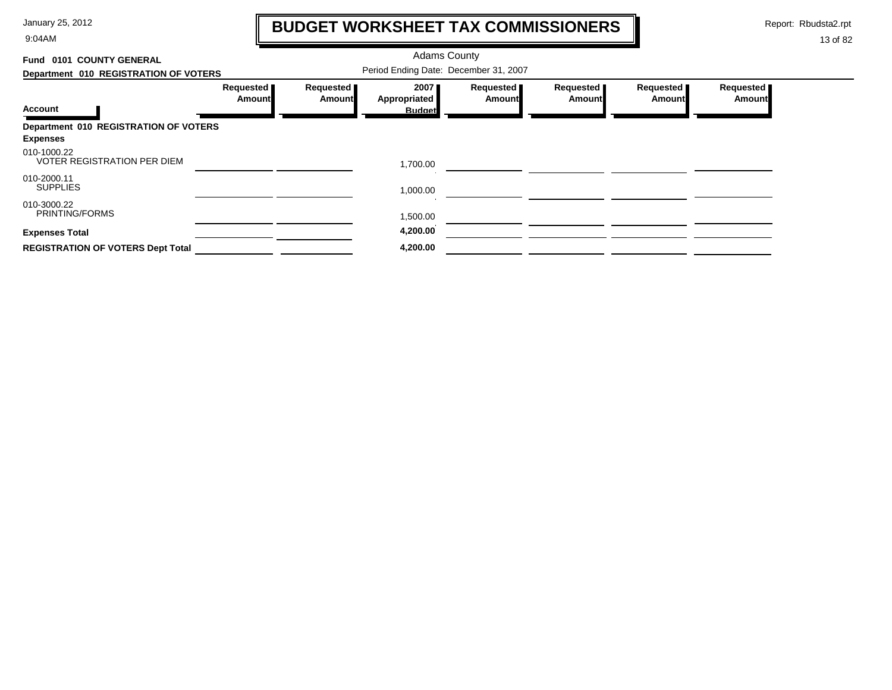# BUDGET WORKSHEET TAX COMMISSIONERS

January 25, 2012
9:04AM

Report: Rbudsta2.rpt

Adams County

**Fund 0101 COUNTY GENERAL**

**Department 010 REGISTRATION OF VOTERS**

Period Ending Date: December 31, 2007

| Account | Requested Amount | Requested Amount | 2007 Appropriated Budget | Requested Amount | Requested Amount | Requested Amount | Requested Amount |
|---|---|---|---|---|---|---|---|
| **Department 010 REGISTRATION OF VOTERS** | | | | | | | |
| **Expenses** | | | | | | | |
| 010-1000.22 VOTER REGISTRATION PER DIEM | | | 1,700.00 | | | | |
| 010-2000.11 SUPPLIES | | | 1,000.00 | | | | |
| 010-3000.22 PRINTING/FORMS | | | 1,500.00 | | | | |
| **Expenses Total** | | | **4,200.00** | | | | |
| **REGISTRATION OF VOTERS Dept Total** | | | **4,200.00** | | | | |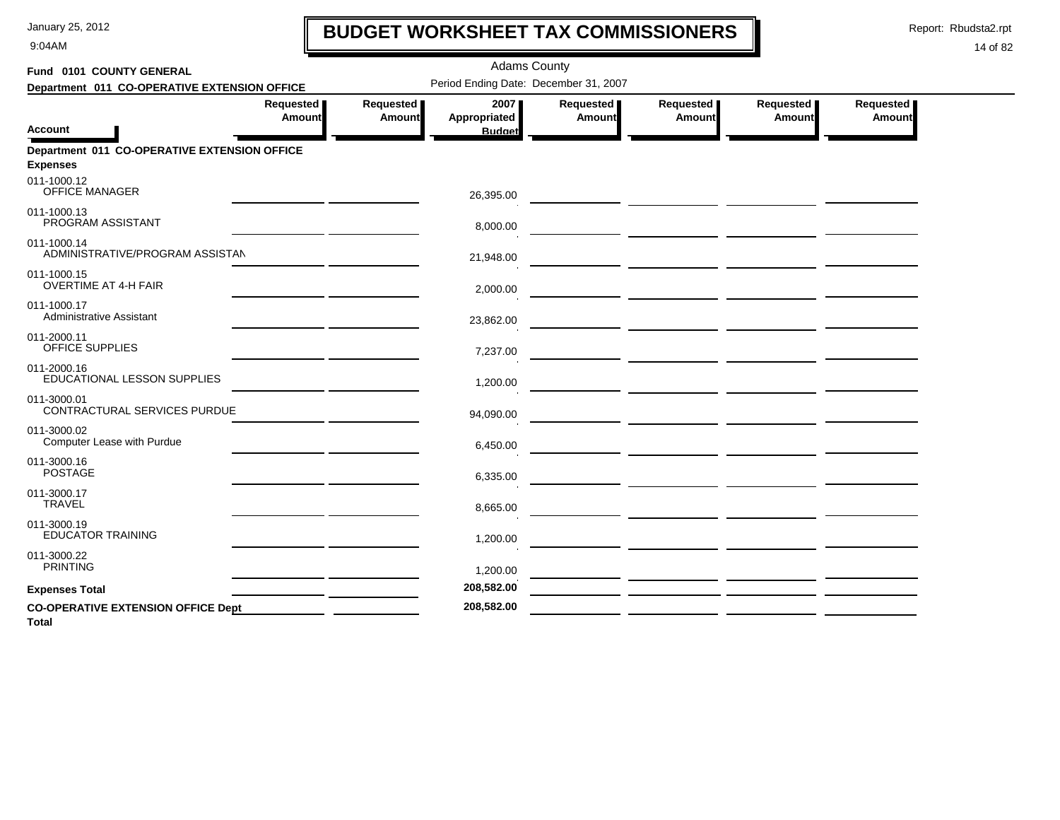# BUDGET WORKSHEET TAX COMMISSIONERS

January 25, 2012
9:04AM

Report: Rbudsta2.rpt

Adams County

**Fund 0101 COUNTY GENERAL**

**Department 011 CO-OPERATIVE EXTENSION OFFICE**

Period Ending Date: December 31, 2007

| Account | Requested Amount | Requested Amount | 2007 Appropriated Budget | Requested Amount | Requested Amount | Requested Amount | Requested Amount |
|---|---|---|---|---|---|---|---|
| **Department 011 CO-OPERATIVE EXTENSION OFFICE** | | | | | | | |
| **Expenses** | | | | | | | |
| 011-1000.12 OFFICE MANAGER | | | 26,395.00 | | | | |
| 011-1000.13 PROGRAM ASSISTANT | | | 8,000.00 | | | | |
| 011-1000.14 ADMINISTRATIVE/PROGRAM ASSISTAN | | | 21,948.00 | | | | |
| 011-1000.15 OVERTIME AT 4-H FAIR | | | 2,000.00 | | | | |
| 011-1000.17 Administrative Assistant | | | 23,862.00 | | | | |
| 011-2000.11 OFFICE SUPPLIES | | | 7,237.00 | | | | |
| 011-2000.16 EDUCATIONAL LESSON SUPPLIES | | | 1,200.00 | | | | |
| 011-3000.01 CONTRACTURAL SERVICES PURDUE | | | 94,090.00 | | | | |
| 011-3000.02 Computer Lease with Purdue | | | 6,450.00 | | | | |
| 011-3000.16 POSTAGE | | | 6,335.00 | | | | |
| 011-3000.17 TRAVEL | | | 8,665.00 | | | | |
| 011-3000.19 EDUCATOR TRAINING | | | 1,200.00 | | | | |
| 011-3000.22 PRINTING | | | 1,200.00 | | | | |
| **Expenses Total** | | | **208,582.00** | | | | |
| **CO-OPERATIVE EXTENSION OFFICE Dept Total** | | | **208,582.00** | | | | |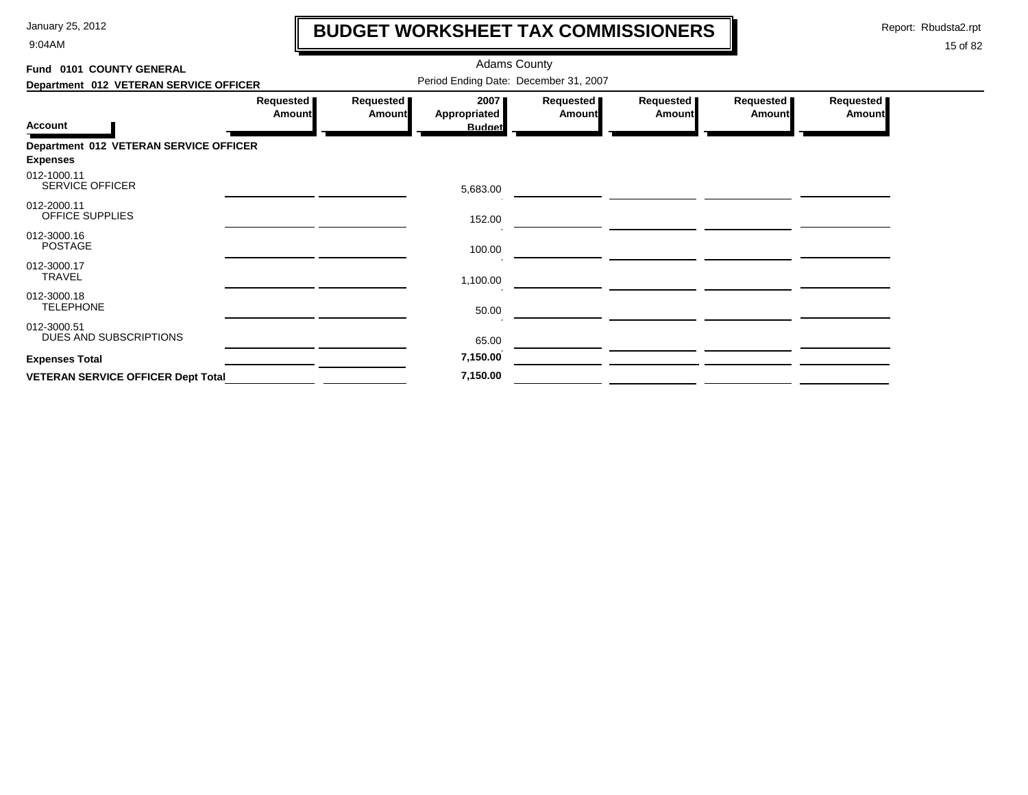# BUDGET WORKSHEET TAX COMMISSIONERS

Adams County

**Fund 0101 COUNTY GENERAL**

**Department 012 VETERAN SERVICE OFFICER**

Period Ending Date: December 31, 2007

| Account | Requested Amount | Requested Amount | 2007 Appropriated Budget | Requested Amount | Requested Amount | Requested Amount | Requested Amount |
|---|---|---|---|---|---|---|---|
| **Department 012 VETERAN SERVICE OFFICER** | | | | | | | |
| **Expenses** | | | | | | | |
| 012-1000.11 SERVICE OFFICER | | | 5,683.00 | | | | |
| 012-2000.11 OFFICE SUPPLIES | | | 152.00 | | | | |
| 012-3000.16 POSTAGE | | | 100.00 | | | | |
| 012-3000.17 TRAVEL | | | 1,100.00 | | | | |
| 012-3000.18 TELEPHONE | | | 50.00 | | | | |
| 012-3000.51 DUES AND SUBSCRIPTIONS | | | 65.00 | | | | |
| **Expenses Total** | | | **7,150.00** | | | | |
| **VETERAN SERVICE OFFICER Dept Total** | | | **7,150.00** | | | | |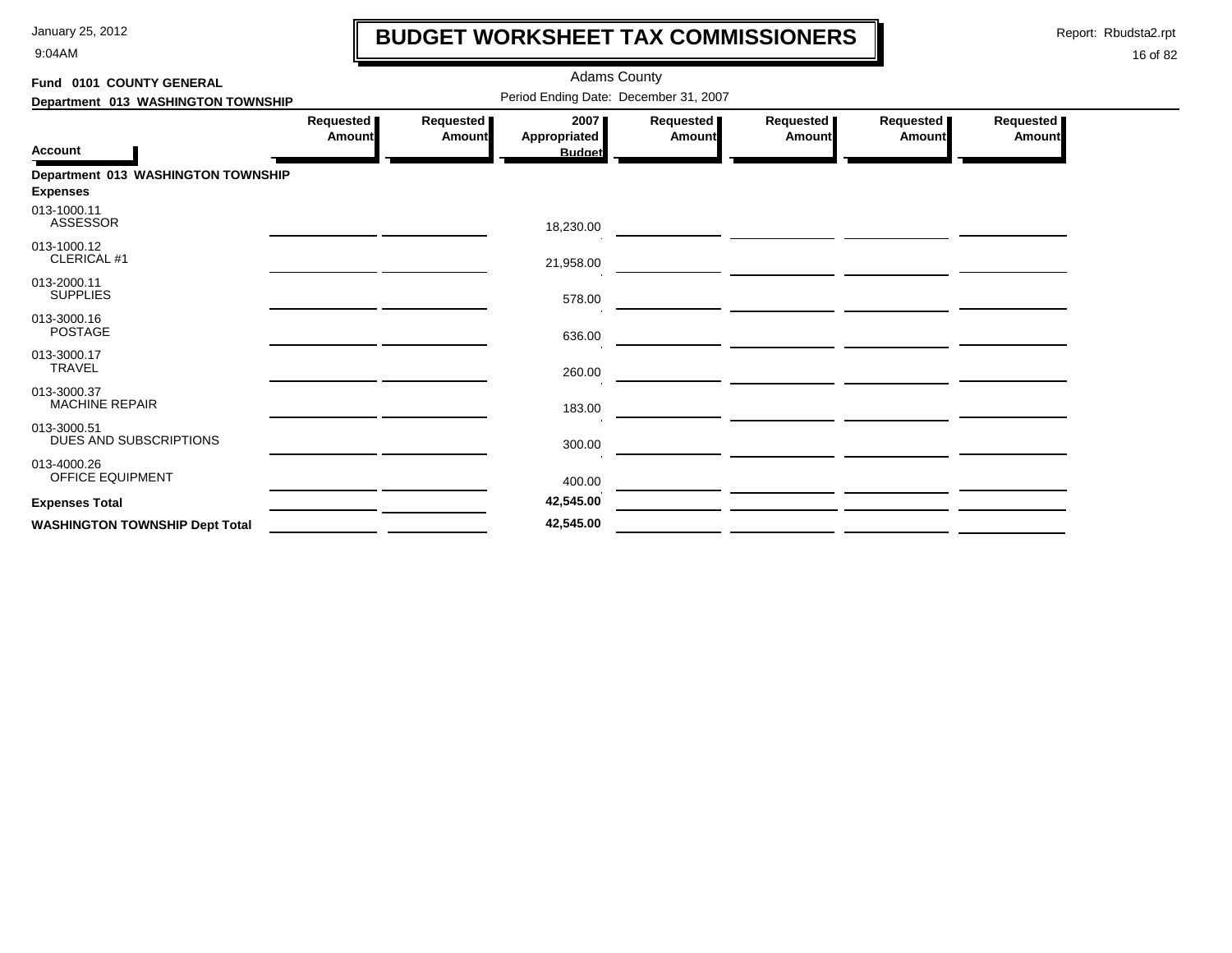# BUDGET WORKSHEET TAX COMMISSIONERS

Adams County

Period Ending Date: December 31, 2007

**Fund 0101 COUNTY GENERAL**

**Department 013 WASHINGTON TOWNSHIP**

| Account | Requested Amount | Requested Amount | 2007 Appropriated Budget | Requested Amount | Requested Amount | Requested Amount | Requested Amount |
|---|---|---|---|---|---|---|---|
| **Department 013 WASHINGTON TOWNSHIP** | | | | | | | |
| **Expenses** | | | | | | | |
| 013-1000.11 ASSESSOR | | | 18,230.00 | | | | |
| 013-1000.12 CLERICAL #1 | | | 21,958.00 | | | | |
| 013-2000.11 SUPPLIES | | | 578.00 | | | | |
| 013-3000.16 POSTAGE | | | 636.00 | | | | |
| 013-3000.17 TRAVEL | | | 260.00 | | | | |
| 013-3000.37 MACHINE REPAIR | | | 183.00 | | | | |
| 013-3000.51 DUES AND SUBSCRIPTIONS | | | 300.00 | | | | |
| 013-4000.26 OFFICE EQUIPMENT | | | 400.00 | | | | |
| **Expenses Total** | | | **42,545.00** | | | | |
| **WASHINGTON TOWNSHIP Dept Total** | | | **42,545.00** | | | | |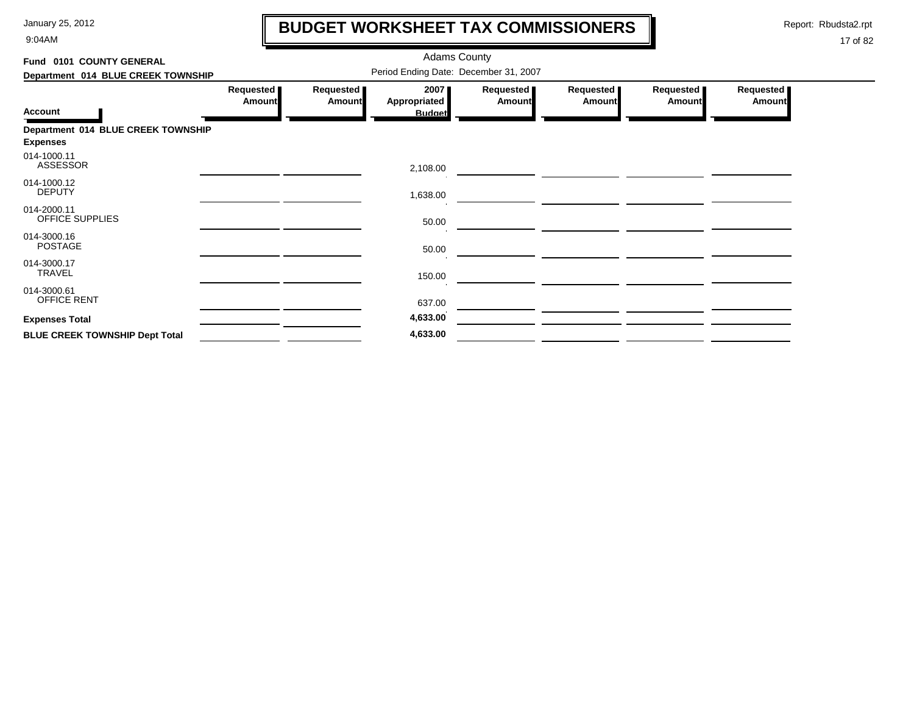# BUDGET WORKSHEET TAX COMMISSIONERS

January 25, 2012
9:04AM

Report: Rbudsta2.rpt

Adams County

**Fund 0101 COUNTY GENERAL**

**Department 014 BLUE CREEK TOWNSHIP**

Period Ending Date: December 31, 2007

| Account | Requested Amount | Requested Amount | 2007 Appropriated Budget | Requested Amount | Requested Amount | Requested Amount | Requested Amount |
|---|---|---|---|---|---|---|---|
| **Department 014 BLUE CREEK TOWNSHIP** | | | | | | | |
| **Expenses** | | | | | | | |
| 014-1000.11 ASSESSOR | | | 2,108.00 | | | | |
| 014-1000.12 DEPUTY | | | 1,638.00 | | | | |
| 014-2000.11 OFFICE SUPPLIES | | | 50.00 | | | | |
| 014-3000.16 POSTAGE | | | 50.00 | | | | |
| 014-3000.17 TRAVEL | | | 150.00 | | | | |
| 014-3000.61 OFFICE RENT | | | 637.00 | | | | |
| **Expenses Total** | | | **4,633.00** | | | | |
| **BLUE CREEK TOWNSHIP Dept Total** | | | **4,633.00** | | | | |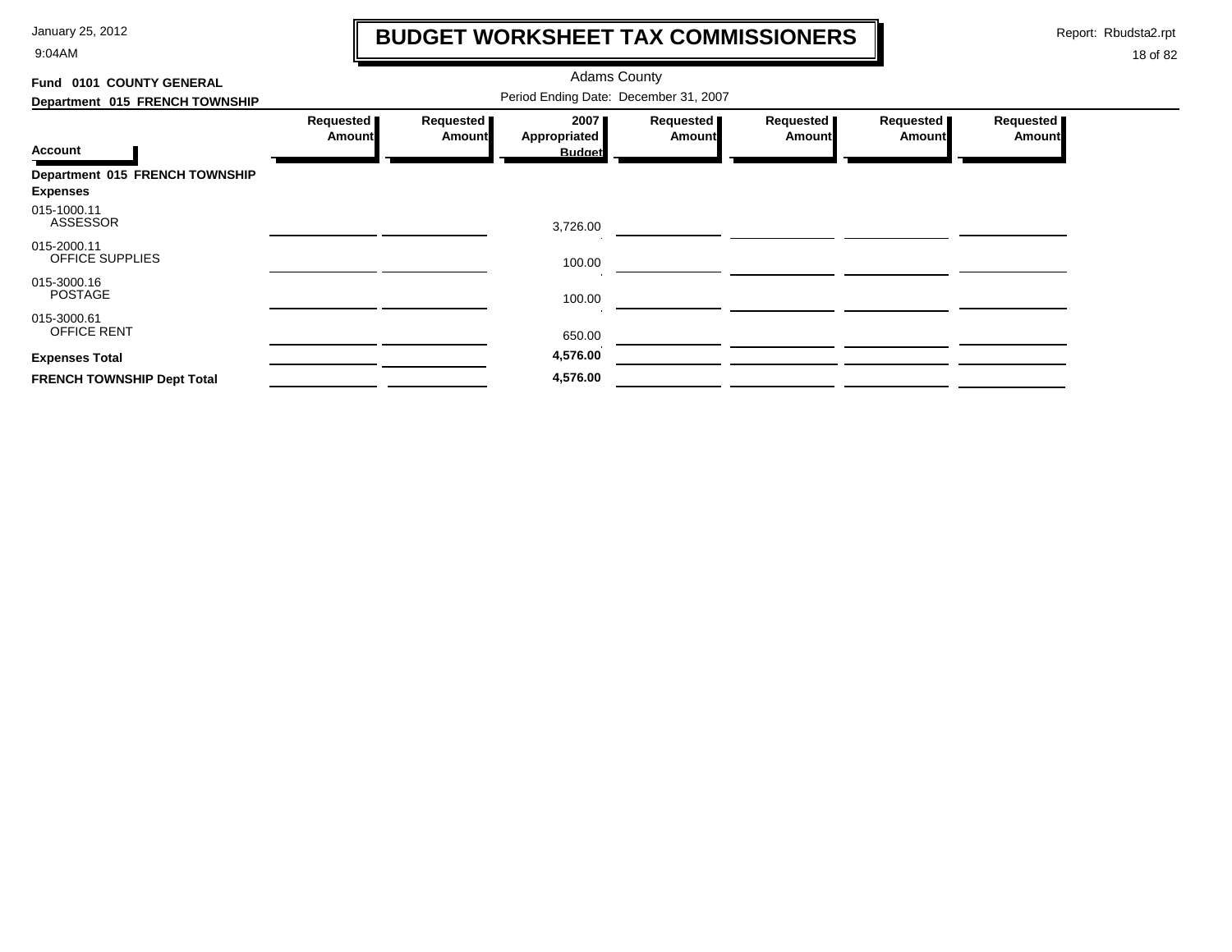# BUDGET WORKSHEET TAX COMMISSIONERS

Adams County

**Fund 0101 COUNTY GENERAL**

**Department 015 FRENCH TOWNSHIP**

Period Ending Date: December 31, 2007

| Account | Requested Amount | Requested Amount | 2007 Appropriated Budget | Requested Amount | Requested Amount | Requested Amount | Requested Amount |
|---|---|---|---|---|---|---|---|
| **Department 015 FRENCH TOWNSHIP** | | | | | | | |
| **Expenses** | | | | | | | |
| 015-1000.11 ASSESSOR | | | 3,726.00 | | | | |
| 015-2000.11 OFFICE SUPPLIES | | | 100.00 | | | | |
| 015-3000.16 POSTAGE | | | 100.00 | | | | |
| 015-3000.61 OFFICE RENT | | | 650.00 | | | | |
| **Expenses Total** | | | **4,576.00** | | | | |
| **FRENCH TOWNSHIP Dept Total** | | | **4,576.00** | | | | |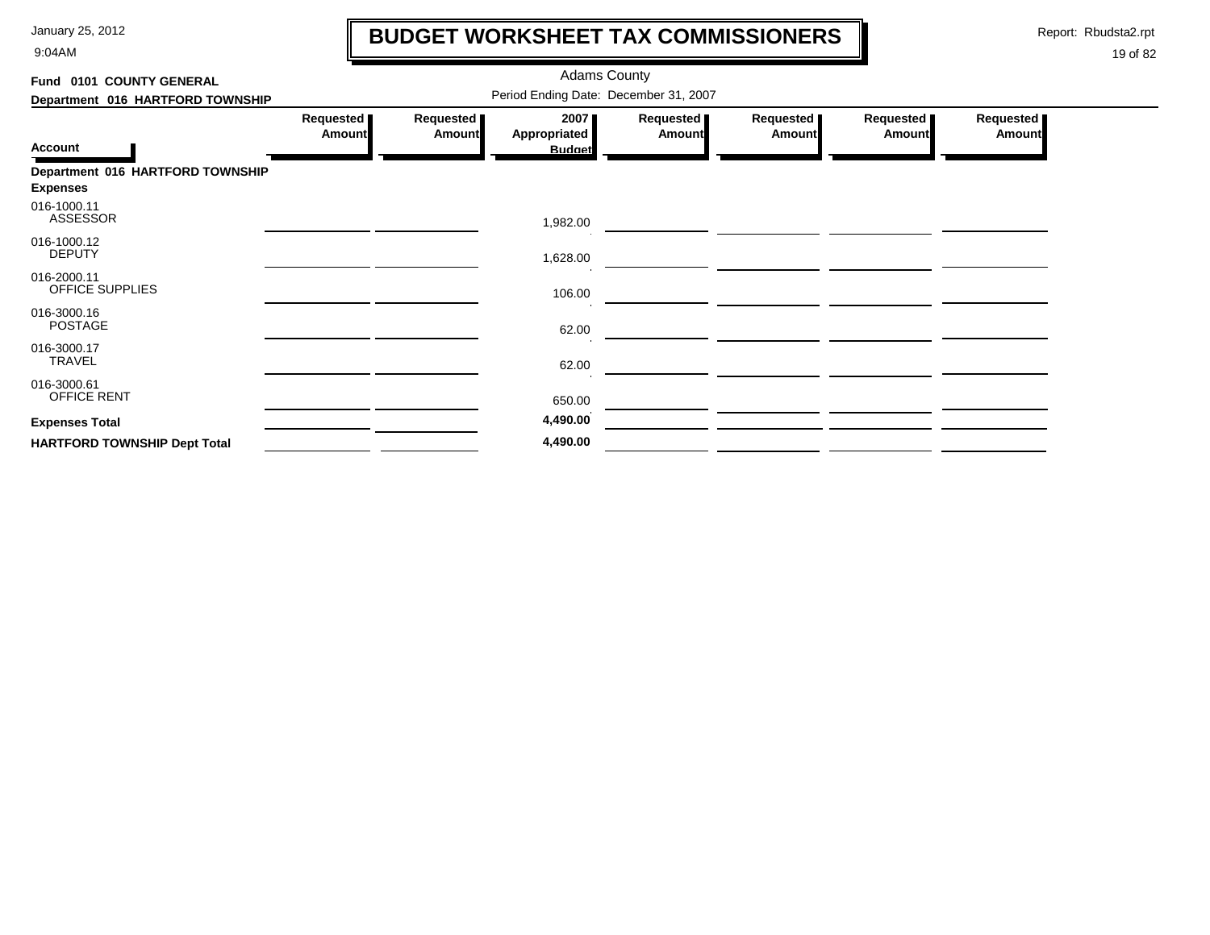# BUDGET WORKSHEET TAX COMMISSIONERS

Adams County

Period Ending Date: December 31, 2007

**Fund 0101 COUNTY GENERAL**

**Department 016 HARTFORD TOWNSHIP**

| Account | Requested Amount | Requested Amount | 2007 Appropriated Budget | Requested Amount | Requested Amount | Requested Amount | Requested Amount |
|---|---|---|---|---|---|---|---|
| **Department 016 HARTFORD TOWNSHIP** | | | | | | | |
| **Expenses** | | | | | | | |
| 016-1000.11 ASSESSOR | | | 1,982.00 | | | | |
| 016-1000.12 DEPUTY | | | 1,628.00 | | | | |
| 016-2000.11 OFFICE SUPPLIES | | | 106.00 | | | | |
| 016-3000.16 POSTAGE | | | 62.00 | | | | |
| 016-3000.17 TRAVEL | | | 62.00 | | | | |
| 016-3000.61 OFFICE RENT | | | 650.00 | | | | |
| **Expenses Total** | | | **4,490.00** | | | | |
| **HARTFORD TOWNSHIP Dept Total** | | | **4,490.00** | | | | |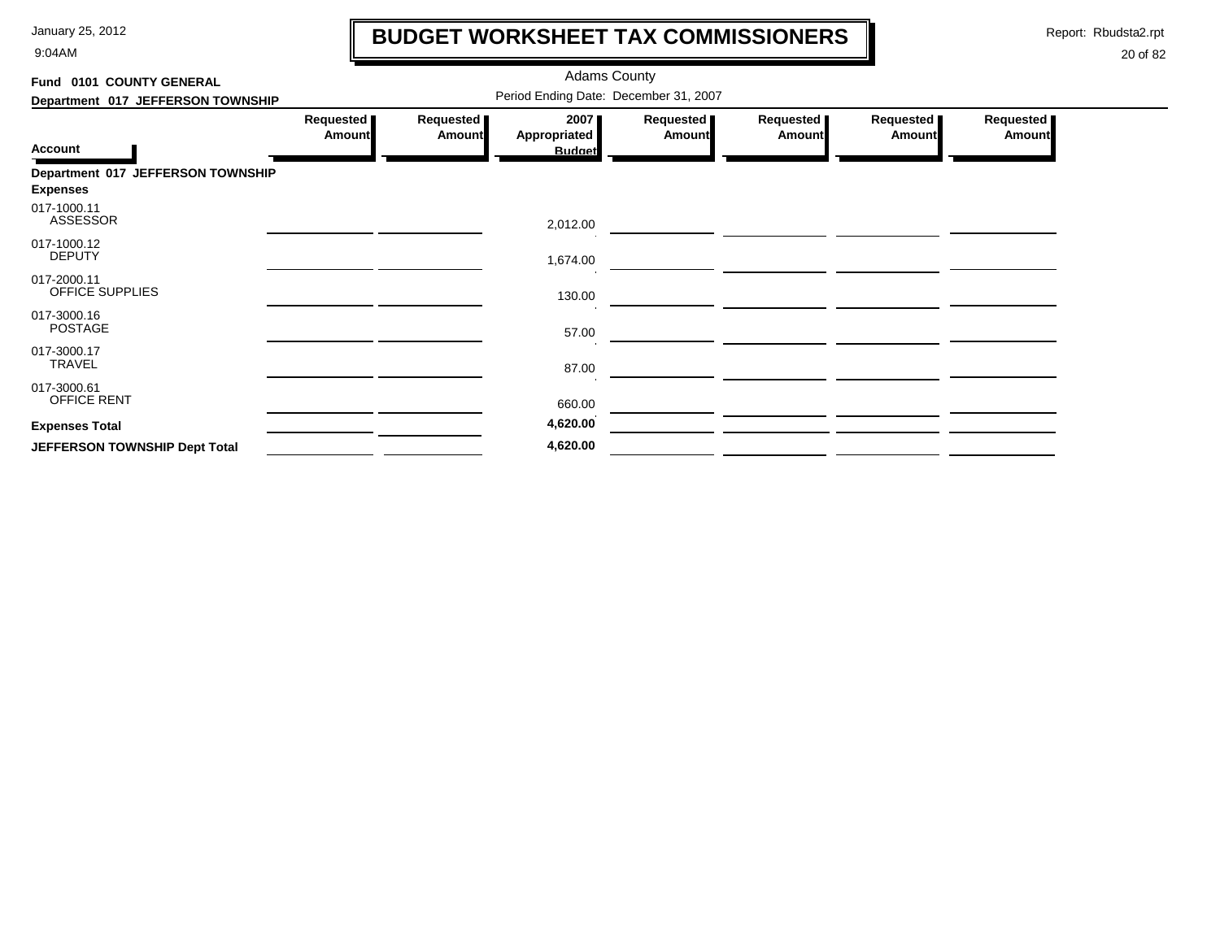# BUDGET WORKSHEET TAX COMMISSIONERS

Adams County

Period Ending Date: December 31, 2007

**Fund 0101 COUNTY GENERAL**

**Department 017 JEFFERSON TOWNSHIP**

| Account | Requested Amount | Requested Amount | 2007 Appropriated Budget | Requested Amount | Requested Amount | Requested Amount | Requested Amount |
|---|---|---|---|---|---|---|---|
| **Department 017 JEFFERSON TOWNSHIP** | | | | | | | |
| **Expenses** | | | | | | | |
| 017-1000.11 ASSESSOR | | | 2,012.00 | | | | |
| 017-1000.12 DEPUTY | | | 1,674.00 | | | | |
| 017-2000.11 OFFICE SUPPLIES | | | 130.00 | | | | |
| 017-3000.16 POSTAGE | | | 57.00 | | | | |
| 017-3000.17 TRAVEL | | | 87.00 | | | | |
| 017-3000.61 OFFICE RENT | | | 660.00 | | | | |
| **Expenses Total** | | | **4,620.00** | | | | |
| **JEFFERSON TOWNSHIP Dept Total** | | | **4,620.00** | | | | |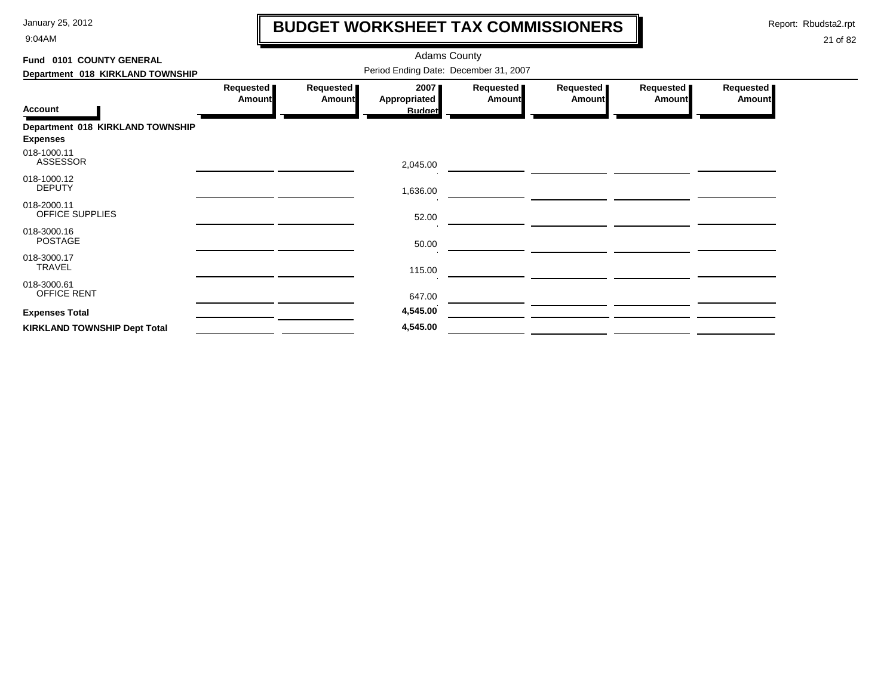# BUDGET WORKSHEET TAX COMMISSIONERS

Adams County

Period Ending Date: December 31, 2007

**Fund 0101 COUNTY GENERAL**

**Department 018 KIRKLAND TOWNSHIP**

| Account | Requested Amount | Requested Amount | 2007 Appropriated Budget | Requested Amount | Requested Amount | Requested Amount | Requested Amount |
|---|---|---|---|---|---|---|---|
| **Department 018 KIRKLAND TOWNSHIP** | | | | | | | |
| **Expenses** | | | | | | | |
| 018-1000.11 ASSESSOR | | | 2,045.00 | | | | |
| 018-1000.12 DEPUTY | | | 1,636.00 | | | | |
| 018-2000.11 OFFICE SUPPLIES | | | 52.00 | | | | |
| 018-3000.16 POSTAGE | | | 50.00 | | | | |
| 018-3000.17 TRAVEL | | | 115.00 | | | | |
| 018-3000.61 OFFICE RENT | | | 647.00 | | | | |
| **Expenses Total** | | | **4,545.00** | | | | |
| **KIRKLAND TOWNSHIP Dept Total** | | | **4,545.00** | | | | |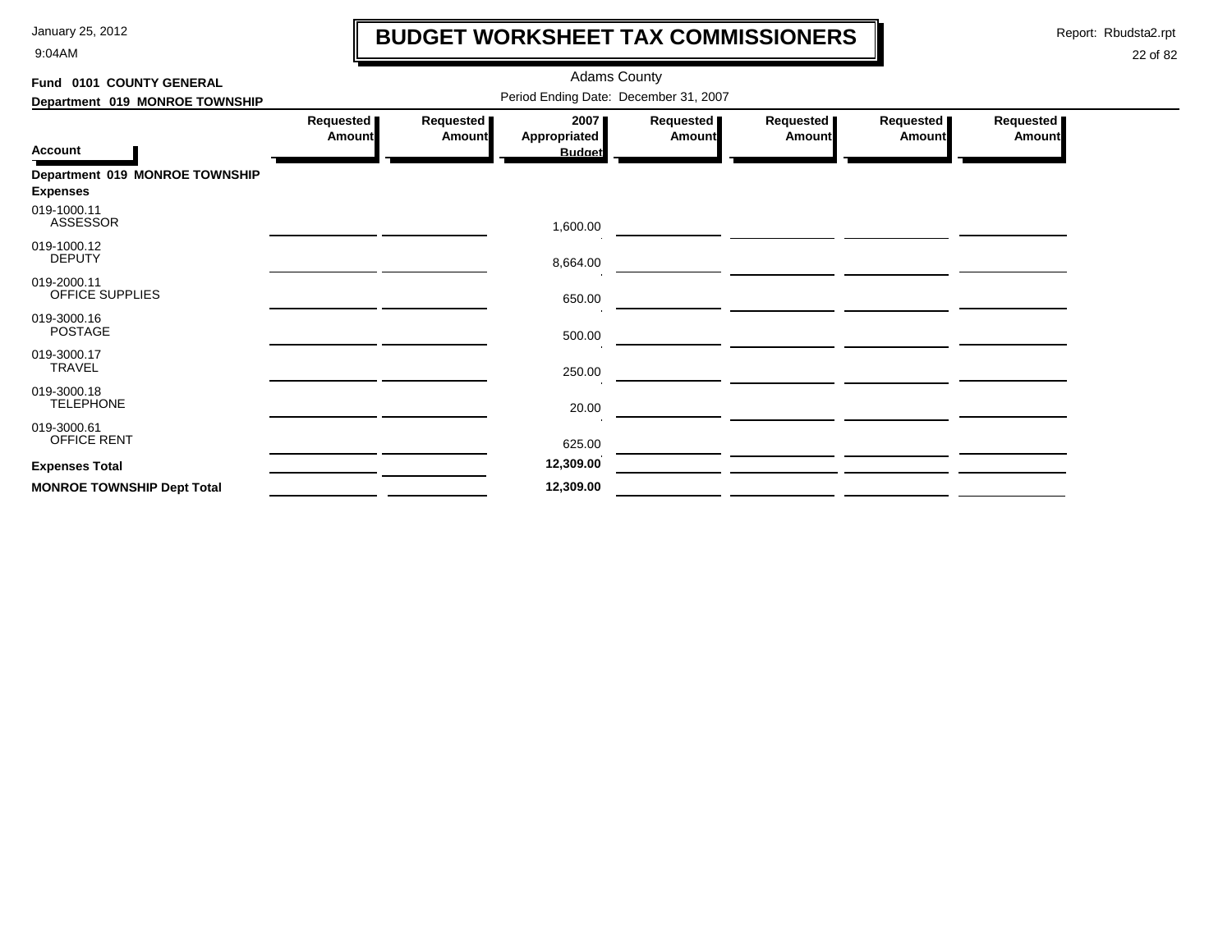# BUDGET WORKSHEET TAX COMMISSIONERS

Adams County

Period Ending Date: December 31, 2007

**Fund 0101 COUNTY GENERAL**

**Department 019 MONROE TOWNSHIP**

| Account | Requested Amount | Requested Amount | 2007 Appropriated Budget | Requested Amount | Requested Amount | Requested Amount | Requested Amount |
|---|---|---|---|---|---|---|---|
| **Department 019 MONROE TOWNSHIP** | | | | | | | |
| **Expenses** | | | | | | | |
| 019-1000.11 ASSESSOR | | | 1,600.00 | | | | |
| 019-1000.12 DEPUTY | | | 8,664.00 | | | | |
| 019-2000.11 OFFICE SUPPLIES | | | 650.00 | | | | |
| 019-3000.16 POSTAGE | | | 500.00 | | | | |
| 019-3000.17 TRAVEL | | | 250.00 | | | | |
| 019-3000.18 TELEPHONE | | | 20.00 | | | | |
| 019-3000.61 OFFICE RENT | | | 625.00 | | | | |
| **Expenses Total** | | | **12,309.00** | | | | |
| **MONROE TOWNSHIP Dept Total** | | | **12,309.00** | | | | |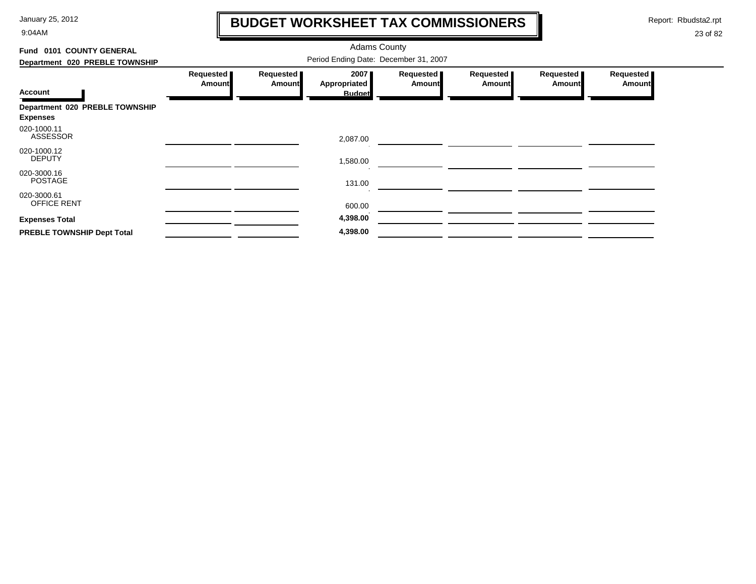# BUDGET WORKSHEET TAX COMMISSIONERS

January 25, 2012
9:04AM

Report: Rbudsta2.rpt

Adams County

Period Ending Date: December 31, 2007

**Fund 0101 COUNTY GENERAL**

**Department 020 PREBLE TOWNSHIP**

| Account | Requested Amount | Requested Amount | 2007 Appropriated Budget | Requested Amount | Requested Amount | Requested Amount | Requested Amount |
|---|---|---|---|---|---|---|---|
| **Department 020 PREBLE TOWNSHIP** | | | | | | | |
| **Expenses** | | | | | | | |
| 020-1000.11 ASSESSOR | | | 2,087.00 | | | | |
| 020-1000.12 DEPUTY | | | 1,580.00 | | | | |
| 020-3000.16 POSTAGE | | | 131.00 | | | | |
| 020-3000.61 OFFICE RENT | | | 600.00 | | | | |
| **Expenses Total** | | | **4,398.00** | | | | |
| **PREBLE TOWNSHIP Dept Total** | | | **4,398.00** | | | | |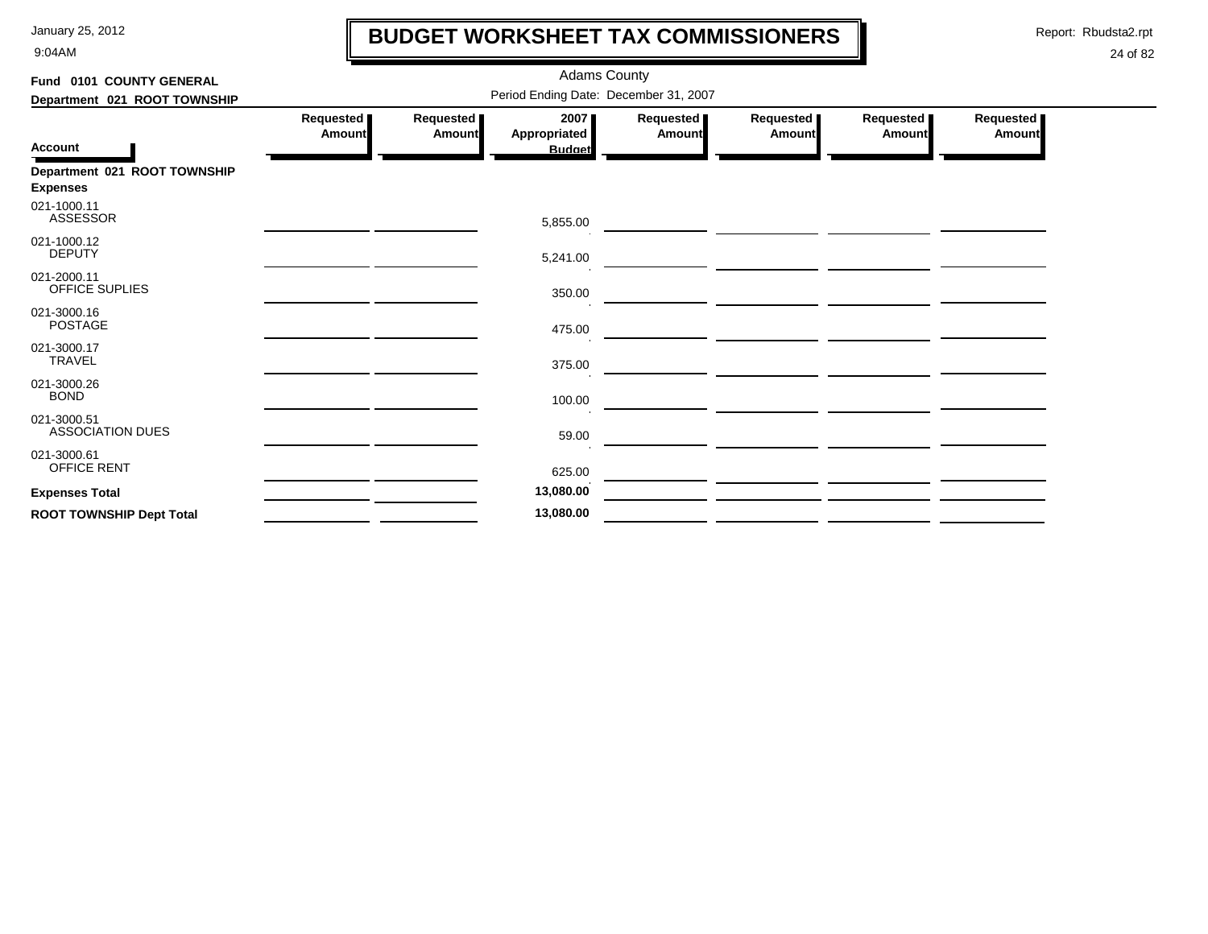# BUDGET WORKSHEET TAX COMMISSIONERS

January 25, 2012
9:04AM

Report: Rbudsta2.rpt

Adams County

**Fund 0101 COUNTY GENERAL**

**Department 021 ROOT TOWNSHIP**

Period Ending Date: December 31, 2007

| Account | Requested Amount | Requested Amount | 2007 Appropriated Budget | Requested Amount | Requested Amount | Requested Amount | Requested Amount |
|---|---|---|---|---|---|---|---|
| **Department 021 ROOT TOWNSHIP** | | | | | | | |
| **Expenses** | | | | | | | |
| 021-1000.11 ASSESSOR | | | 5,855.00 | | | | |
| 021-1000.12 DEPUTY | | | 5,241.00 | | | | |
| 021-2000.11 OFFICE SUPLIES | | | 350.00 | | | | |
| 021-3000.16 POSTAGE | | | 475.00 | | | | |
| 021-3000.17 TRAVEL | | | 375.00 | | | | |
| 021-3000.26 BOND | | | 100.00 | | | | |
| 021-3000.51 ASSOCIATION DUES | | | 59.00 | | | | |
| 021-3000.61 OFFICE RENT | | | 625.00 | | | | |
| **Expenses Total** | | | **13,080.00** | | | | |
| **ROOT TOWNSHIP Dept Total** | | | **13,080.00** | | | | |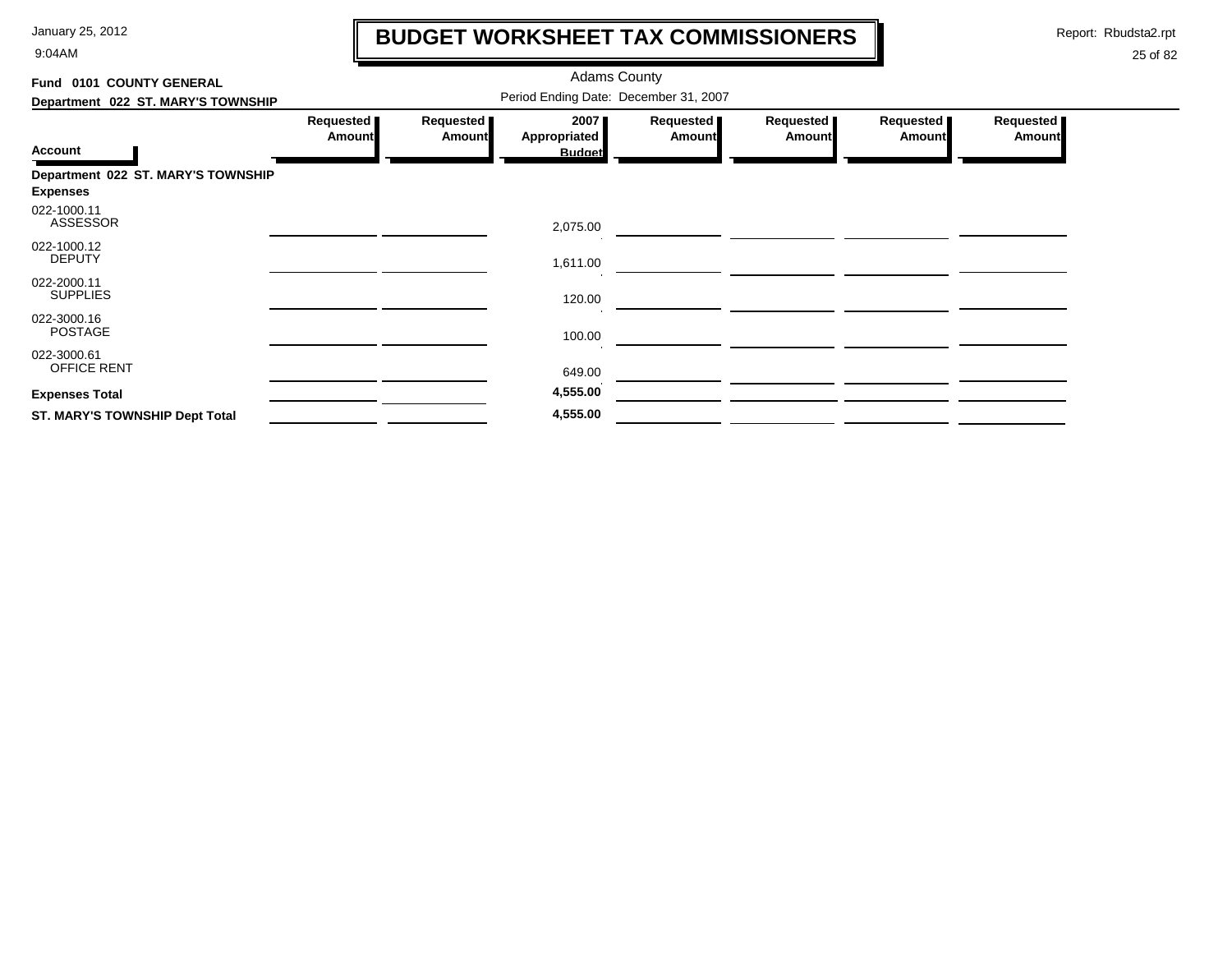# BUDGET WORKSHEET TAX COMMISSIONERS

Adams County

**Fund 0101 COUNTY GENERAL**

**Department 022 ST. MARY'S TOWNSHIP**

Period Ending Date: December 31, 2007

| Account | Requested Amount | Requested Amount | 2007 Appropriated Budget | Requested Amount | Requested Amount | Requested Amount | Requested Amount |
|---|---|---|---|---|---|---|---|
| **Department 022 ST. MARY'S TOWNSHIP** | | | | | | | |
| **Expenses** | | | | | | | |
| 022-1000.11 ASSESSOR | | | 2,075.00 | | | | |
| 022-1000.12 DEPUTY | | | 1,611.00 | | | | |
| 022-2000.11 SUPPLIES | | | 120.00 | | | | |
| 022-3000.16 POSTAGE | | | 100.00 | | | | |
| 022-3000.61 OFFICE RENT | | | 649.00 | | | | |
| **Expenses Total** | | | **4,555.00** | | | | |
| **ST. MARY'S TOWNSHIP Dept Total** | | | **4,555.00** | | | | |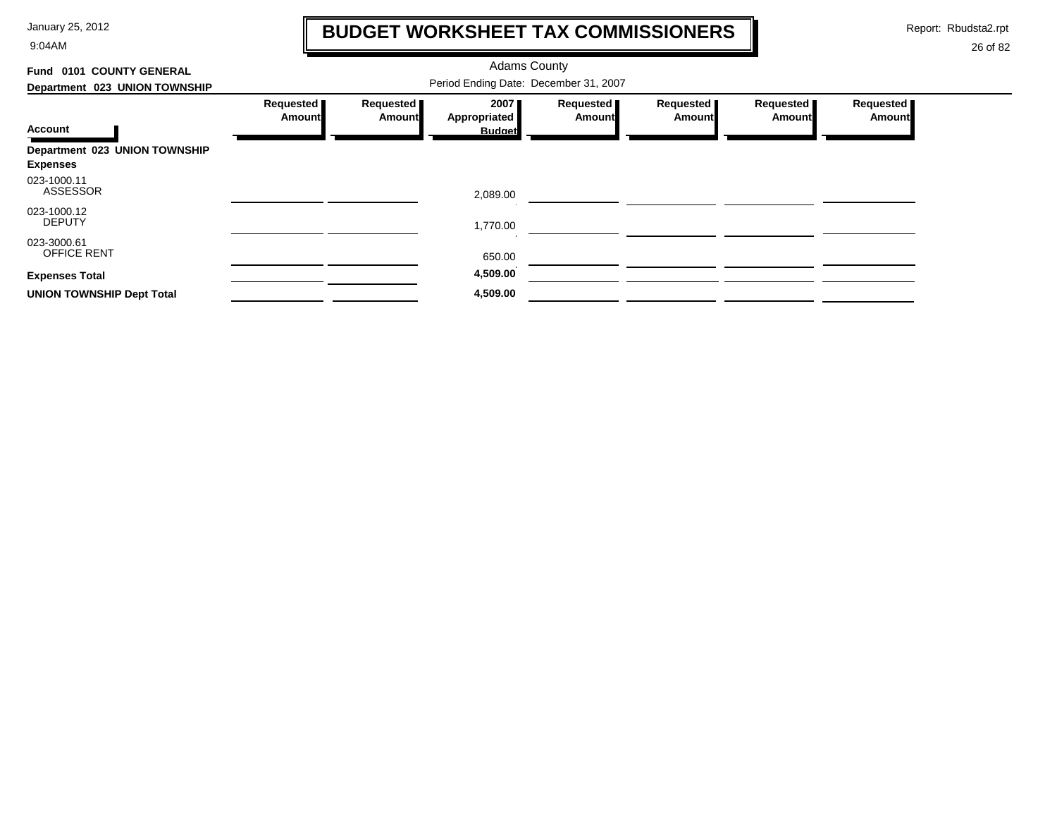# BUDGET WORKSHEET TAX COMMISSIONERS

Adams County

**Fund 0101 COUNTY GENERAL**

**Department 023 UNION TOWNSHIP**

Period Ending Date: December 31, 2007

| Account | Requested Amount | Requested Amount | 2007 Appropriated Budget | Requested Amount | Requested Amount | Requested Amount | Requested Amount |
|---|---|---|---|---|---|---|---|
| **Department 023 UNION TOWNSHIP** | | | | | | | |
| **Expenses** | | | | | | | |
| 023-1000.11 ASSESSOR | | | 2,089.00 | | | | |
| 023-1000.12 DEPUTY | | | 1,770.00 | | | | |
| 023-3000.61 OFFICE RENT | | | 650.00 | | | | |
| **Expenses Total** | | | **4,509.00** | | | | |
| **UNION TOWNSHIP Dept Total** | | | **4,509.00** | | | | |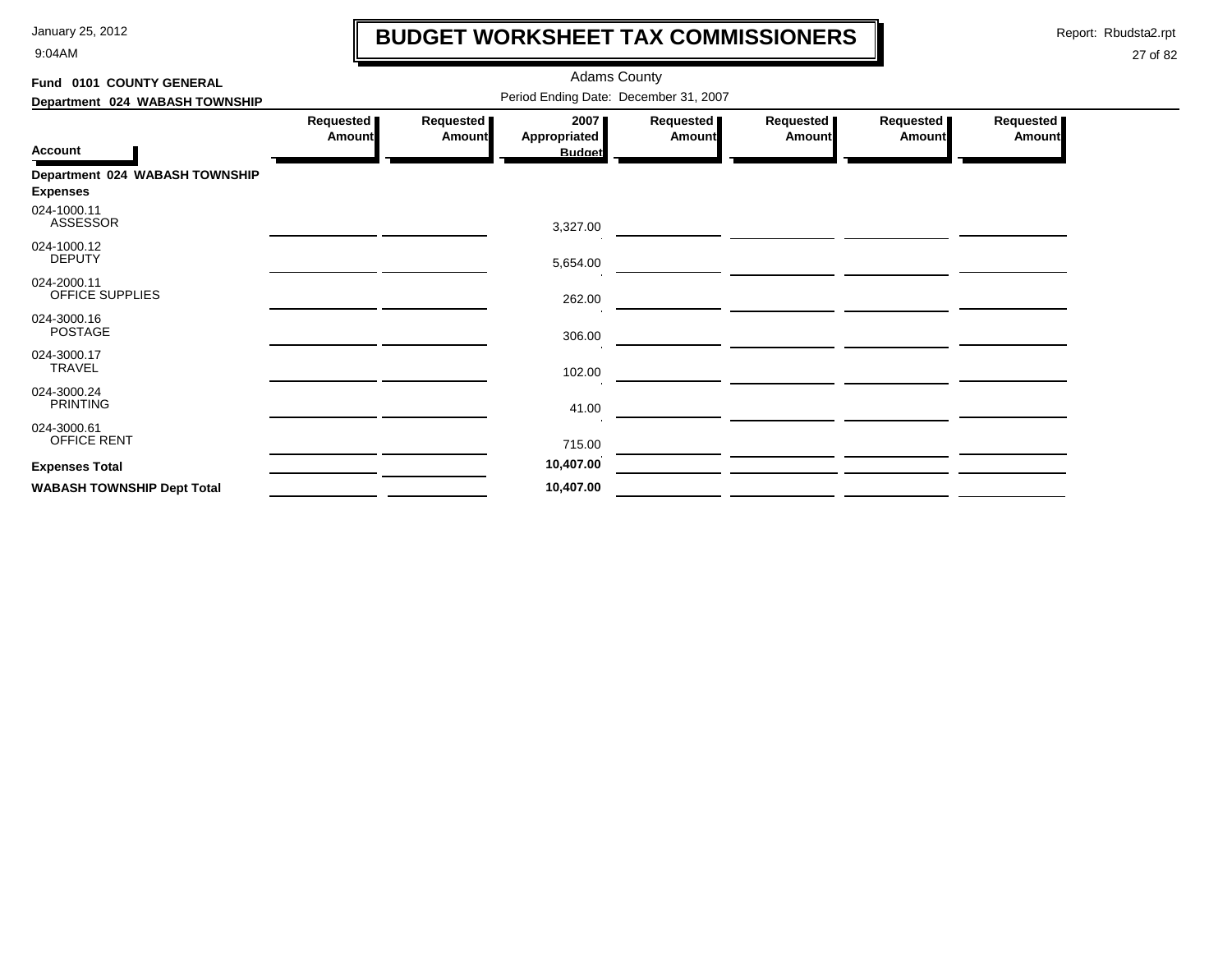# BUDGET WORKSHEET TAX COMMISSIONERS

January 25, 2012
9:04AM

Report: Rbudsta2.rpt

Adams County

**Fund 0101 COUNTY GENERAL**

**Department 024 WABASH TOWNSHIP**

Period Ending Date: December 31, 2007

| Account | Requested Amount | Requested Amount | 2007 Appropriated Budget | Requested Amount | Requested Amount | Requested Amount | Requested Amount |
|---|---|---|---|---|---|---|---|
| **Department 024 WABASH TOWNSHIP** | | | | | | | |
| **Expenses** | | | | | | | |
| 024-1000.11 ASSESSOR | | | 3,327.00 | | | | |
| 024-1000.12 DEPUTY | | | 5,654.00 | | | | |
| 024-2000.11 OFFICE SUPPLIES | | | 262.00 | | | | |
| 024-3000.16 POSTAGE | | | 306.00 | | | | |
| 024-3000.17 TRAVEL | | | 102.00 | | | | |
| 024-3000.24 PRINTING | | | 41.00 | | | | |
| 024-3000.61 OFFICE RENT | | | 715.00 | | | | |
| **Expenses Total** | | | **10,407.00** | | | | |
| **WABASH TOWNSHIP Dept Total** | | | **10,407.00** | | | | |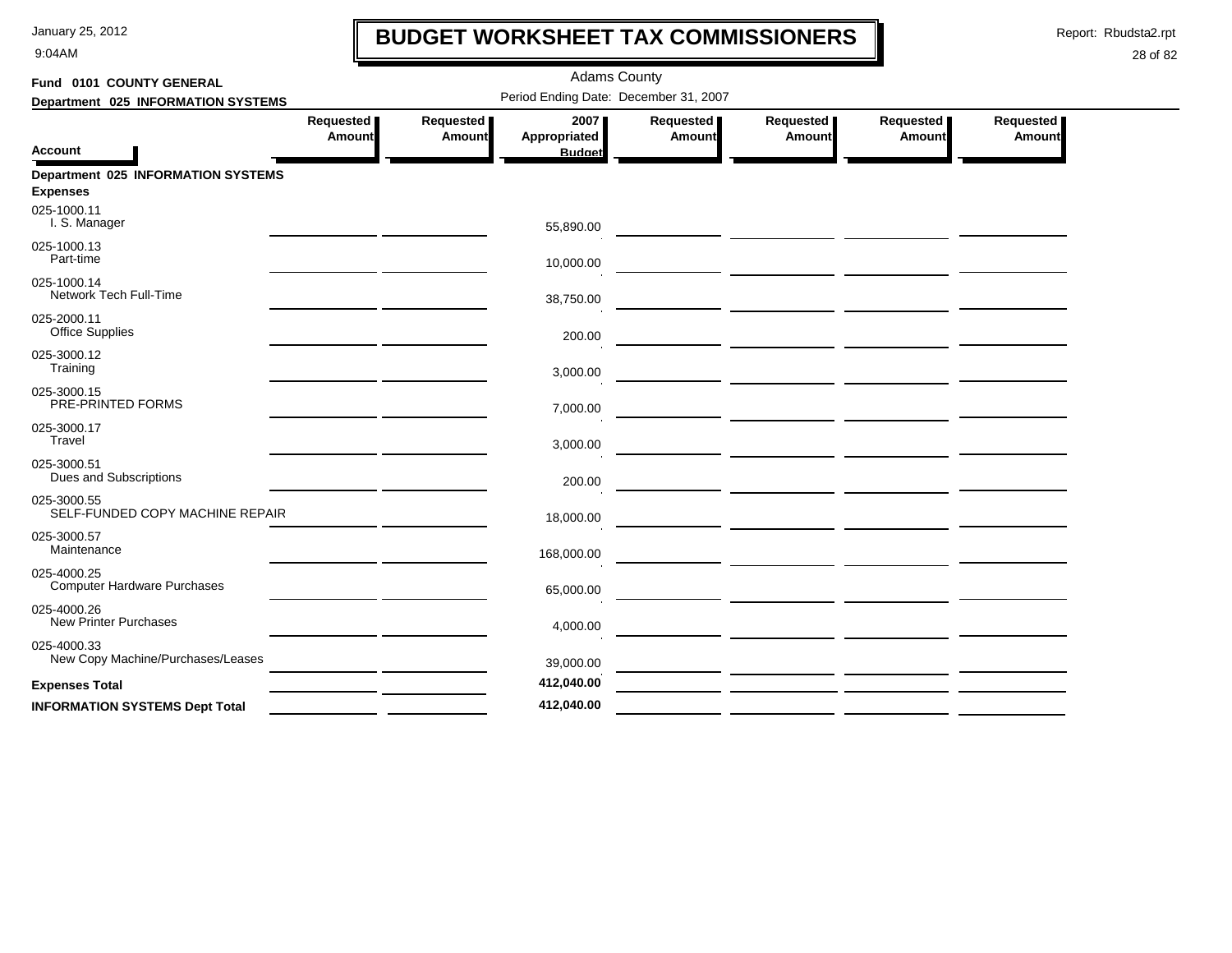# BUDGET WORKSHEET TAX COMMISSIONERS

Adams County

**Fund 0101 COUNTY GENERAL**

**Department 025 INFORMATION SYSTEMS**

Period Ending Date: December 31, 2007

| Account | Requested Amount | Requested Amount | 2007 Appropriated Budget | Requested Amount | Requested Amount | Requested Amount | Requested Amount |
|---|---|---|---|---|---|---|---|
| **Department 025 INFORMATION SYSTEMS** | | | | | | | |
| **Expenses** | | | | | | | |
| 025-1000.11 I. S. Manager | | | 55,890.00 | | | | |
| 025-1000.13 Part-time | | | 10,000.00 | | | | |
| 025-1000.14 Network Tech Full-Time | | | 38,750.00 | | | | |
| 025-2000.11 Office Supplies | | | 200.00 | | | | |
| 025-3000.12 Training | | | 3,000.00 | | | | |
| 025-3000.15 PRE-PRINTED FORMS | | | 7,000.00 | | | | |
| 025-3000.17 Travel | | | 3,000.00 | | | | |
| 025-3000.51 Dues and Subscriptions | | | 200.00 | | | | |
| 025-3000.55 SELF-FUNDED COPY MACHINE REPAIR | | | 18,000.00 | | | | |
| 025-3000.57 Maintenance | | | 168,000.00 | | | | |
| 025-4000.25 Computer Hardware Purchases | | | 65,000.00 | | | | |
| 025-4000.26 New Printer Purchases | | | 4,000.00 | | | | |
| 025-4000.33 New Copy Machine/Purchases/Leases | | | 39,000.00 | | | | |
| **Expenses Total** | | | **412,040.00** | | | | |
| **INFORMATION SYSTEMS Dept Total** | | | **412,040.00** | | | | |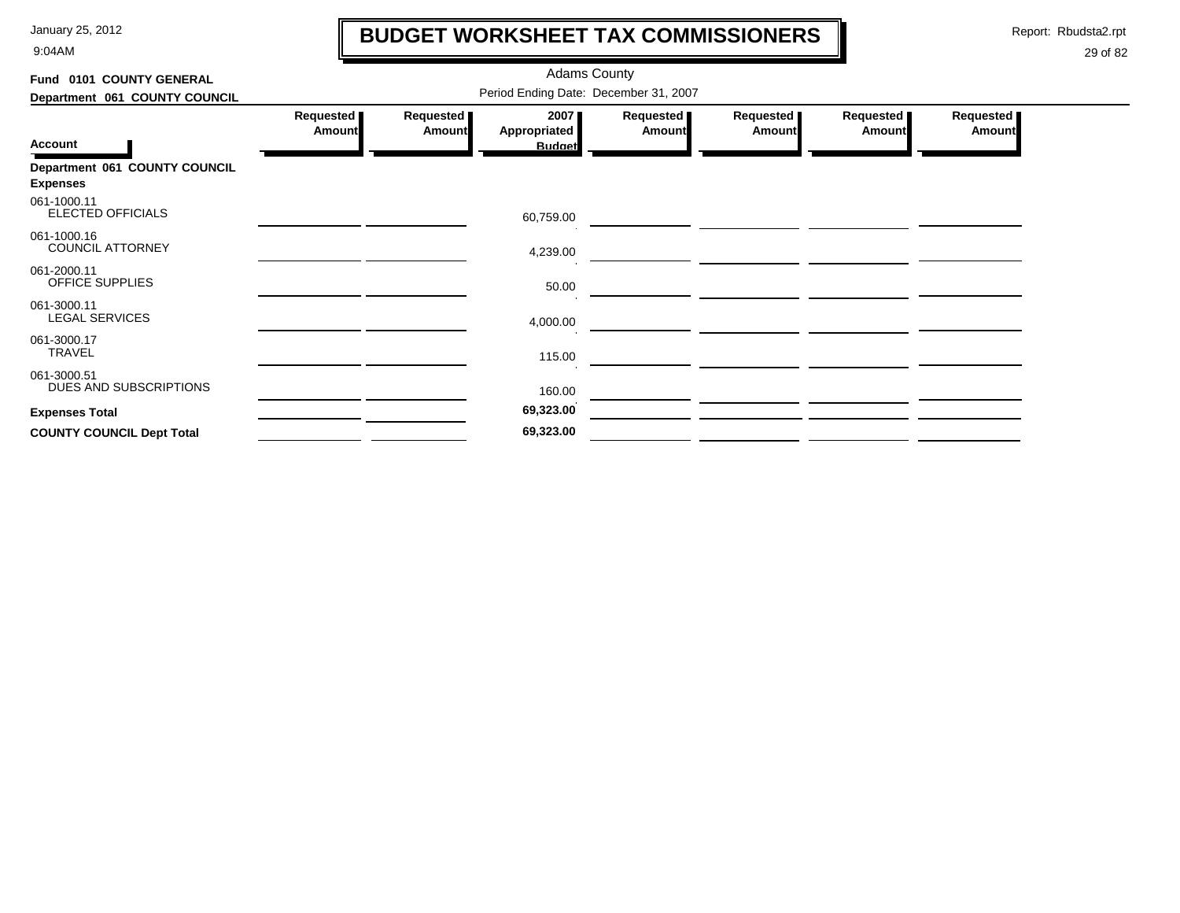# BUDGET WORKSHEET TAX COMMISSIONERS

January 25, 2012
9:04AM

Report: Rbudsta2.rpt

Adams County

Period Ending Date: December 31, 2007

**Fund 0101 COUNTY GENERAL**

**Department 061 COUNTY COUNCIL**

| Account | Requested Amount | Requested Amount | 2007 Appropriated Budget | Requested Amount | Requested Amount | Requested Amount | Requested Amount |
|---|---|---|---|---|---|---|---|
| **Department 061 COUNTY COUNCIL** | | | | | | | |
| **Expenses** | | | | | | | |
| 061-1000.11 ELECTED OFFICIALS | | | 60,759.00 | | | | |
| 061-1000.16 COUNCIL ATTORNEY | | | 4,239.00 | | | | |
| 061-2000.11 OFFICE SUPPLIES | | | 50.00 | | | | |
| 061-3000.11 LEGAL SERVICES | | | 4,000.00 | | | | |
| 061-3000.17 TRAVEL | | | 115.00 | | | | |
| 061-3000.51 DUES AND SUBSCRIPTIONS | | | 160.00 | | | | |
| **Expenses Total** | | | **69,323.00** | | | | |
| **COUNTY COUNCIL Dept Total** | | | **69,323.00** | | | | |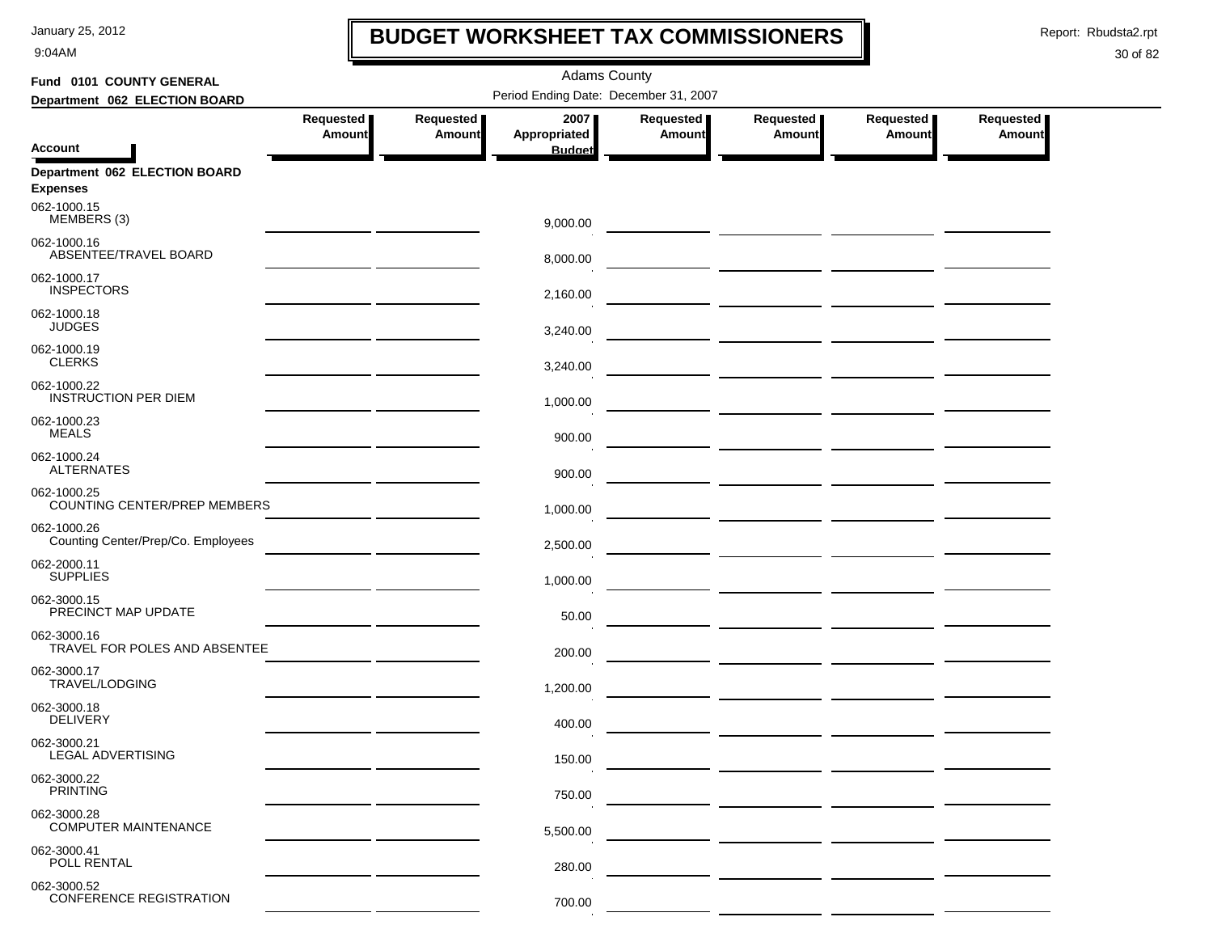# BUDGET WORKSHEET TAX COMMISSIONERS

Adams County

Period Ending Date: December 31, 2007

**Fund 0101 COUNTY GENERAL**

**Department 062 ELECTION BOARD**

| Account | Requested Amount | Requested Amount | 2007 Appropriated Budget | Requested Amount | Requested Amount | Requested Amount | Requested Amount |
|---|---|---|---|---|---|---|---|
| **Department 062 ELECTION BOARD** | | | | | | | |
| **Expenses** | | | | | | | |
| 062-1000.15 MEMBERS (3) | | | 9,000.00 | | | | |
| 062-1000.16 ABSENTEE/TRAVEL BOARD | | | 8,000.00 | | | | |
| 062-1000.17 INSPECTORS | | | 2,160.00 | | | | |
| 062-1000.18 JUDGES | | | 3,240.00 | | | | |
| 062-1000.19 CLERKS | | | 3,240.00 | | | | |
| 062-1000.22 INSTRUCTION PER DIEM | | | 1,000.00 | | | | |
| 062-1000.23 MEALS | | | 900.00 | | | | |
| 062-1000.24 ALTERNATES | | | 900.00 | | | | |
| 062-1000.25 COUNTING CENTER/PREP MEMBERS | | | 1,000.00 | | | | |
| 062-1000.26 Counting Center/Prep/Co. Employees | | | 2,500.00 | | | | |
| 062-2000.11 SUPPLIES | | | 1,000.00 | | | | |
| 062-3000.15 PRECINCT MAP UPDATE | | | 50.00 | | | | |
| 062-3000.16 TRAVEL FOR POLES AND ABSENTEE | | | 200.00 | | | | |
| 062-3000.17 TRAVEL/LODGING | | | 1,200.00 | | | | |
| 062-3000.18 DELIVERY | | | 400.00 | | | | |
| 062-3000.21 LEGAL ADVERTISING | | | 150.00 | | | | |
| 062-3000.22 PRINTING | | | 750.00 | | | | |
| 062-3000.28 COMPUTER MAINTENANCE | | | 5,500.00 | | | | |
| 062-3000.41 POLL RENTAL | | | 280.00 | | | | |
| 062-3000.52 CONFERENCE REGISTRATION | | | 700.00 | | | | |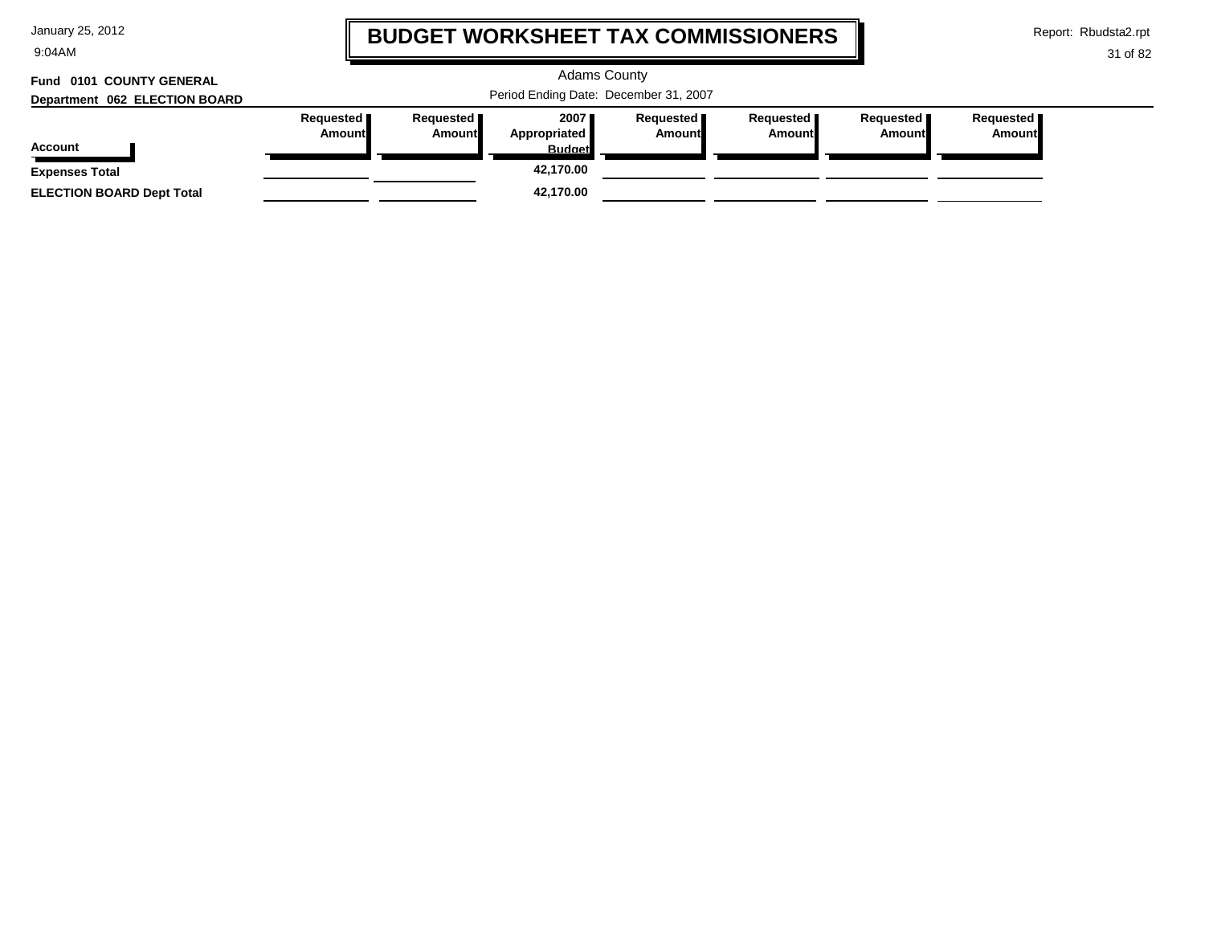# BUDGET WORKSHEET TAX COMMISSIONERS

Adams County

Period Ending Date: December 31, 2007

**Fund 0101 COUNTY GENERAL**

**Department 062 ELECTION BOARD**

| Account | Requested Amount | Requested Amount | 2007 Appropriated Budget | Requested Amount | Requested Amount | Requested Amount | Requested Amount |
|---|---|---|---|---|---|---|---|
| **Expenses Total** | | | 42,170.00 | | | | |
| **ELECTION BOARD Dept Total** | | | 42,170.00 | | | | |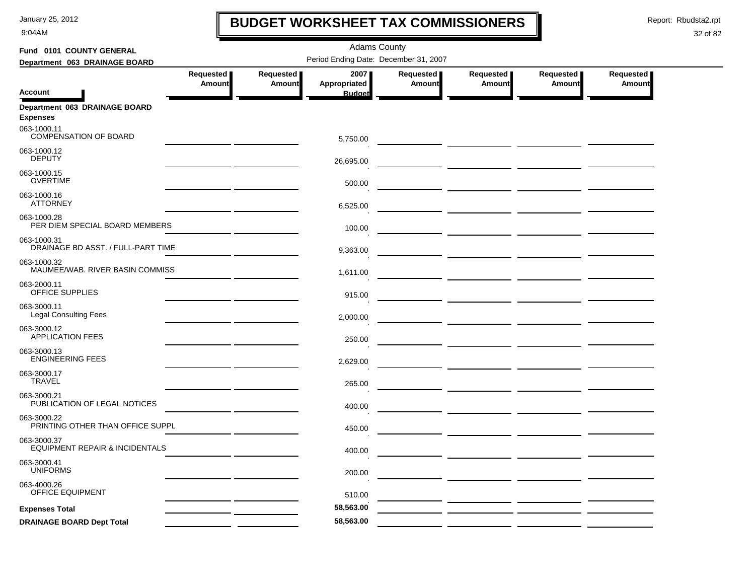# BUDGET WORKSHEET TAX COMMISSIONERS

Adams County

Period Ending Date: December 31, 2007

**Fund 0101 COUNTY GENERAL**

**Department 063 DRAINAGE BOARD**

| Account | Requested Amount | Requested Amount | 2007 Appropriated Budget | Requested Amount | Requested Amount | Requested Amount | Requested Amount |
|---|---|---|---|---|---|---|---|
| **Department 063 DRAINAGE BOARD** | | | | | | | |
| **Expenses** | | | | | | | |
| 063-1000.11 COMPENSATION OF BOARD | | | 5,750.00 | | | | |
| 063-1000.12 DEPUTY | | | 26,695.00 | | | | |
| 063-1000.15 OVERTIME | | | 500.00 | | | | |
| 063-1000.16 ATTORNEY | | | 6,525.00 | | | | |
| 063-1000.28 PER DIEM SPECIAL BOARD MEMBERS | | | 100.00 | | | | |
| 063-1000.31 DRAINAGE BD ASST. / FULL-PART TIME | | | 9,363.00 | | | | |
| 063-1000.32 MAUMEE/WAB. RIVER BASIN COMMISS | | | 1,611.00 | | | | |
| 063-2000.11 OFFICE SUPPLIES | | | 915.00 | | | | |
| 063-3000.11 Legal Consulting Fees | | | 2,000.00 | | | | |
| 063-3000.12 APPLICATION FEES | | | 250.00 | | | | |
| 063-3000.13 ENGINEERING FEES | | | 2,629.00 | | | | |
| 063-3000.17 TRAVEL | | | 265.00 | | | | |
| 063-3000.21 PUBLICATION OF LEGAL NOTICES | | | 400.00 | | | | |
| 063-3000.22 PRINTING OTHER THAN OFFICE SUPPL | | | 450.00 | | | | |
| 063-3000.37 EQUIPMENT REPAIR & INCIDENTALS | | | 400.00 | | | | |
| 063-3000.41 UNIFORMS | | | 200.00 | | | | |
| 063-4000.26 OFFICE EQUIPMENT | | | 510.00 | | | | |
| **Expenses Total** | | | **58,563.00** | | | | |
| **DRAINAGE BOARD Dept Total** | | | **58,563.00** | | | | |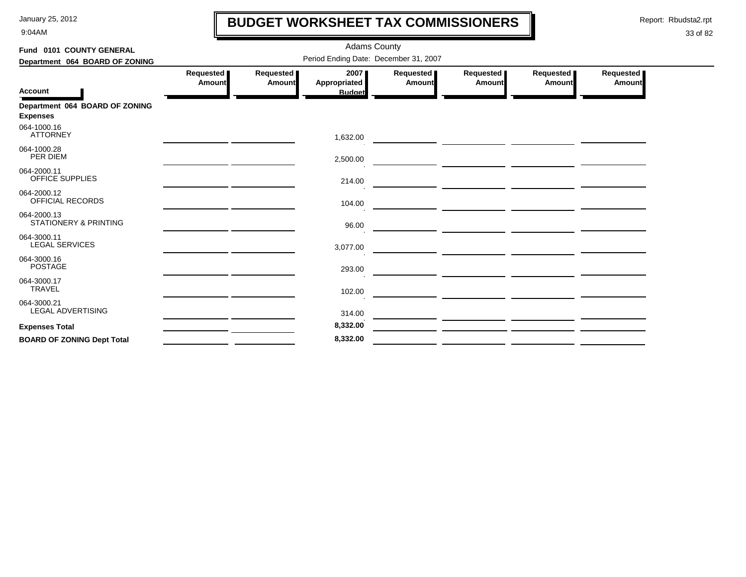# BUDGET WORKSHEET TAX COMMISSIONERS

January 25, 2012
9:04AM

Report: Rbudsta2.rpt

**Fund 0101 COUNTY GENERAL**
**Department 064 BOARD OF ZONING**

Adams County
Period Ending Date: December 31, 2007

| Account | Requested Amount | Requested Amount | 2007 Appropriated Budget | Requested Amount | Requested Amount | Requested Amount | Requested Amount |
|---|---|---|---|---|---|---|---|
| **Department 064 BOARD OF ZONING** | | | | | | | |
| **Expenses** | | | | | | | |
| 064-1000.16 ATTORNEY | | | 1,632.00 | | | | |
| 064-1000.28 PER DIEM | | | 2,500.00 | | | | |
| 064-2000.11 OFFICE SUPPLIES | | | 214.00 | | | | |
| 064-2000.12 OFFICIAL RECORDS | | | 104.00 | | | | |
| 064-2000.13 STATIONERY & PRINTING | | | 96.00 | | | | |
| 064-3000.11 LEGAL SERVICES | | | 3,077.00 | | | | |
| 064-3000.16 POSTAGE | | | 293.00 | | | | |
| 064-3000.17 TRAVEL | | | 102.00 | | | | |
| 064-3000.21 LEGAL ADVERTISING | | | 314.00 | | | | |
| **Expenses Total** | | | **8,332.00** | | | | |
| **BOARD OF ZONING Dept Total** | | | **8,332.00** | | | | |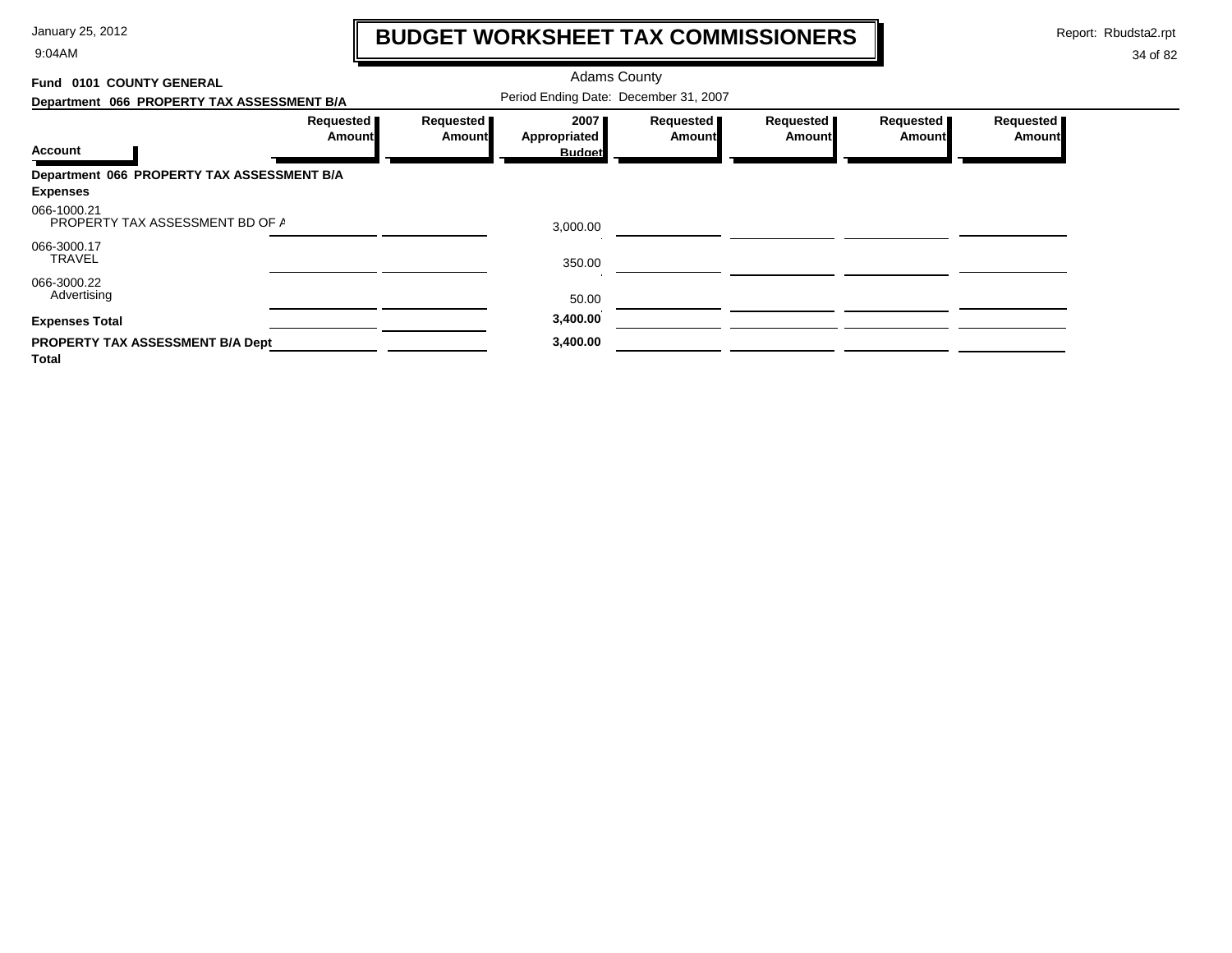# BUDGET WORKSHEET TAX COMMISSIONERS

Adams County

**Fund 0101 COUNTY GENERAL**

**Department 066 PROPERTY TAX ASSESSMENT B/A**

Period Ending Date: December 31, 2007

| Account | Requested Amount | Requested Amount | 2007 Appropriated Budget | Requested Amount | Requested Amount | Requested Amount | Requested Amount |
|---|---|---|---|---|---|---|---|
| **Department 066 PROPERTY TAX ASSESSMENT B/A** | | | | | | | |
| **Expenses** | | | | | | | |
| 066-1000.21 PROPERTY TAX ASSESSMENT BD OF A | | | 3,000.00 | | | | |
| 066-3000.17 TRAVEL | | | 350.00 | | | | |
| 066-3000.22 Advertising | | | 50.00 | | | | |
| **Expenses Total** | | | **3,400.00** | | | | |
| **PROPERTY TAX ASSESSMENT B/A Dept Total** | | | **3,400.00** | | | | |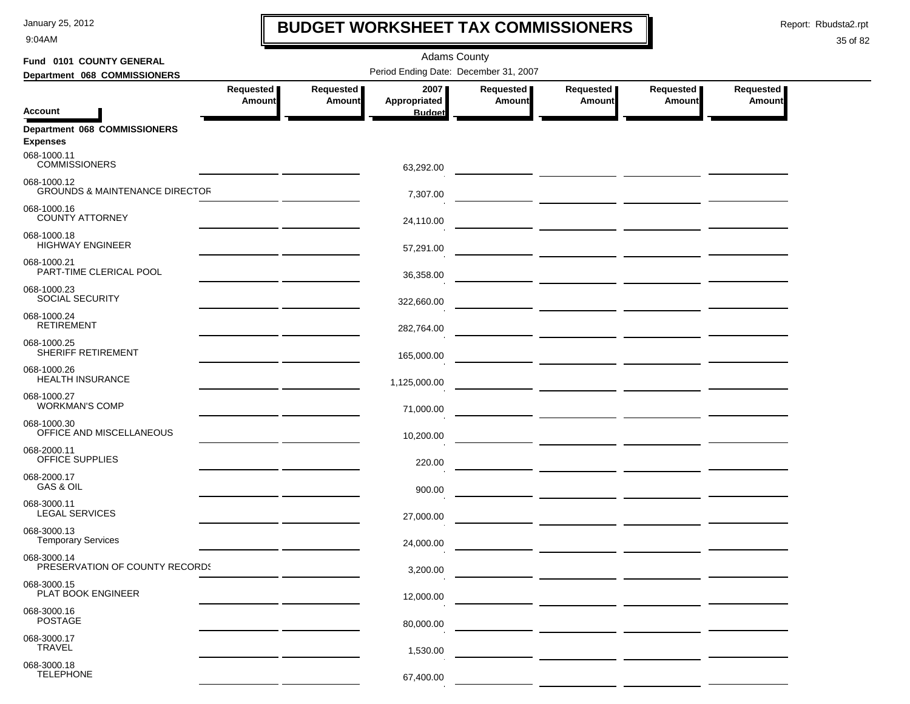# BUDGET WORKSHEET TAX COMMISSIONERS

Adams County

Period Ending Date: December 31, 2007

**Fund 0101 COUNTY GENERAL**

**Department 068 COMMISSIONERS**

| Account | Requested Amount | Requested Amount | 2007 Appropriated Budget | Requested Amount | Requested Amount | Requested Amount | Requested Amount |
|---|---|---|---|---|---|---|---|
| **Department 068 COMMISSIONERS** | | | | | | | |
| **Expenses** | | | | | | | |
| 068-1000.11 COMMISSIONERS | | | 63,292.00 | | | | |
| 068-1000.12 GROUNDS & MAINTENANCE DIRECTOR | | | 7,307.00 | | | | |
| 068-1000.16 COUNTY ATTORNEY | | | 24,110.00 | | | | |
| 068-1000.18 HIGHWAY ENGINEER | | | 57,291.00 | | | | |
| 068-1000.21 PART-TIME CLERICAL POOL | | | 36,358.00 | | | | |
| 068-1000.23 SOCIAL SECURITY | | | 322,660.00 | | | | |
| 068-1000.24 RETIREMENT | | | 282,764.00 | | | | |
| 068-1000.25 SHERIFF RETIREMENT | | | 165,000.00 | | | | |
| 068-1000.26 HEALTH INSURANCE | | | 1,125,000.00 | | | | |
| 068-1000.27 WORKMAN'S COMP | | | 71,000.00 | | | | |
| 068-1000.30 OFFICE AND MISCELLANEOUS | | | 10,200.00 | | | | |
| 068-2000.11 OFFICE SUPPLIES | | | 220.00 | | | | |
| 068-2000.17 GAS & OIL | | | 900.00 | | | | |
| 068-3000.11 LEGAL SERVICES | | | 27,000.00 | | | | |
| 068-3000.13 Temporary Services | | | 24,000.00 | | | | |
| 068-3000.14 PRESERVATION OF COUNTY RECORDS | | | 3,200.00 | | | | |
| 068-3000.15 PLAT BOOK ENGINEER | | | 12,000.00 | | | | |
| 068-3000.16 POSTAGE | | | 80,000.00 | | | | |
| 068-3000.17 TRAVEL | | | 1,530.00 | | | | |
| 068-3000.18 TELEPHONE | | | 67,400.00 | | | | |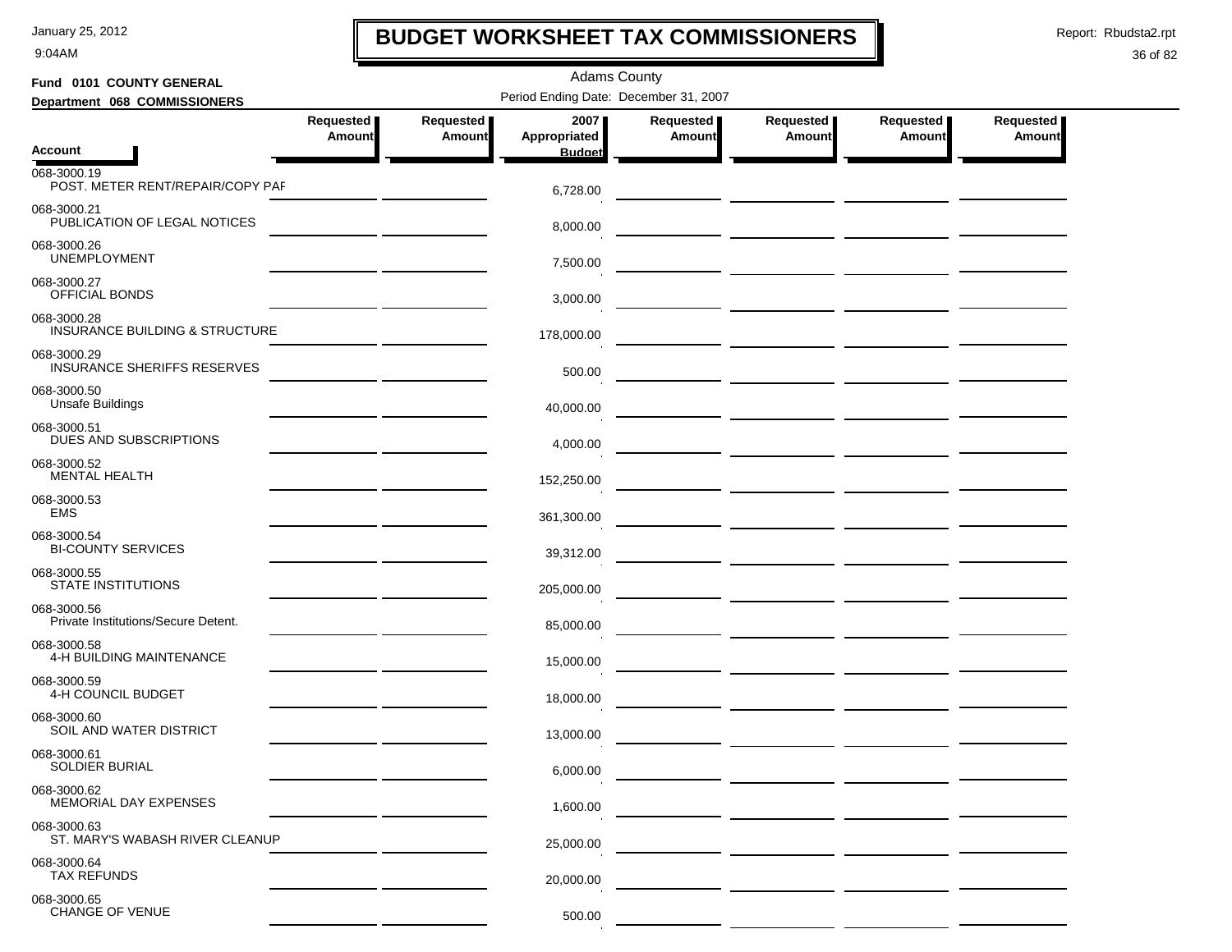# BUDGET WORKSHEET TAX COMMISSIONERS

Adams County

**Fund 0101 COUNTY GENERAL**

**Department 068 COMMISSIONERS**

Period Ending Date: December 31, 2007

| Account | Requested Amount | Requested Amount | 2007 Appropriated Budget | Requested Amount | Requested Amount | Requested Amount | Requested Amount |
|---|---|---|---|---|---|---|---|
| 068-3000.19 POST. METER RENT/REPAIR/COPY PAF | | | 6,728.00 | | | | |
| 068-3000.21 PUBLICATION OF LEGAL NOTICES | | | 8,000.00 | | | | |
| 068-3000.26 UNEMPLOYMENT | | | 7,500.00 | | | | |
| 068-3000.27 OFFICIAL BONDS | | | 3,000.00 | | | | |
| 068-3000.28 INSURANCE BUILDING & STRUCTURE | | | 178,000.00 | | | | |
| 068-3000.29 INSURANCE SHERIFFS RESERVES | | | 500.00 | | | | |
| 068-3000.50 Unsafe Buildings | | | 40,000.00 | | | | |
| 068-3000.51 DUES AND SUBSCRIPTIONS | | | 4,000.00 | | | | |
| 068-3000.52 MENTAL HEALTH | | | 152,250.00 | | | | |
| 068-3000.53 EMS | | | 361,300.00 | | | | |
| 068-3000.54 BI-COUNTY SERVICES | | | 39,312.00 | | | | |
| 068-3000.55 STATE INSTITUTIONS | | | 205,000.00 | | | | |
| 068-3000.56 Private Institutions/Secure Detent. | | | 85,000.00 | | | | |
| 068-3000.58 4-H BUILDING MAINTENANCE | | | 15,000.00 | | | | |
| 068-3000.59 4-H COUNCIL BUDGET | | | 18,000.00 | | | | |
| 068-3000.60 SOIL AND WATER DISTRICT | | | 13,000.00 | | | | |
| 068-3000.61 SOLDIER BURIAL | | | 6,000.00 | | | | |
| 068-3000.62 MEMORIAL DAY EXPENSES | | | 1,600.00 | | | | |
| 068-3000.63 ST. MARY'S WABASH RIVER CLEANUP | | | 25,000.00 | | | | |
| 068-3000.64 TAX REFUNDS | | | 20,000.00 | | | | |
| 068-3000.65 CHANGE OF VENUE | | | 500.00 | | | | |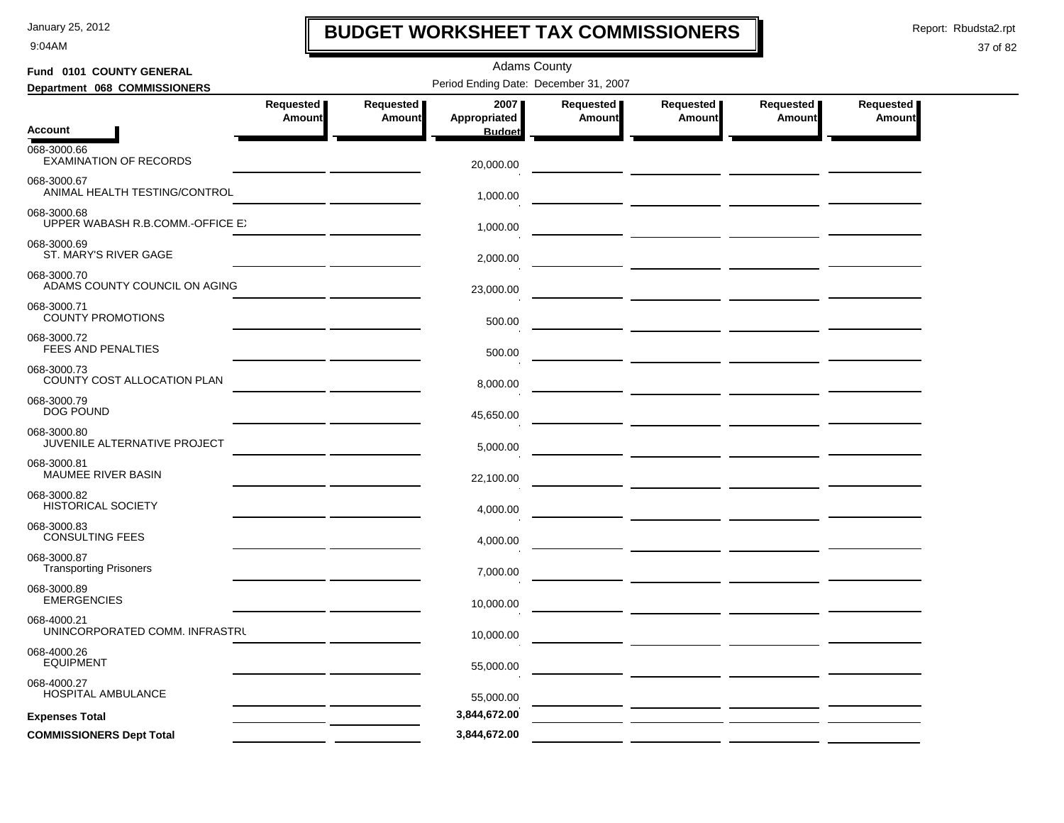# BUDGET WORKSHEET TAX COMMISSIONERS

January 25, 2012
9:04AM

Report: Rbudsta2.rpt

Adams County

**Fund 0101 COUNTY GENERAL**

**Department 068 COMMISSIONERS**

Period Ending Date: December 31, 2007

| Account | Requested Amount | Requested Amount | 2007 Appropriated Budget | Requested Amount | Requested Amount | Requested Amount | Requested Amount |
|---|---|---|---|---|---|---|---|
| 068-3000.66 EXAMINATION OF RECORDS | | | 20,000.00 | | | | |
| 068-3000.67 ANIMAL HEALTH TESTING/CONTROL | | | 1,000.00 | | | | |
| 068-3000.68 UPPER WABASH R.B.COMM.-OFFICE EX | | | 1,000.00 | | | | |
| 068-3000.69 ST. MARY'S RIVER GAGE | | | 2,000.00 | | | | |
| 068-3000.70 ADAMS COUNTY COUNCIL ON AGING | | | 23,000.00 | | | | |
| 068-3000.71 COUNTY PROMOTIONS | | | 500.00 | | | | |
| 068-3000.72 FEES AND PENALTIES | | | 500.00 | | | | |
| 068-3000.73 COUNTY COST ALLOCATION PLAN | | | 8,000.00 | | | | |
| 068-3000.79 DOG POUND | | | 45,650.00 | | | | |
| 068-3000.80 JUVENILE ALTERNATIVE PROJECT | | | 5,000.00 | | | | |
| 068-3000.81 MAUMEE RIVER BASIN | | | 22,100.00 | | | | |
| 068-3000.82 HISTORICAL SOCIETY | | | 4,000.00 | | | | |
| 068-3000.83 CONSULTING FEES | | | 4,000.00 | | | | |
| 068-3000.87 Transporting Prisoners | | | 7,000.00 | | | | |
| 068-3000.89 EMERGENCIES | | | 10,000.00 | | | | |
| 068-4000.21 UNINCORPORATED COMM. INFRASTRU | | | 10,000.00 | | | | |
| 068-4000.26 EQUIPMENT | | | 55,000.00 | | | | |
| 068-4000.27 HOSPITAL AMBULANCE | | | 55,000.00 | | | | |
| **Expenses Total** | | | **3,844,672.00** | | | | |
| **COMMISSIONERS Dept Total** | | | **3,844,672.00** | | | | |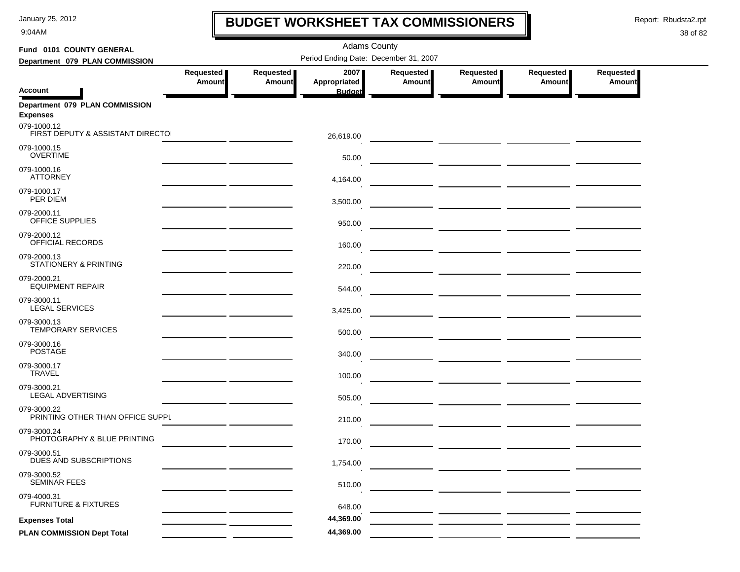# BUDGET WORKSHEET TAX COMMISSIONERS

January 25, 2012
9:04AM

Report: Rbudsta2.rpt

Adams County

**Fund 0101 COUNTY GENERAL**

**Department 079 PLAN COMMISSION**

Period Ending Date: December 31, 2007

| Account | Requested Amount | Requested Amount | 2007 Appropriated Budget | Requested Amount | Requested Amount | Requested Amount | Requested Amount |
|---|---|---|---|---|---|---|---|
| **Department 079 PLAN COMMISSION** | | | | | | | |
| **Expenses** | | | | | | | |
| 079-1000.12 FIRST DEPUTY & ASSISTANT DIRECTOI | | | 26,619.00 | | | | |
| 079-1000.15 OVERTIME | | | 50.00 | | | | |
| 079-1000.16 ATTORNEY | | | 4,164.00 | | | | |
| 079-1000.17 PER DIEM | | | 3,500.00 | | | | |
| 079-2000.11 OFFICE SUPPLIES | | | 950.00 | | | | |
| 079-2000.12 OFFICIAL RECORDS | | | 160.00 | | | | |
| 079-2000.13 STATIONERY & PRINTING | | | 220.00 | | | | |
| 079-2000.21 EQUIPMENT REPAIR | | | 544.00 | | | | |
| 079-3000.11 LEGAL SERVICES | | | 3,425.00 | | | | |
| 079-3000.13 TEMPORARY SERVICES | | | 500.00 | | | | |
| 079-3000.16 POSTAGE | | | 340.00 | | | | |
| 079-3000.17 TRAVEL | | | 100.00 | | | | |
| 079-3000.21 LEGAL ADVERTISING | | | 505.00 | | | | |
| 079-3000.22 PRINTING OTHER THAN OFFICE SUPPL | | | 210.00 | | | | |
| 079-3000.24 PHOTOGRAPHY & BLUE PRINTING | | | 170.00 | | | | |
| 079-3000.51 DUES AND SUBSCRIPTIONS | | | 1,754.00 | | | | |
| 079-3000.52 SEMINAR FEES | | | 510.00 | | | | |
| 079-4000.31 FURNITURE & FIXTURES | | | 648.00 | | | | |
| **Expenses Total** | | | **44,369.00** | | | | |
| **PLAN COMMISSION Dept Total** | | | **44,369.00** | | | | |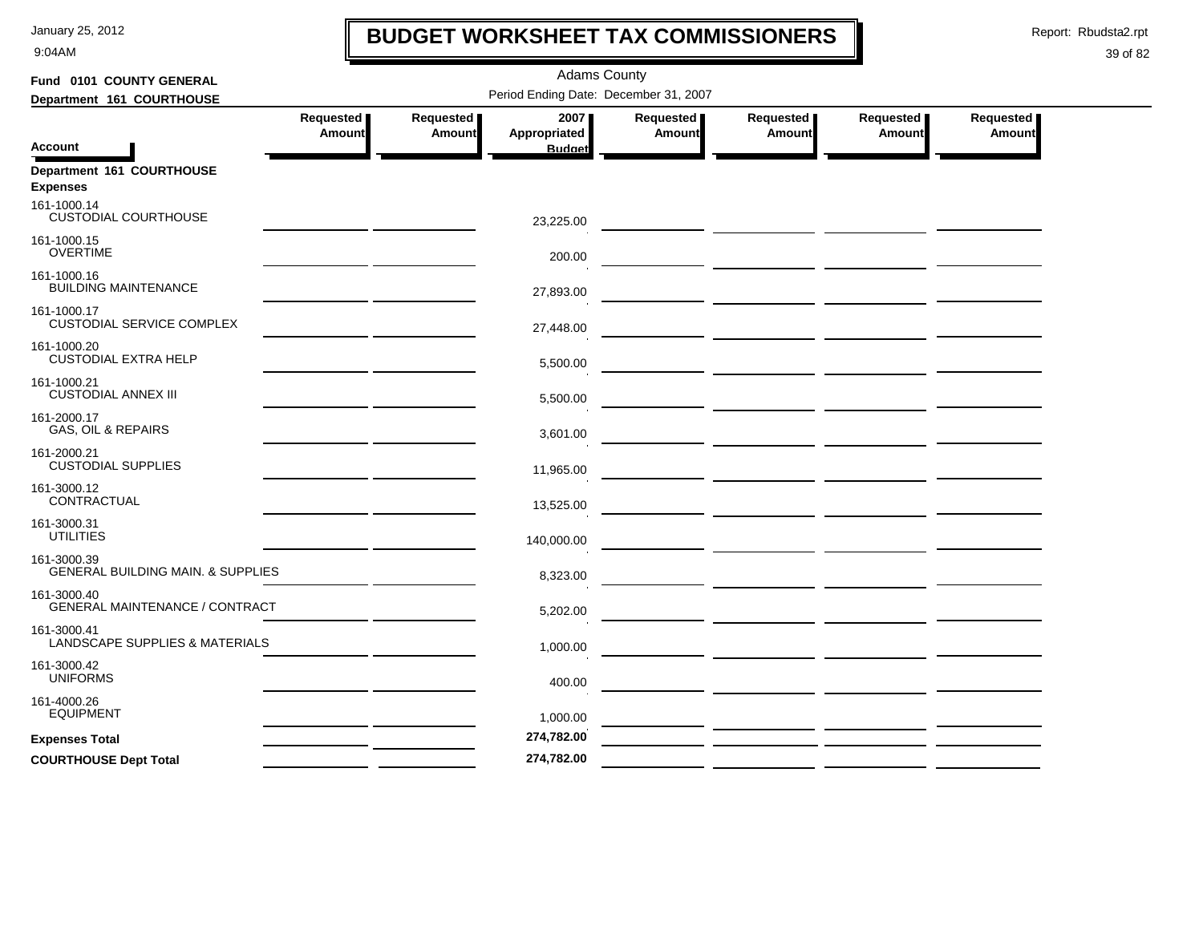# BUDGET WORKSHEET TAX COMMISSIONERS

January 25, 2012
9:04AM

Report: Rbudsta2.rpt

Adams County

Period Ending Date: December 31, 2007

**Fund 0101 COUNTY GENERAL**
**Department 161 COURTHOUSE**

| Account | Requested Amount | Requested Amount | 2007 Appropriated Budget | Requested Amount | Requested Amount | Requested Amount | Requested Amount |
|---|---|---|---|---|---|---|---|
| **Department 161 COURTHOUSE** | | | | | | | |
| **Expenses** | | | | | | | |
| 161-1000.14 CUSTODIAL COURTHOUSE | | | 23,225.00 | | | | |
| 161-1000.15 OVERTIME | | | 200.00 | | | | |
| 161-1000.16 BUILDING MAINTENANCE | | | 27,893.00 | | | | |
| 161-1000.17 CUSTODIAL SERVICE COMPLEX | | | 27,448.00 | | | | |
| 161-1000.20 CUSTODIAL EXTRA HELP | | | 5,500.00 | | | | |
| 161-1000.21 CUSTODIAL ANNEX III | | | 5,500.00 | | | | |
| 161-2000.17 GAS, OIL & REPAIRS | | | 3,601.00 | | | | |
| 161-2000.21 CUSTODIAL SUPPLIES | | | 11,965.00 | | | | |
| 161-3000.12 CONTRACTUAL | | | 13,525.00 | | | | |
| 161-3000.31 UTILITIES | | | 140,000.00 | | | | |
| 161-3000.39 GENERAL BUILDING MAIN. & SUPPLIES | | | 8,323.00 | | | | |
| 161-3000.40 GENERAL MAINTENANCE / CONTRACT | | | 5,202.00 | | | | |
| 161-3000.41 LANDSCAPE SUPPLIES & MATERIALS | | | 1,000.00 | | | | |
| 161-3000.42 UNIFORMS | | | 400.00 | | | | |
| 161-4000.26 EQUIPMENT | | | 1,000.00 | | | | |
| **Expenses Total** | | | **274,782.00** | | | | |
| **COURTHOUSE Dept Total** | | | **274,782.00** | | | | |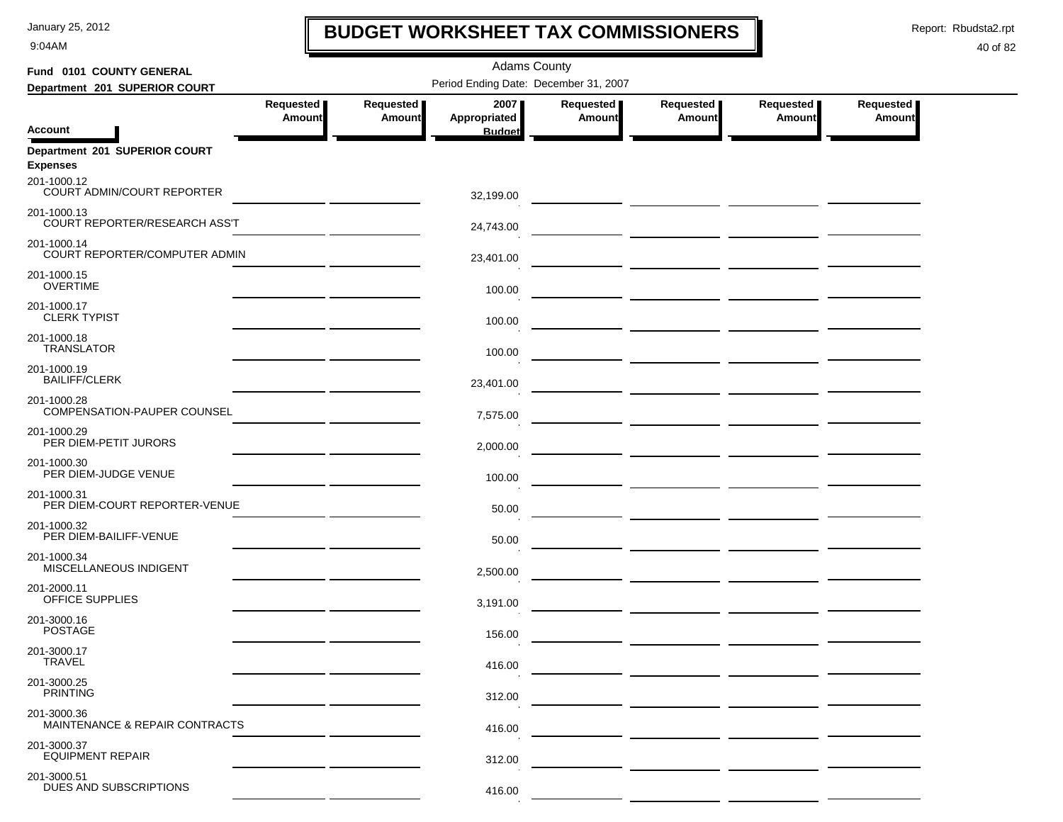# BUDGET WORKSHEET TAX COMMISSIONERS

Adams County

Period Ending Date: December 31, 2007

**Fund 0101 COUNTY GENERAL**

**Department 201 SUPERIOR COURT**

| Account | Requested Amount | Requested Amount | 2007 Appropriated Budget | Requested Amount | Requested Amount | Requested Amount | Requested Amount |
|---|---|---|---|---|---|---|---|
| **Department 201 SUPERIOR COURT** | | | | | | | |
| **Expenses** | | | | | | | |
| 201-1000.12 COURT ADMIN/COURT REPORTER | | | 32,199.00 | | | | |
| 201-1000.13 COURT REPORTER/RESEARCH ASS'T | | | 24,743.00 | | | | |
| 201-1000.14 COURT REPORTER/COMPUTER ADMIN | | | 23,401.00 | | | | |
| 201-1000.15 OVERTIME | | | 100.00 | | | | |
| 201-1000.17 CLERK TYPIST | | | 100.00 | | | | |
| 201-1000.18 TRANSLATOR | | | 100.00 | | | | |
| 201-1000.19 BAILIFF/CLERK | | | 23,401.00 | | | | |
| 201-1000.28 COMPENSATION-PAUPER COUNSEL | | | 7,575.00 | | | | |
| 201-1000.29 PER DIEM-PETIT JURORS | | | 2,000.00 | | | | |
| 201-1000.30 PER DIEM-JUDGE VENUE | | | 100.00 | | | | |
| 201-1000.31 PER DIEM-COURT REPORTER-VENUE | | | 50.00 | | | | |
| 201-1000.32 PER DIEM-BAILIFF-VENUE | | | 50.00 | | | | |
| 201-1000.34 MISCELLANEOUS INDIGENT | | | 2,500.00 | | | | |
| 201-2000.11 OFFICE SUPPLIES | | | 3,191.00 | | | | |
| 201-3000.16 POSTAGE | | | 156.00 | | | | |
| 201-3000.17 TRAVEL | | | 416.00 | | | | |
| 201-3000.25 PRINTING | | | 312.00 | | | | |
| 201-3000.36 MAINTENANCE & REPAIR CONTRACTS | | | 416.00 | | | | |
| 201-3000.37 EQUIPMENT REPAIR | | | 312.00 | | | | |
| 201-3000.51 DUES AND SUBSCRIPTIONS | | | 416.00 | | | | |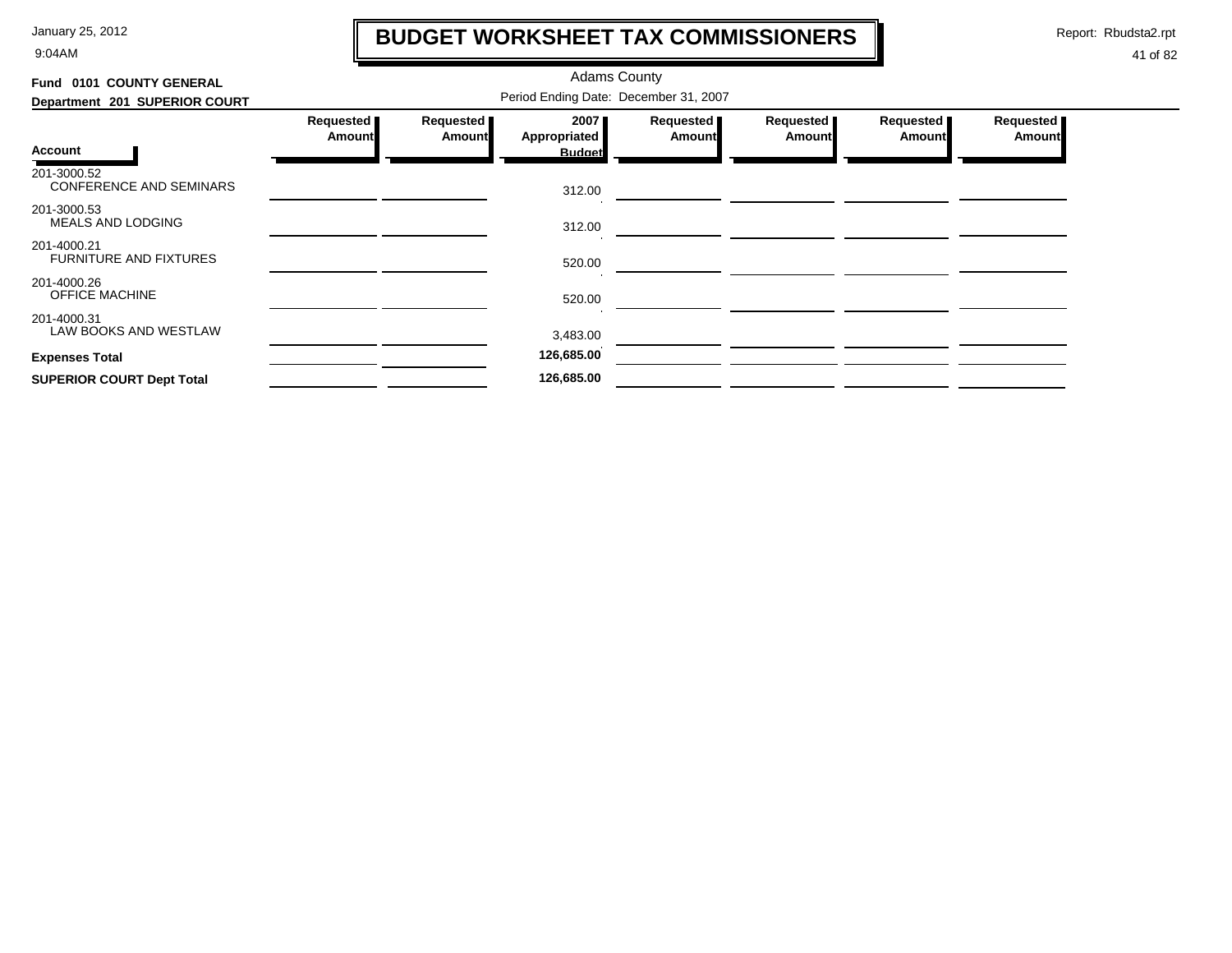# BUDGET WORKSHEET TAX COMMISSIONERS

Adams County

**Fund 0101 COUNTY GENERAL**

**Department 201 SUPERIOR COURT**

Period Ending Date: December 31, 2007

| Account | Requested Amount | Requested Amount | 2007 Appropriated Budget | Requested Amount | Requested Amount | Requested Amount | Requested Amount |
|---|---|---|---|---|---|---|---|
| 201-3000.52 CONFERENCE AND SEMINARS | | | 312.00 | | | | |
| 201-3000.53 MEALS AND LODGING | | | 312.00 | | | | |
| 201-4000.21 FURNITURE AND FIXTURES | | | 520.00 | | | | |
| 201-4000.26 OFFICE MACHINE | | | 520.00 | | | | |
| 201-4000.31 LAW BOOKS AND WESTLAW | | | 3,483.00 | | | | |
| **Expenses Total** | | | **126,685.00** | | | | |
| **SUPERIOR COURT Dept Total** | | | **126,685.00** | | | | |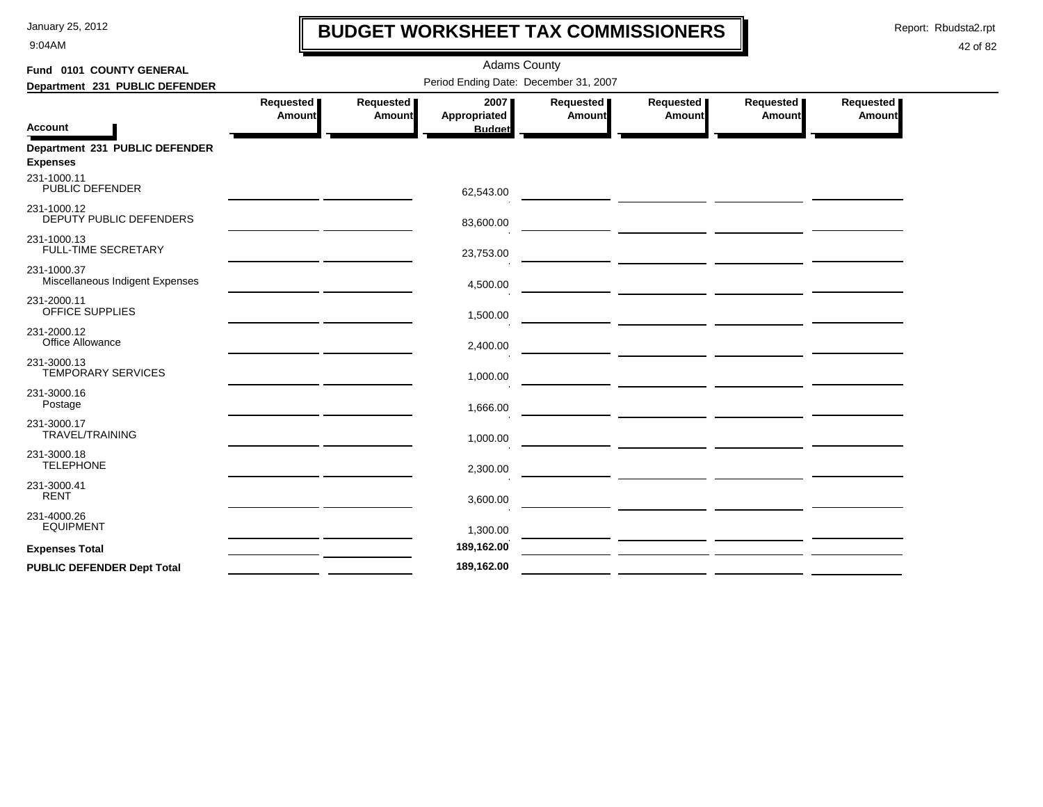# BUDGET WORKSHEET TAX COMMISSIONERS

Adams County

Period Ending Date: December 31, 2007

**Fund 0101 COUNTY GENERAL**

**Department 231 PUBLIC DEFENDER**

| Account | Requested Amount | Requested Amount | 2007 Appropriated Budget | Requested Amount | Requested Amount | Requested Amount | Requested Amount |
|---|---|---|---|---|---|---|---|
| **Department 231 PUBLIC DEFENDER** | | | | | | | |
| **Expenses** | | | | | | | |
| 231-1000.11 PUBLIC DEFENDER | | | 62,543.00 | | | | |
| 231-1000.12 DEPUTY PUBLIC DEFENDERS | | | 83,600.00 | | | | |
| 231-1000.13 FULL-TIME SECRETARY | | | 23,753.00 | | | | |
| 231-1000.37 Miscellaneous Indigent Expenses | | | 4,500.00 | | | | |
| 231-2000.11 OFFICE SUPPLIES | | | 1,500.00 | | | | |
| 231-2000.12 Office Allowance | | | 2,400.00 | | | | |
| 231-3000.13 TEMPORARY SERVICES | | | 1,000.00 | | | | |
| 231-3000.16 Postage | | | 1,666.00 | | | | |
| 231-3000.17 TRAVEL/TRAINING | | | 1,000.00 | | | | |
| 231-3000.18 TELEPHONE | | | 2,300.00 | | | | |
| 231-3000.41 RENT | | | 3,600.00 | | | | |
| 231-4000.26 EQUIPMENT | | | 1,300.00 | | | | |
| **Expenses Total** | | | **189,162.00** | | | | |
| **PUBLIC DEFENDER Dept Total** | | | **189,162.00** | | | | |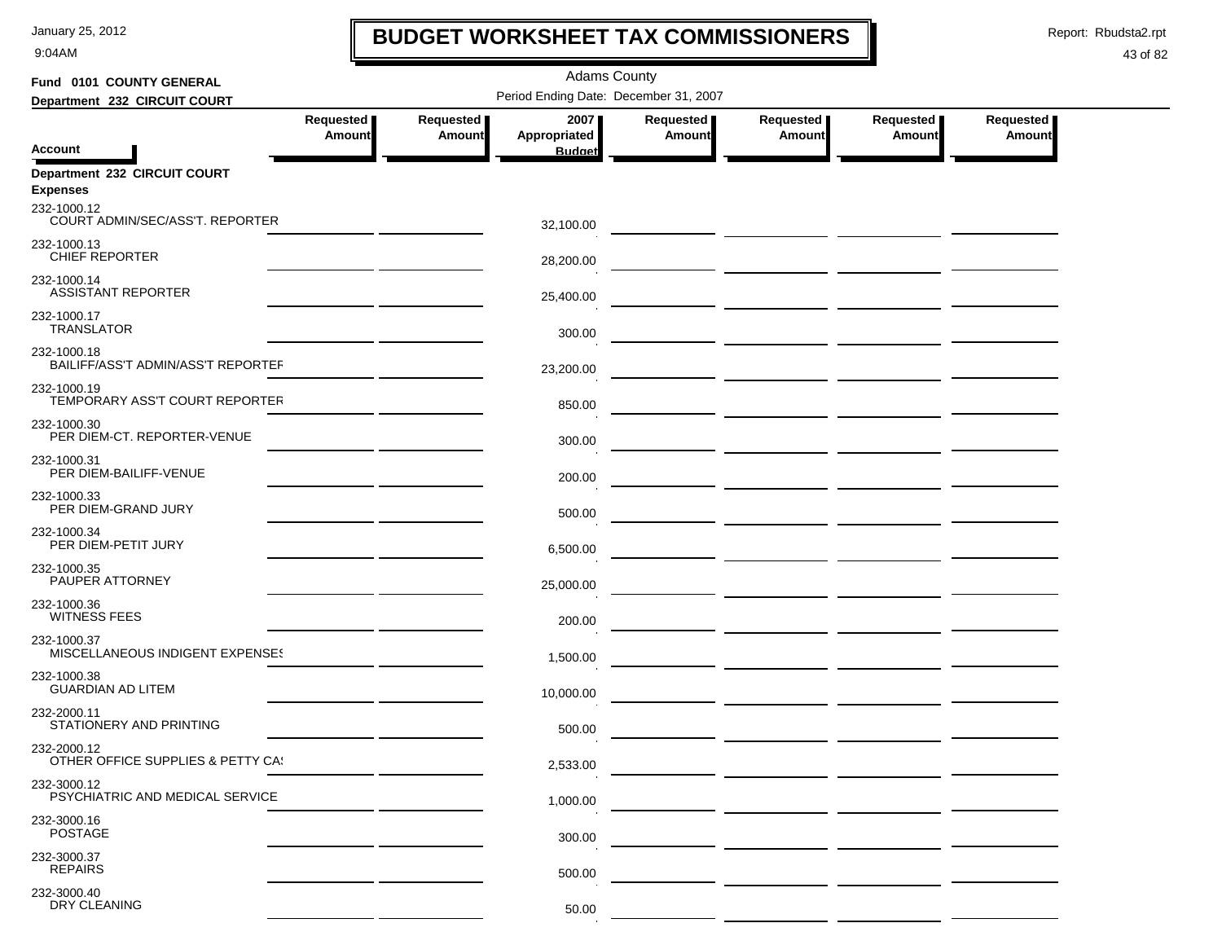# BUDGET WORKSHEET TAX COMMISSIONERS

Adams County

**Fund 0101 COUNTY GENERAL**

**Department 232 CIRCUIT COURT**

Period Ending Date: December 31, 2007

| Account | Requested Amount | Requested Amount | 2007 Appropriated Budget | Requested Amount | Requested Amount | Requested Amount | Requested Amount |
|---|---|---|---|---|---|---|---|
| **Department 232 CIRCUIT COURT** | | | | | | | |
| **Expenses** | | | | | | | |
| 232-1000.12 COURT ADMIN/SEC/ASS'T. REPORTER | | | 32,100.00 | | | | |
| 232-1000.13 CHIEF REPORTER | | | 28,200.00 | | | | |
| 232-1000.14 ASSISTANT REPORTER | | | 25,400.00 | | | | |
| 232-1000.17 TRANSLATOR | | | 300.00 | | | | |
| 232-1000.18 BAILIFF/ASS'T ADMIN/ASS'T REPORTEF | | | 23,200.00 | | | | |
| 232-1000.19 TEMPORARY ASS'T COURT REPORTER | | | 850.00 | | | | |
| 232-1000.30 PER DIEM-CT. REPORTER-VENUE | | | 300.00 | | | | |
| 232-1000.31 PER DIEM-BAILIFF-VENUE | | | 200.00 | | | | |
| 232-1000.33 PER DIEM-GRAND JURY | | | 500.00 | | | | |
| 232-1000.34 PER DIEM-PETIT JURY | | | 6,500.00 | | | | |
| 232-1000.35 PAUPER ATTORNEY | | | 25,000.00 | | | | |
| 232-1000.36 WITNESS FEES | | | 200.00 | | | | |
| 232-1000.37 MISCELLANEOUS INDIGENT EXPENSES | | | 1,500.00 | | | | |
| 232-1000.38 GUARDIAN AD LITEM | | | 10,000.00 | | | | |
| 232-2000.11 STATIONERY AND PRINTING | | | 500.00 | | | | |
| 232-2000.12 OTHER OFFICE SUPPLIES & PETTY CA! | | | 2,533.00 | | | | |
| 232-3000.12 PSYCHIATRIC AND MEDICAL SERVICE | | | 1,000.00 | | | | |
| 232-3000.16 POSTAGE | | | 300.00 | | | | |
| 232-3000.37 REPAIRS | | | 500.00 | | | | |
| 232-3000.40 DRY CLEANING | | | 50.00 | | | | |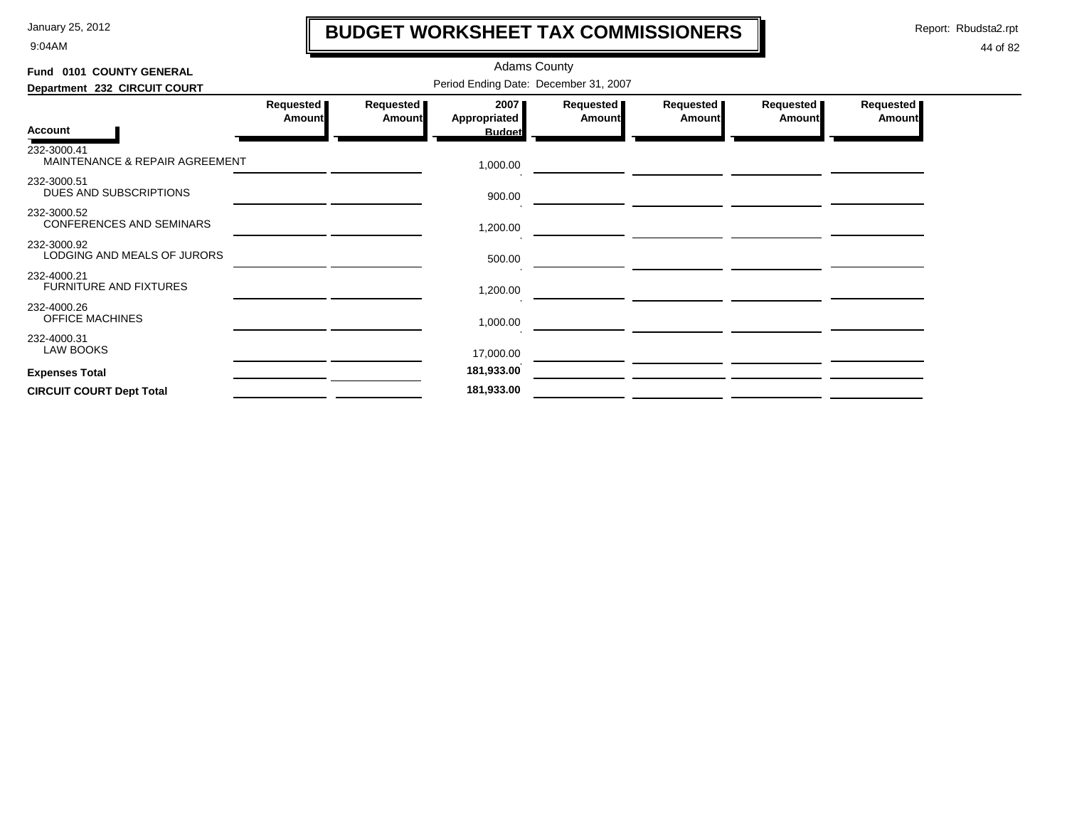# BUDGET WORKSHEET TAX COMMISSIONERS

January 25, 2012
9:04AM

Report: Rbudsta2.rpt

Adams County

**Fund 0101 COUNTY GENERAL**

**Department 232 CIRCUIT COURT**

Period Ending Date: December 31, 2007

| Account | Requested Amount | Requested Amount | 2007 Appropriated Budget | Requested Amount | Requested Amount | Requested Amount | Requested Amount |
|---|---|---|---|---|---|---|---|
| 232-3000.41 MAINTENANCE & REPAIR AGREEMENT | | | 1,000.00 | | | | |
| 232-3000.51 DUES AND SUBSCRIPTIONS | | | 900.00 | | | | |
| 232-3000.52 CONFERENCES AND SEMINARS | | | 1,200.00 | | | | |
| 232-3000.92 LODGING AND MEALS OF JURORS | | | 500.00 | | | | |
| 232-4000.21 FURNITURE AND FIXTURES | | | 1,200.00 | | | | |
| 232-4000.26 OFFICE MACHINES | | | 1,000.00 | | | | |
| 232-4000.31 LAW BOOKS | | | 17,000.00 | | | | |
| **Expenses Total** | | | **181,933.00** | | | | |
| **CIRCUIT COURT Dept Total** | | | **181,933.00** | | | | |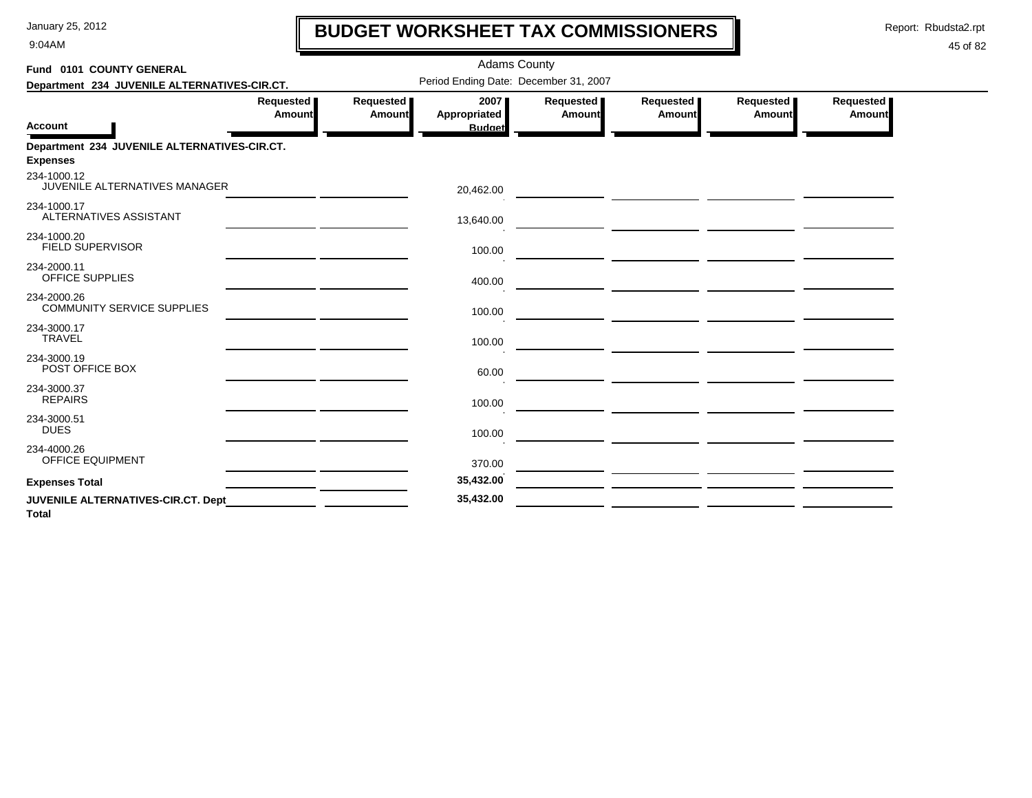# BUDGET WORKSHEET TAX COMMISSIONERS

January 25, 2012
9:04AM

Report: Rbudsta2.rpt

Adams County

**Fund 0101 COUNTY GENERAL**

**Department 234 JUVENILE ALTERNATIVES-CIR.CT.**

Period Ending Date: December 31, 2007

| Account | Requested Amount | Requested Amount | 2007 Appropriated Budget | Requested Amount | Requested Amount | Requested Amount | Requested Amount |
|---|---|---|---|---|---|---|---|
| **Department 234 JUVENILE ALTERNATIVES-CIR.CT.** | | | | | | | |
| **Expenses** | | | | | | | |
| 234-1000.12 JUVENILE ALTERNATIVES MANAGER | | | 20,462.00 | | | | |
| 234-1000.17 ALTERNATIVES ASSISTANT | | | 13,640.00 | | | | |
| 234-1000.20 FIELD SUPERVISOR | | | 100.00 | | | | |
| 234-2000.11 OFFICE SUPPLIES | | | 400.00 | | | | |
| 234-2000.26 COMMUNITY SERVICE SUPPLIES | | | 100.00 | | | | |
| 234-3000.17 TRAVEL | | | 100.00 | | | | |
| 234-3000.19 POST OFFICE BOX | | | 60.00 | | | | |
| 234-3000.37 REPAIRS | | | 100.00 | | | | |
| 234-3000.51 DUES | | | 100.00 | | | | |
| 234-4000.26 OFFICE EQUIPMENT | | | 370.00 | | | | |
| **Expenses Total** | | | **35,432.00** | | | | |
| **JUVENILE ALTERNATIVES-CIR.CT. Dept Total** | | | **35,432.00** | | | | |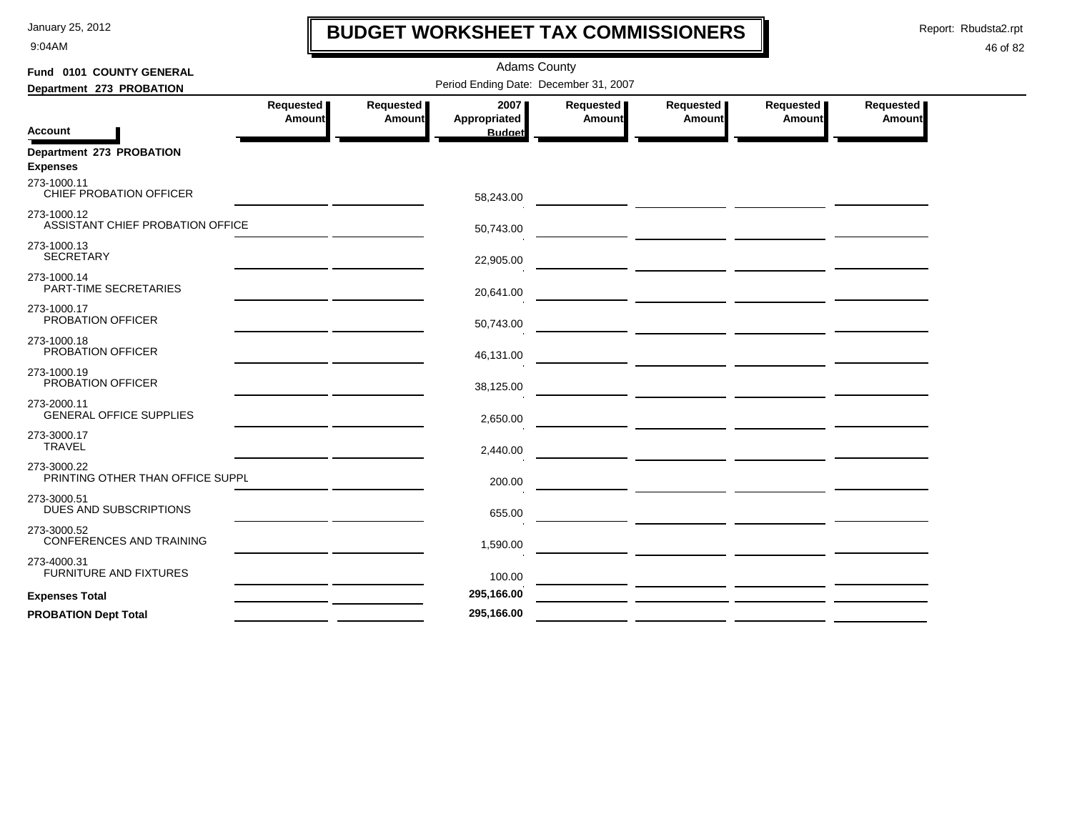# BUDGET WORKSHEET TAX COMMISSIONERS

Adams County

**Fund 0101 COUNTY GENERAL**

**Department 273 PROBATION**

Period Ending Date: December 31, 2007

| Account | Requested Amount | Requested Amount | 2007 Appropriated Budget | Requested Amount | Requested Amount | Requested Amount | Requested Amount |
|---|---|---|---|---|---|---|---|
| **Department 273 PROBATION** | | | | | | | |
| **Expenses** | | | | | | | |
| 273-1000.11 CHIEF PROBATION OFFICER | | | 58,243.00 | | | | |
| 273-1000.12 ASSISTANT CHIEF PROBATION OFFICE | | | 50,743.00 | | | | |
| 273-1000.13 SECRETARY | | | 22,905.00 | | | | |
| 273-1000.14 PART-TIME SECRETARIES | | | 20,641.00 | | | | |
| 273-1000.17 PROBATION OFFICER | | | 50,743.00 | | | | |
| 273-1000.18 PROBATION OFFICER | | | 46,131.00 | | | | |
| 273-1000.19 PROBATION OFFICER | | | 38,125.00 | | | | |
| 273-2000.11 GENERAL OFFICE SUPPLIES | | | 2,650.00 | | | | |
| 273-3000.17 TRAVEL | | | 2,440.00 | | | | |
| 273-3000.22 PRINTING OTHER THAN OFFICE SUPPL | | | 200.00 | | | | |
| 273-3000.51 DUES AND SUBSCRIPTIONS | | | 655.00 | | | | |
| 273-3000.52 CONFERENCES AND TRAINING | | | 1,590.00 | | | | |
| 273-4000.31 FURNITURE AND FIXTURES | | | 100.00 | | | | |
| **Expenses Total** | | | **295,166.00** | | | | |
| **PROBATION Dept Total** | | | **295,166.00** | | | | |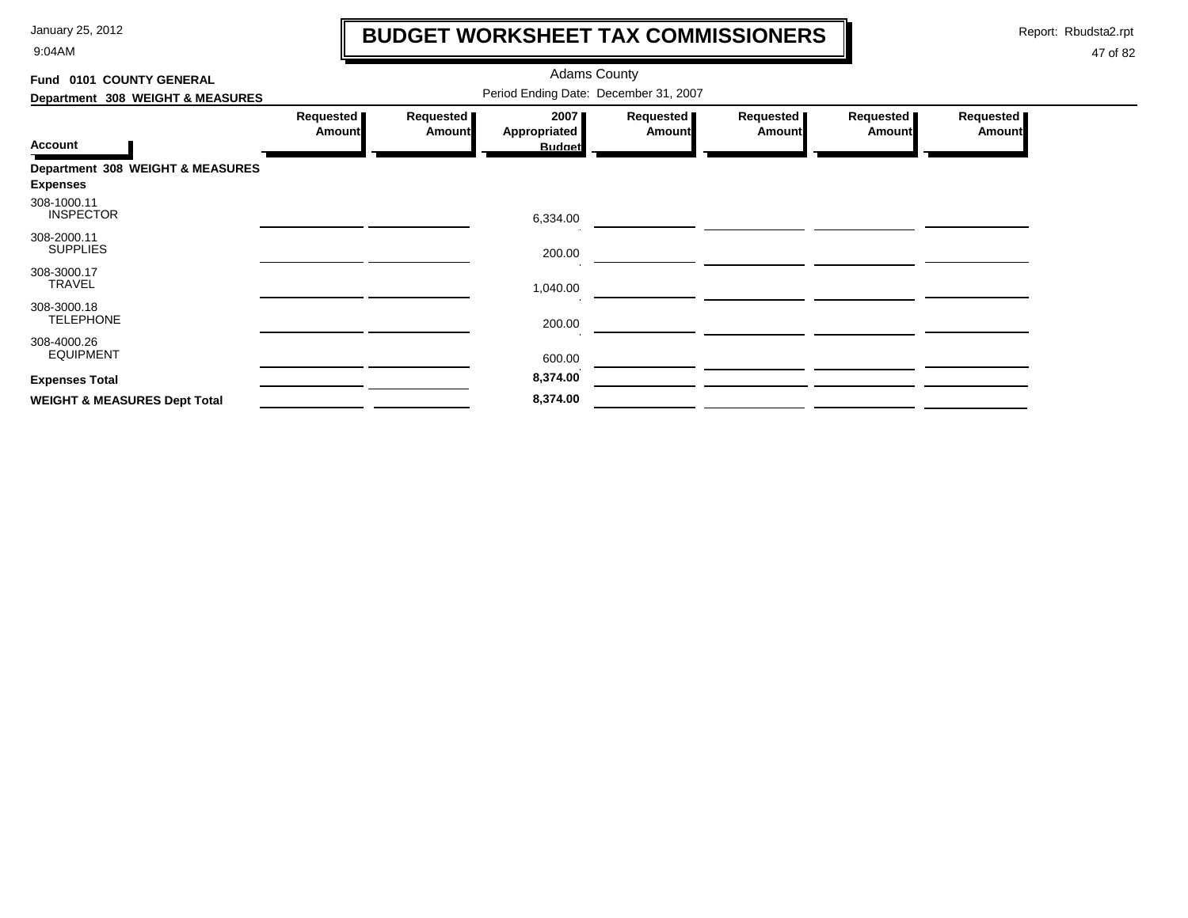# BUDGET WORKSHEET TAX COMMISSIONERS

Adams County

Fund 0101 COUNTY GENERAL

Department 308 WEIGHT & MEASURES

Period Ending Date: December 31, 2007

| Account | Requested Amount | Requested Amount | 2007 Appropriated Budget | Requested Amount | Requested Amount | Requested Amount | Requested Amount |
|---|---|---|---|---|---|---|---|
| **Department 308 WEIGHT & MEASURES** | | | | | | | |
| **Expenses** | | | | | | | |
| 308-1000.11 INSPECTOR | | | 6,334.00 | | | | |
| 308-2000.11 SUPPLIES | | | 200.00 | | | | |
| 308-3000.17 TRAVEL | | | 1,040.00 | | | | |
| 308-3000.18 TELEPHONE | | | 200.00 | | | | |
| 308-4000.26 EQUIPMENT | | | 600.00 | | | | |
| **Expenses Total** | | | **8,374.00** | | | | |
| **WEIGHT & MEASURES Dept Total** | | | **8,374.00** | | | | |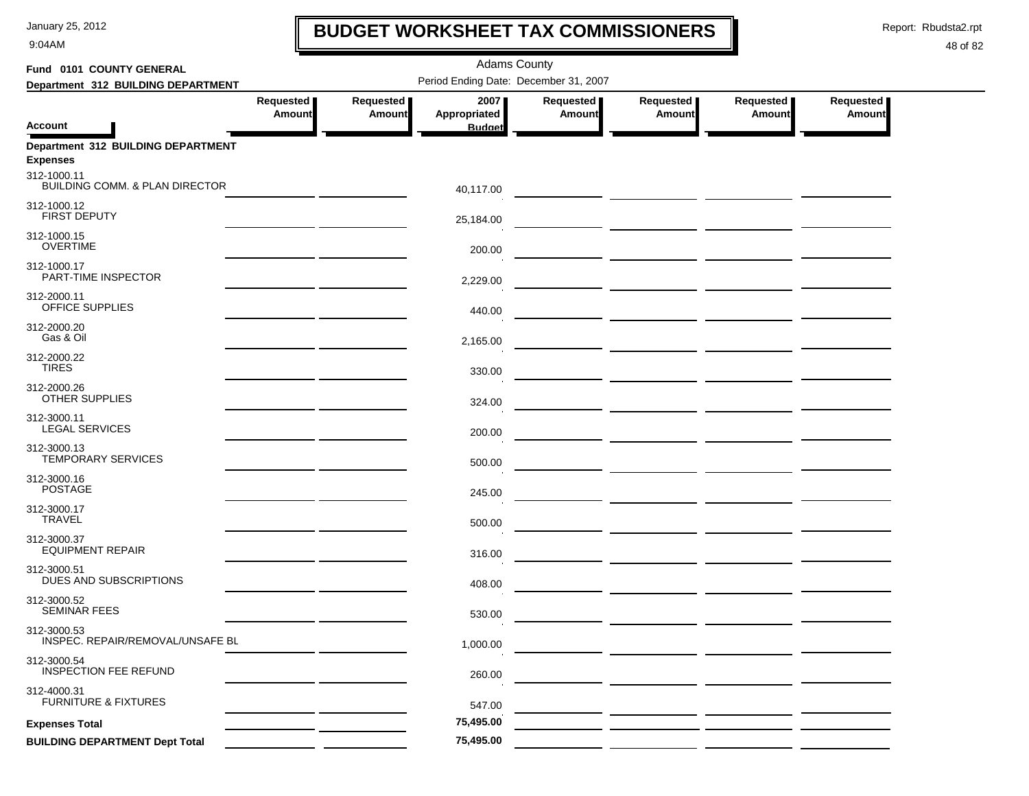# BUDGET WORKSHEET TAX COMMISSIONERS

Adams County

Period Ending Date: December 31, 2007

**Fund 0101 COUNTY GENERAL**

**Department 312 BUILDING DEPARTMENT**

| Account | Requested Amount | Requested Amount | 2007 Appropriated Budget | Requested Amount | Requested Amount | Requested Amount | Requested Amount |
|---|---|---|---|---|---|---|---|
| **Department 312 BUILDING DEPARTMENT** | | | | | | | |
| **Expenses** | | | | | | | |
| 312-1000.11 BUILDING COMM. & PLAN DIRECTOR | | | 40,117.00 | | | | |
| 312-1000.12 FIRST DEPUTY | | | 25,184.00 | | | | |
| 312-1000.15 OVERTIME | | | 200.00 | | | | |
| 312-1000.17 PART-TIME INSPECTOR | | | 2,229.00 | | | | |
| 312-2000.11 OFFICE SUPPLIES | | | 440.00 | | | | |
| 312-2000.20 Gas & Oil | | | 2,165.00 | | | | |
| 312-2000.22 TIRES | | | 330.00 | | | | |
| 312-2000.26 OTHER SUPPLIES | | | 324.00 | | | | |
| 312-3000.11 LEGAL SERVICES | | | 200.00 | | | | |
| 312-3000.13 TEMPORARY SERVICES | | | 500.00 | | | | |
| 312-3000.16 POSTAGE | | | 245.00 | | | | |
| 312-3000.17 TRAVEL | | | 500.00 | | | | |
| 312-3000.37 EQUIPMENT REPAIR | | | 316.00 | | | | |
| 312-3000.51 DUES AND SUBSCRIPTIONS | | | 408.00 | | | | |
| 312-3000.52 SEMINAR FEES | | | 530.00 | | | | |
| 312-3000.53 INSPEC. REPAIR/REMOVAL/UNSAFE BL | | | 1,000.00 | | | | |
| 312-3000.54 INSPECTION FEE REFUND | | | 260.00 | | | | |
| 312-4000.31 FURNITURE & FIXTURES | | | 547.00 | | | | |
| **Expenses Total** | | | 75,495.00 | | | | |
| **BUILDING DEPARTMENT Dept Total** | | | 75,495.00 | | | | |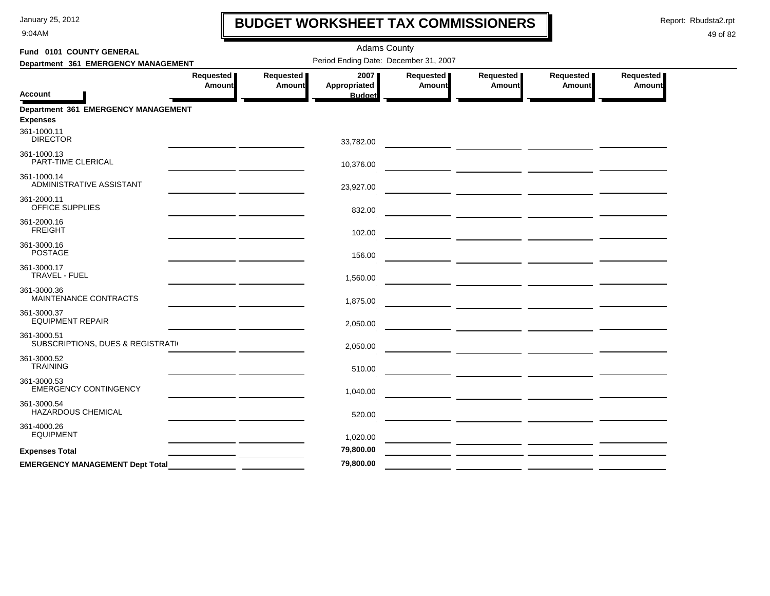# BUDGET WORKSHEET TAX COMMISSIONERS

January 25, 2012
9:04AM

Report: Rbudsta2.rpt

Adams County

**Fund 0101 COUNTY GENERAL**

**Department 361 EMERGENCY MANAGEMENT**

Period Ending Date: December 31, 2007

| Account | Requested Amount | Requested Amount | 2007 Appropriated Budget | Requested Amount | Requested Amount | Requested Amount | Requested Amount |
|---|---|---|---|---|---|---|---|
| **Department 361 EMERGENCY MANAGEMENT** | | | | | | | |
| **Expenses** | | | | | | | |
| 361-1000.11 DIRECTOR | | | 33,782.00 | | | | |
| 361-1000.13 PART-TIME CLERICAL | | | 10,376.00 | | | | |
| 361-1000.14 ADMINISTRATIVE ASSISTANT | | | 23,927.00 | | | | |
| 361-2000.11 OFFICE SUPPLIES | | | 832.00 | | | | |
| 361-2000.16 FREIGHT | | | 102.00 | | | | |
| 361-3000.16 POSTAGE | | | 156.00 | | | | |
| 361-3000.17 TRAVEL - FUEL | | | 1,560.00 | | | | |
| 361-3000.36 MAINTENANCE CONTRACTS | | | 1,875.00 | | | | |
| 361-3000.37 EQUIPMENT REPAIR | | | 2,050.00 | | | | |
| 361-3000.51 SUBSCRIPTIONS, DUES & REGISTRATI( | | | 2,050.00 | | | | |
| 361-3000.52 TRAINING | | | 510.00 | | | | |
| 361-3000.53 EMERGENCY CONTINGENCY | | | 1,040.00 | | | | |
| 361-3000.54 HAZARDOUS CHEMICAL | | | 520.00 | | | | |
| 361-4000.26 EQUIPMENT | | | 1,020.00 | | | | |
| **Expenses Total** | | | **79,800.00** | | | | |
| **EMERGENCY MANAGEMENT Dept Total** | | | **79,800.00** | | | | |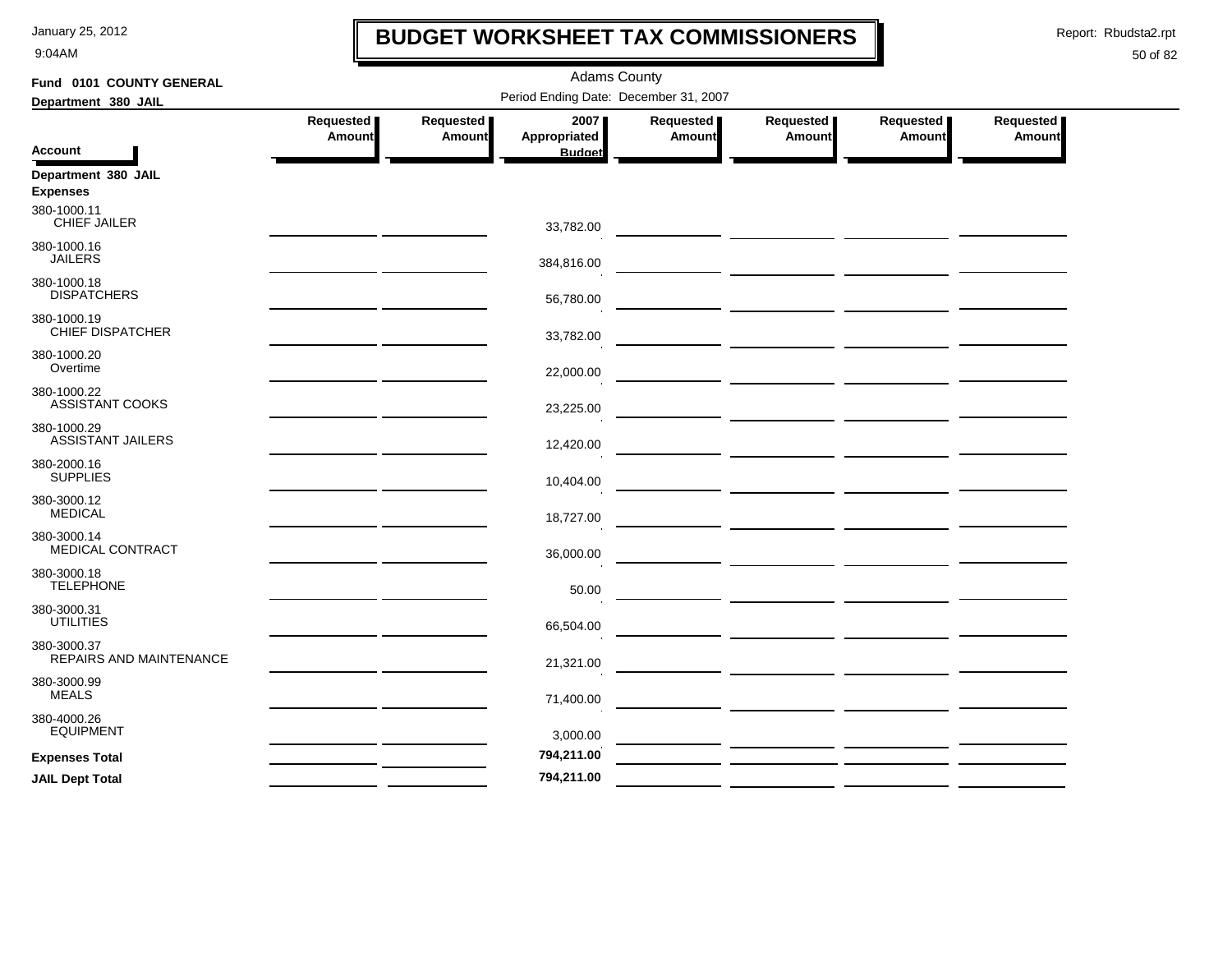# BUDGET WORKSHEET TAX COMMISSIONERS

Adams County

**Fund 0101 COUNTY GENERAL**

**Department 380 JAIL**

Period Ending Date: December 31, 2007

| Account | Requested Amount | Requested Amount | 2007 Appropriated Budget | Requested Amount | Requested Amount | Requested Amount | Requested Amount |
|---|---|---|---|---|---|---|---|
| **Department 380 JAIL** | | | | | | | |
| **Expenses** | | | | | | | |
| 380-1000.11 CHIEF JAILER | | | 33,782.00 | | | | |
| 380-1000.16 JAILERS | | | 384,816.00 | | | | |
| 380-1000.18 DISPATCHERS | | | 56,780.00 | | | | |
| 380-1000.19 CHIEF DISPATCHER | | | 33,782.00 | | | | |
| 380-1000.20 Overtime | | | 22,000.00 | | | | |
| 380-1000.22 ASSISTANT COOKS | | | 23,225.00 | | | | |
| 380-1000.29 ASSISTANT JAILERS | | | 12,420.00 | | | | |
| 380-2000.16 SUPPLIES | | | 10,404.00 | | | | |
| 380-3000.12 MEDICAL | | | 18,727.00 | | | | |
| 380-3000.14 MEDICAL CONTRACT | | | 36,000.00 | | | | |
| 380-3000.18 TELEPHONE | | | 50.00 | | | | |
| 380-3000.31 UTILITIES | | | 66,504.00 | | | | |
| 380-3000.37 REPAIRS AND MAINTENANCE | | | 21,321.00 | | | | |
| 380-3000.99 MEALS | | | 71,400.00 | | | | |
| 380-4000.26 EQUIPMENT | | | 3,000.00 | | | | |
| **Expenses Total** | | | **794,211.00** | | | | |
| **JAIL Dept Total** | | | **794,211.00** | | | | |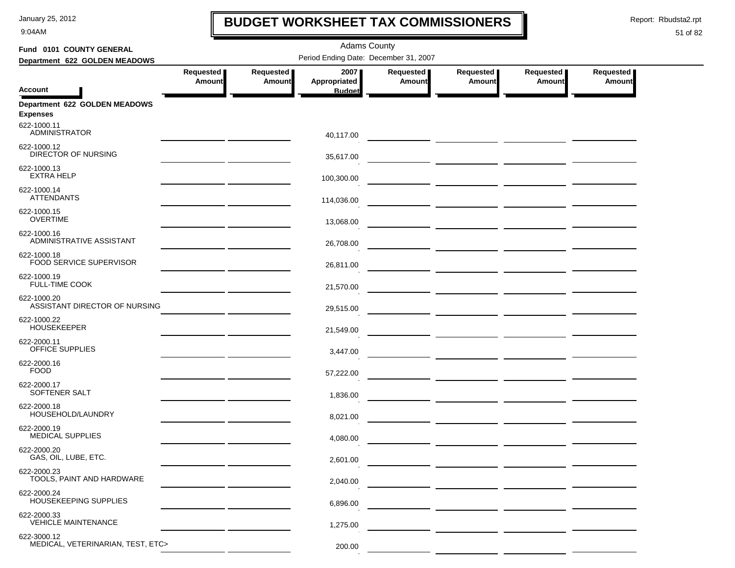# BUDGET WORKSHEET TAX COMMISSIONERS

January 25, 2012
9:04AM

Report: Rbudsta2.rpt

Adams County

Period Ending Date: December 31, 2007

**Fund 0101 COUNTY GENERAL**

**Department 622 GOLDEN MEADOWS**

| Account | Requested Amount | Requested Amount | 2007 Appropriated Budget | Requested Amount | Requested Amount | Requested Amount | Requested Amount |
|---|---|---|---|---|---|---|---|
| **Department 622 GOLDEN MEADOWS** | | | | | | | |
| **Expenses** | | | | | | | |
| 622-1000.11 ADMINISTRATOR | | | 40,117.00 | | | | |
| 622-1000.12 DIRECTOR OF NURSING | | | 35,617.00 | | | | |
| 622-1000.13 EXTRA HELP | | | 100,300.00 | | | | |
| 622-1000.14 ATTENDANTS | | | 114,036.00 | | | | |
| 622-1000.15 OVERTIME | | | 13,068.00 | | | | |
| 622-1000.16 ADMINISTRATIVE ASSISTANT | | | 26,708.00 | | | | |
| 622-1000.18 FOOD SERVICE SUPERVISOR | | | 26,811.00 | | | | |
| 622-1000.19 FULL-TIME COOK | | | 21,570.00 | | | | |
| 622-1000.20 ASSISTANT DIRECTOR OF NURSING | | | 29,515.00 | | | | |
| 622-1000.22 HOUSEKEEPER | | | 21,549.00 | | | | |
| 622-2000.11 OFFICE SUPPLIES | | | 3,447.00 | | | | |
| 622-2000.16 FOOD | | | 57,222.00 | | | | |
| 622-2000.17 SOFTENER SALT | | | 1,836.00 | | | | |
| 622-2000.18 HOUSEHOLD/LAUNDRY | | | 8,021.00 | | | | |
| 622-2000.19 MEDICAL SUPPLIES | | | 4,080.00 | | | | |
| 622-2000.20 GAS, OIL, LUBE, ETC. | | | 2,601.00 | | | | |
| 622-2000.23 TOOLS, PAINT AND HARDWARE | | | 2,040.00 | | | | |
| 622-2000.24 HOUSEKEEPING SUPPLIES | | | 6,896.00 | | | | |
| 622-2000.33 VEHICLE MAINTENANCE | | | 1,275.00 | | | | |
| 622-3000.12 MEDICAL, VETERINARIAN, TEST, ETC> | | | 200.00 | | | | |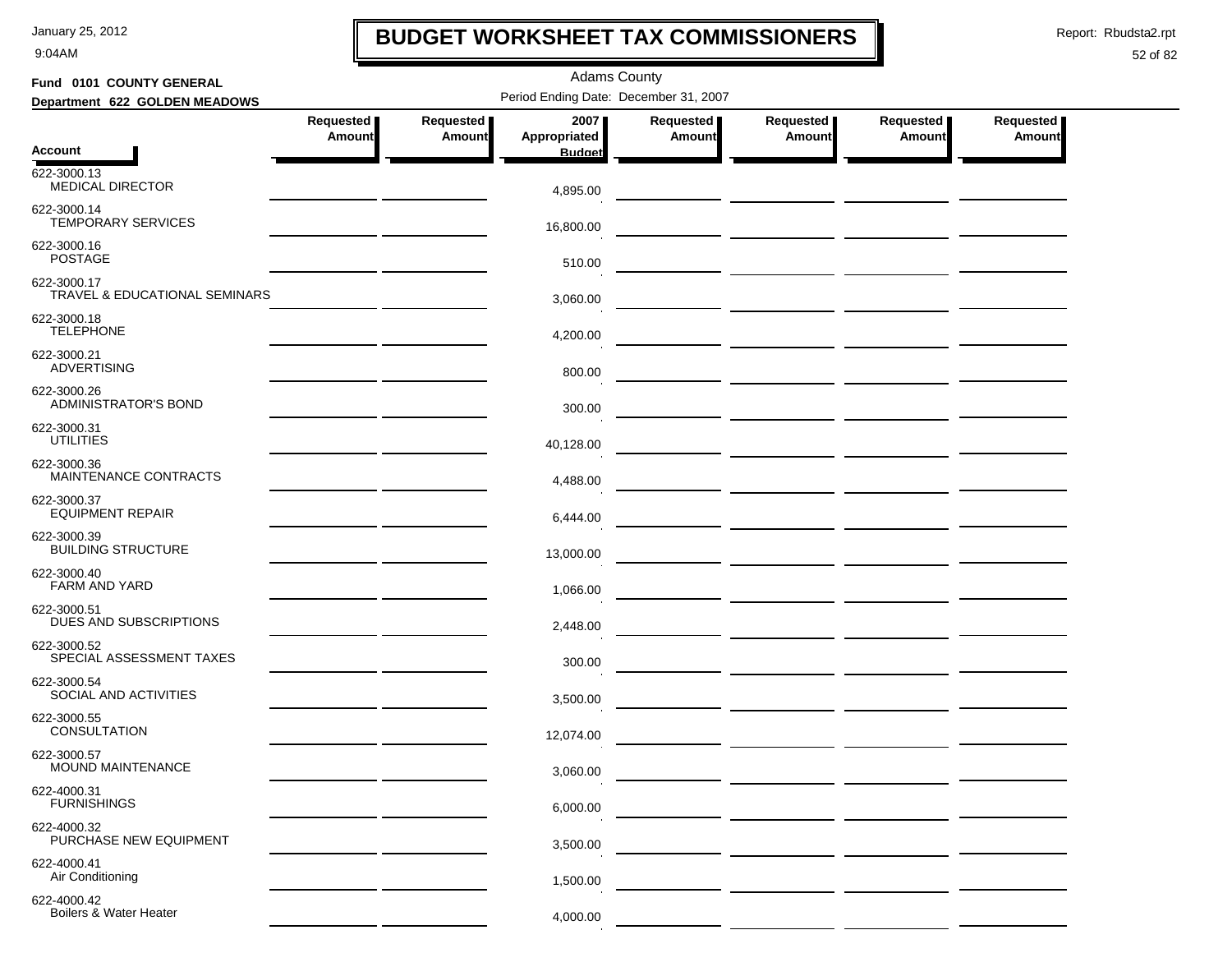# BUDGET WORKSHEET TAX COMMISSIONERS

January 25, 2012
9:04AM

Report: Rbudsta2.rpt

Adams County

Fund 0101 COUNTY GENERAL
Department 622 GOLDEN MEADOWS

Period Ending Date: December 31, 2007

| Account | Requested Amount | Requested Amount | 2007 Appropriated Budget | Requested Amount | Requested Amount | Requested Amount | Requested Amount |
|---|---|---|---|---|---|---|---|
| 622-3000.13 MEDICAL DIRECTOR | | | 4,895.00 | | | | |
| 622-3000.14 TEMPORARY SERVICES | | | 16,800.00 | | | | |
| 622-3000.16 POSTAGE | | | 510.00 | | | | |
| 622-3000.17 TRAVEL & EDUCATIONAL SEMINARS | | | 3,060.00 | | | | |
| 622-3000.18 TELEPHONE | | | 4,200.00 | | | | |
| 622-3000.21 ADVERTISING | | | 800.00 | | | | |
| 622-3000.26 ADMINISTRATOR'S BOND | | | 300.00 | | | | |
| 622-3000.31 UTILITIES | | | 40,128.00 | | | | |
| 622-3000.36 MAINTENANCE CONTRACTS | | | 4,488.00 | | | | |
| 622-3000.37 EQUIPMENT REPAIR | | | 6,444.00 | | | | |
| 622-3000.39 BUILDING STRUCTURE | | | 13,000.00 | | | | |
| 622-3000.40 FARM AND YARD | | | 1,066.00 | | | | |
| 622-3000.51 DUES AND SUBSCRIPTIONS | | | 2,448.00 | | | | |
| 622-3000.52 SPECIAL ASSESSMENT TAXES | | | 300.00 | | | | |
| 622-3000.54 SOCIAL AND ACTIVITIES | | | 3,500.00 | | | | |
| 622-3000.55 CONSULTATION | | | 12,074.00 | | | | |
| 622-3000.57 MOUND MAINTENANCE | | | 3,060.00 | | | | |
| 622-4000.31 FURNISHINGS | | | 6,000.00 | | | | |
| 622-4000.32 PURCHASE NEW EQUIPMENT | | | 3,500.00 | | | | |
| 622-4000.41 Air Conditioning | | | 1,500.00 | | | | |
| 622-4000.42 Boilers & Water Heater | | | 4,000.00 | | | | |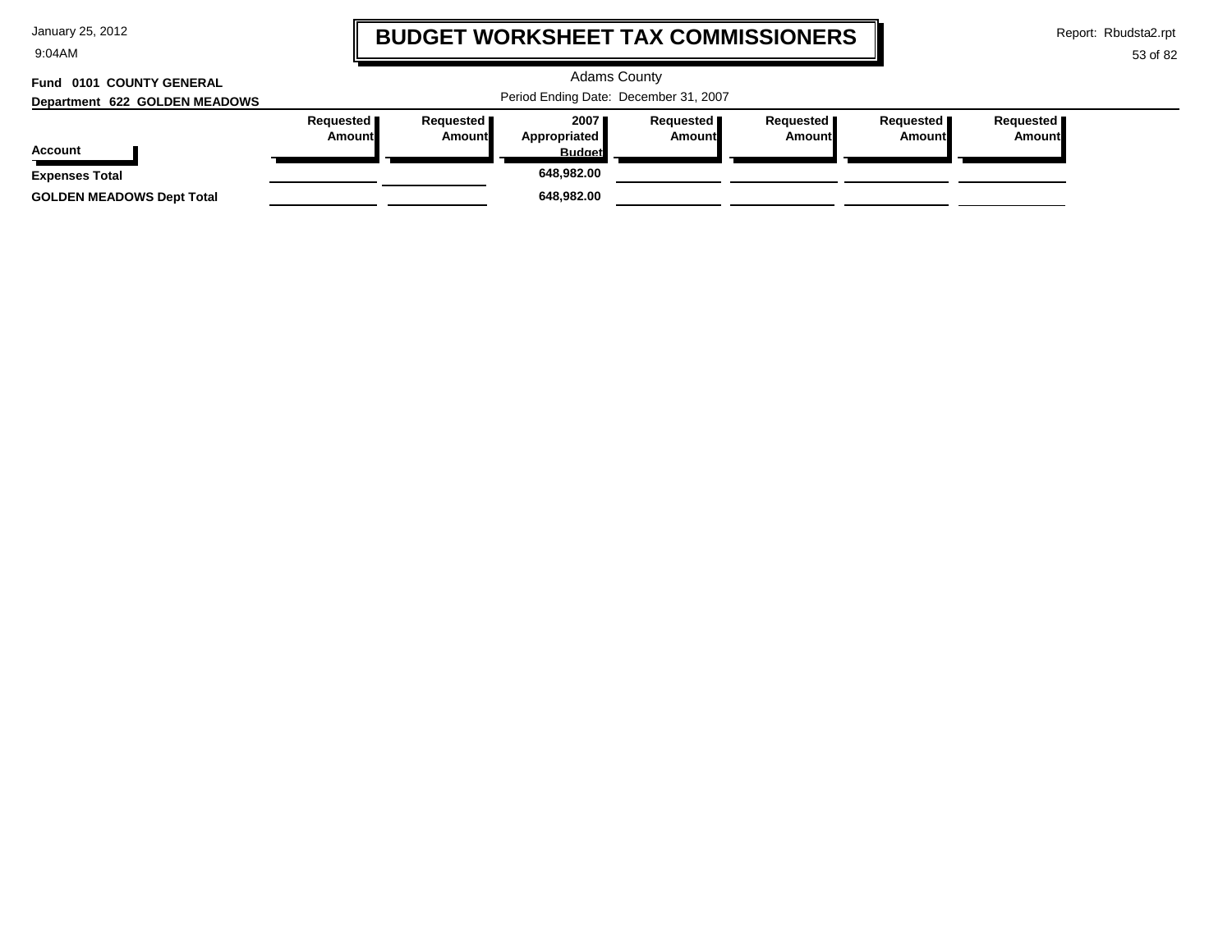# BUDGET WORKSHEET TAX COMMISSIONERS

Adams County

Period Ending Date: December 31, 2007

**Fund 0101 COUNTY GENERAL**

**Department 622 GOLDEN MEADOWS**

| Account | Requested Amount | Requested Amount | 2007 Appropriated Budget | Requested Amount | Requested Amount | Requested Amount | Requested Amount |
|---|---|---|---|---|---|---|---|
| **Expenses Total** | | | **648,982.00** | | | | |
| **GOLDEN MEADOWS Dept Total** | | | **648,982.00** | | | | |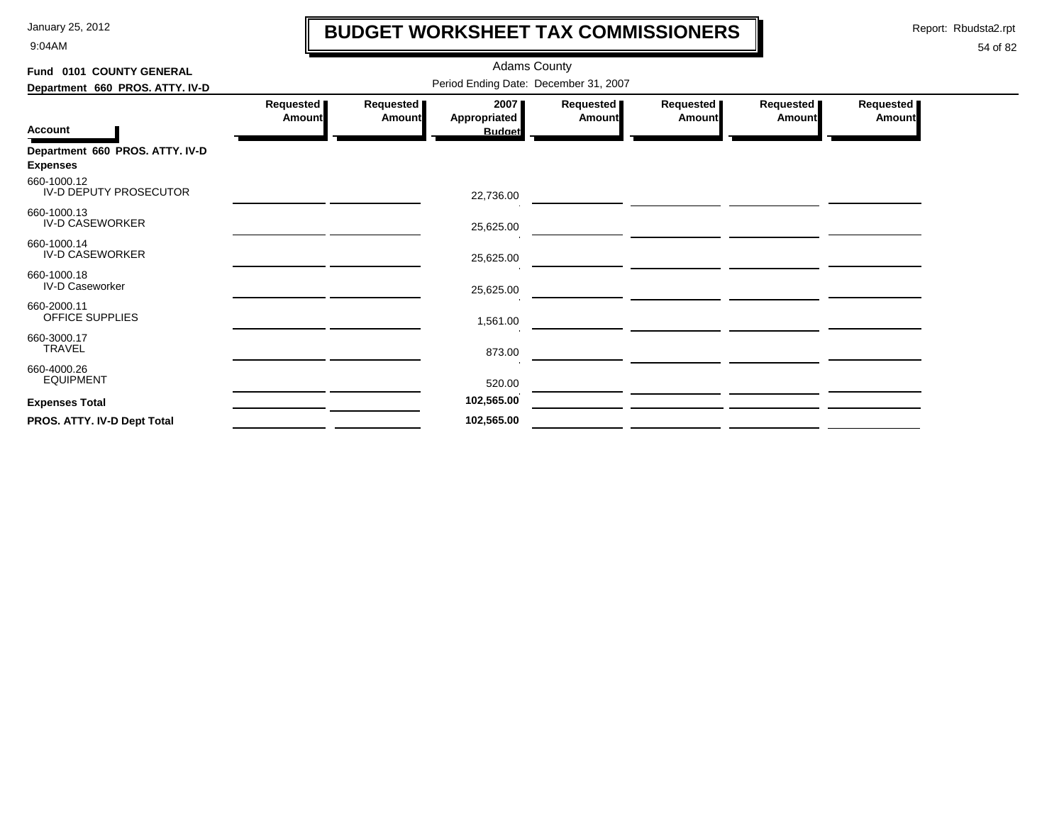# BUDGET WORKSHEET TAX COMMISSIONERS

Adams County

Period Ending Date: December 31, 2007

**Fund 0101 COUNTY GENERAL**

**Department 660 PROS. ATTY. IV-D**

| Account | Requested Amount | Requested Amount | 2007 Appropriated Budget | Requested Amount | Requested Amount | Requested Amount | Requested Amount |
|---|---|---|---|---|---|---|---|
| **Department 660 PROS. ATTY. IV-D** | | | | | | | |
| **Expenses** | | | | | | | |
| 660-1000.12 IV-D DEPUTY PROSECUTOR | | | 22,736.00 | | | | |
| 660-1000.13 IV-D CASEWORKER | | | 25,625.00 | | | | |
| 660-1000.14 IV-D CASEWORKER | | | 25,625.00 | | | | |
| 660-1000.18 IV-D Caseworker | | | 25,625.00 | | | | |
| 660-2000.11 OFFICE SUPPLIES | | | 1,561.00 | | | | |
| 660-3000.17 TRAVEL | | | 873.00 | | | | |
| 660-4000.26 EQUIPMENT | | | 520.00 | | | | |
| **Expenses Total** | | | **102,565.00** | | | | |
| **PROS. ATTY. IV-D Dept Total** | | | **102,565.00** | | | | |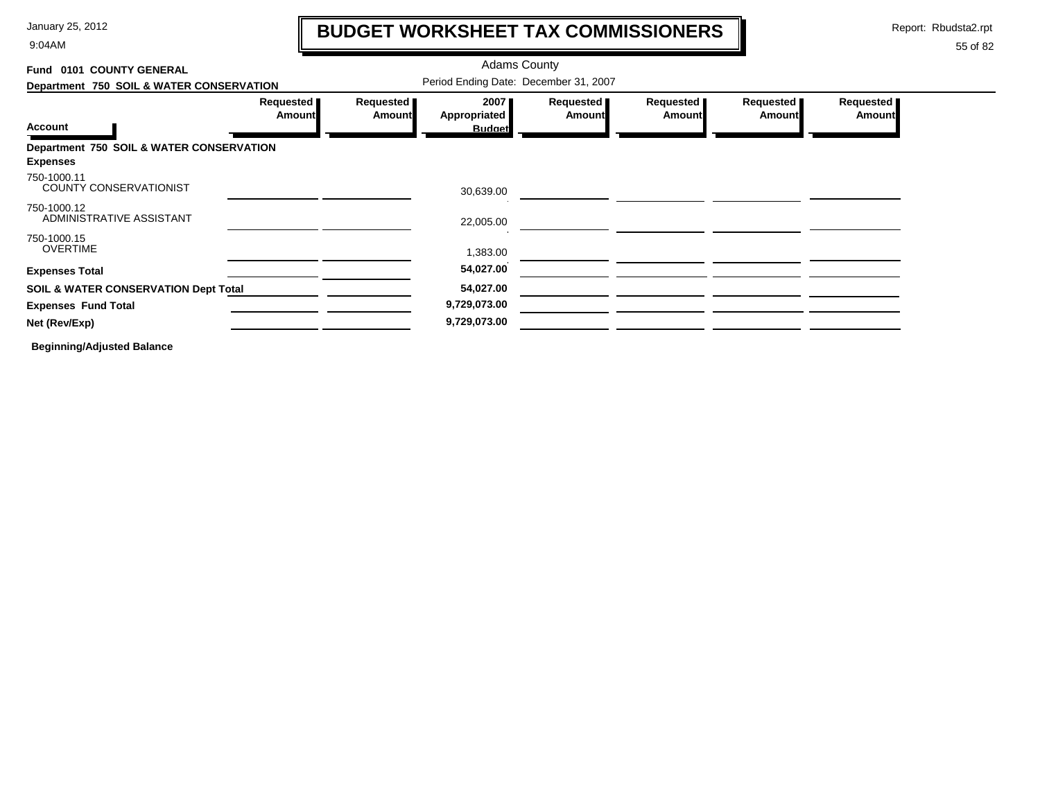# BUDGET WORKSHEET TAX COMMISSIONERS

Adams County

**Fund 0101 COUNTY GENERAL**

**Department 750 SOIL & WATER CONSERVATION**

Period Ending Date: December 31, 2007

| Account | Requested Amount | Requested Amount | 2007 Appropriated Budget | Requested Amount | Requested Amount | Requested Amount | Requested Amount |
|---|---|---|---|---|---|---|---|
| **Department 750 SOIL & WATER CONSERVATION** | | | | | | | |
| **Expenses** | | | | | | | |
| 750-1000.11 COUNTY CONSERVATIONIST | | | 30,639.00 | | | | |
| 750-1000.12 ADMINISTRATIVE ASSISTANT | | | 22,005.00 | | | | |
| 750-1000.15 OVERTIME | | | 1,383.00 | | | | |
| **Expenses Total** | | | **54,027.00** | | | | |
| **SOIL & WATER CONSERVATION Dept Total** | | | **54,027.00** | | | | |
| **Expenses Fund Total** | | | **9,729,073.00** | | | | |
| **Net (Rev/Exp)** | | | **9,729,073.00** | | | | |

**Beginning/Adjusted Balance**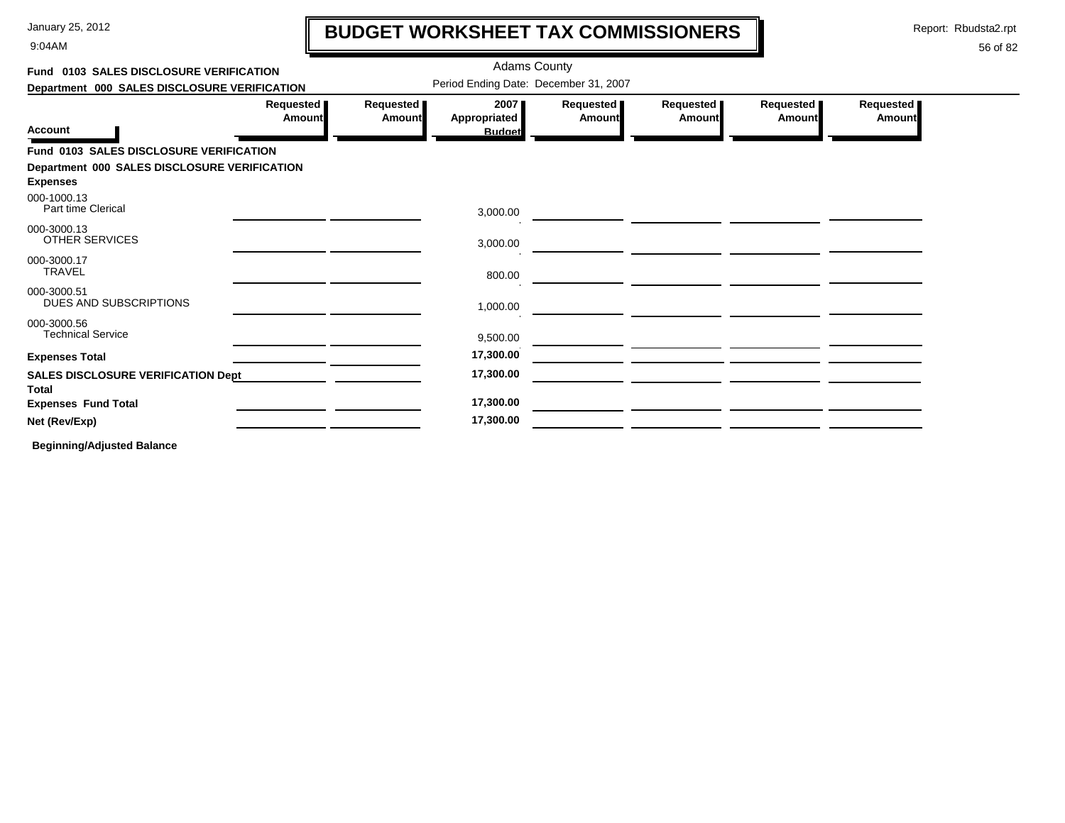# BUDGET WORKSHEET TAX COMMISSIONERS

January 25, 2012
9:04AM

Report: Rbudsta2.rpt

Adams County

Period Ending Date: December 31, 2007

**Fund 0103 SALES DISCLOSURE VERIFICATION**
**Department 000 SALES DISCLOSURE VERIFICATION**

| Account | Requested Amount | Requested Amount | 2007 Appropriated Budget | Requested Amount | Requested Amount | Requested Amount | Requested Amount |
|---|---|---|---|---|---|---|---|
| **Fund 0103 SALES DISCLOSURE VERIFICATION** | | | | | | | |
| **Department 000 SALES DISCLOSURE VERIFICATION** | | | | | | | |
| **Expenses** | | | | | | | |
| 000-1000.13 Part time Clerical | | | 3,000.00 | | | | |
| 000-3000.13 OTHER SERVICES | | | 3,000.00 | | | | |
| 000-3000.17 TRAVEL | | | 800.00 | | | | |
| 000-3000.51 DUES AND SUBSCRIPTIONS | | | 1,000.00 | | | | |
| 000-3000.56 Technical Service | | | 9,500.00 | | | | |
| **Expenses Total** | | | **17,300.00** | | | | |
| **SALES DISCLOSURE VERIFICATION Dept Total** | | | **17,300.00** | | | | |
| **Expenses Fund Total** | | | **17,300.00** | | | | |
| **Net (Rev/Exp)** | | | **17,300.00** | | | | |

**Beginning/Adjusted Balance**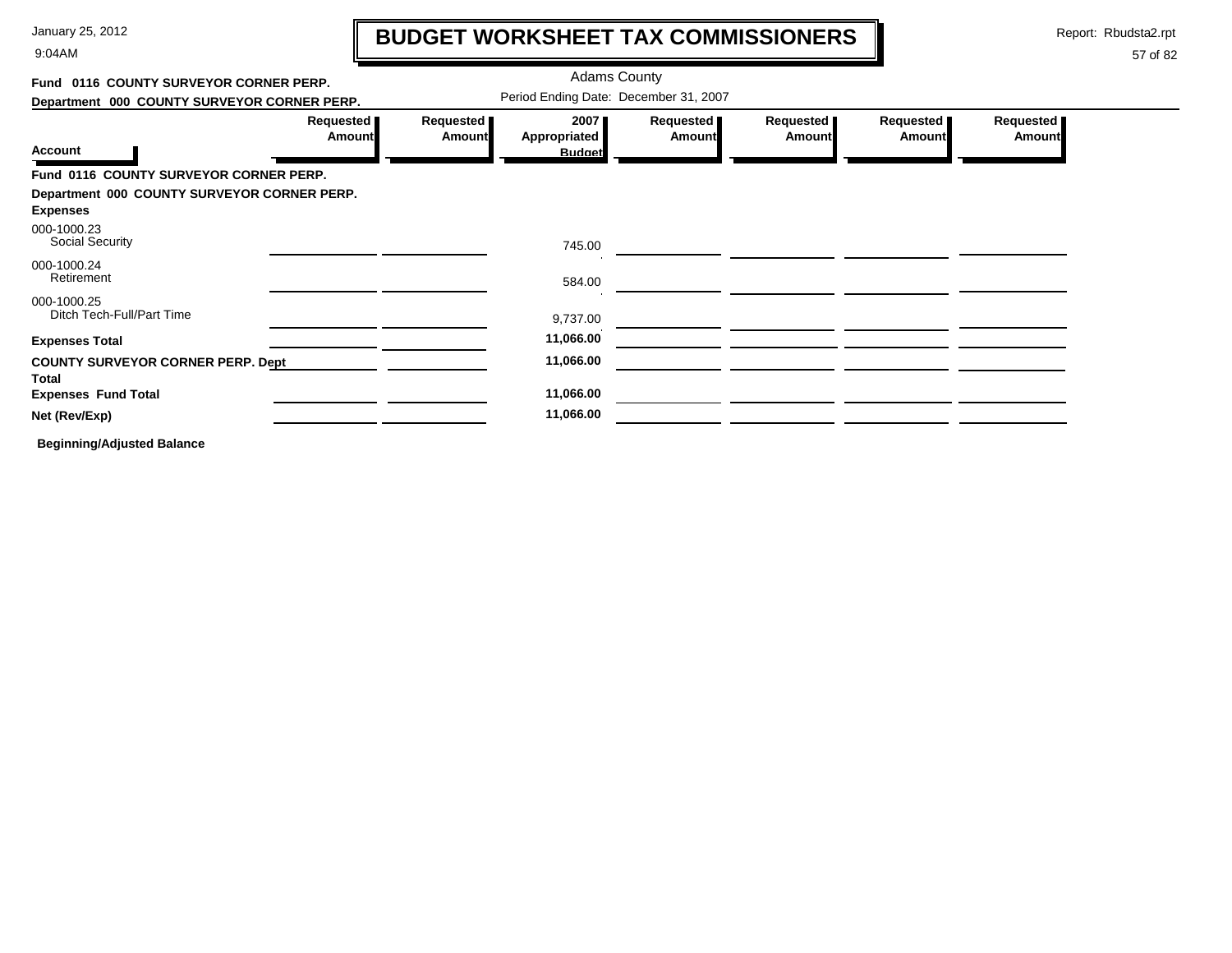# BUDGET WORKSHEET TAX COMMISSIONERS

January 25, 2012
9:04AM

Report: Rbudsta2.rpt

Adams County

**Fund 0116 COUNTY SURVEYOR CORNER PERP.**

**Department 000 COUNTY SURVEYOR CORNER PERP.**

Period Ending Date: December 31, 2007

| Account | Requested Amount | Requested Amount | 2007 Appropriated Budget | Requested Amount | Requested Amount | Requested Amount | Requested Amount |
|---|---|---|---|---|---|---|---|
| **Fund 0116 COUNTY SURVEYOR CORNER PERP.** | | | | | | | |
| **Department 000 COUNTY SURVEYOR CORNER PERP.** | | | | | | | |
| **Expenses** | | | | | | | |
| 000-1000.23 Social Security | | | 745.00 | | | | |
| 000-1000.24 Retirement | | | 584.00 | | | | |
| 000-1000.25 Ditch Tech-Full/Part Time | | | 9,737.00 | | | | |
| **Expenses Total** | | | **11,066.00** | | | | |
| **COUNTY SURVEYOR CORNER PERP. Dept Total** | | | **11,066.00** | | | | |
| **Expenses Fund Total** | | | **11,066.00** | | | | |
| **Net (Rev/Exp)** | | | **11,066.00** | | | | |

**Beginning/Adjusted Balance**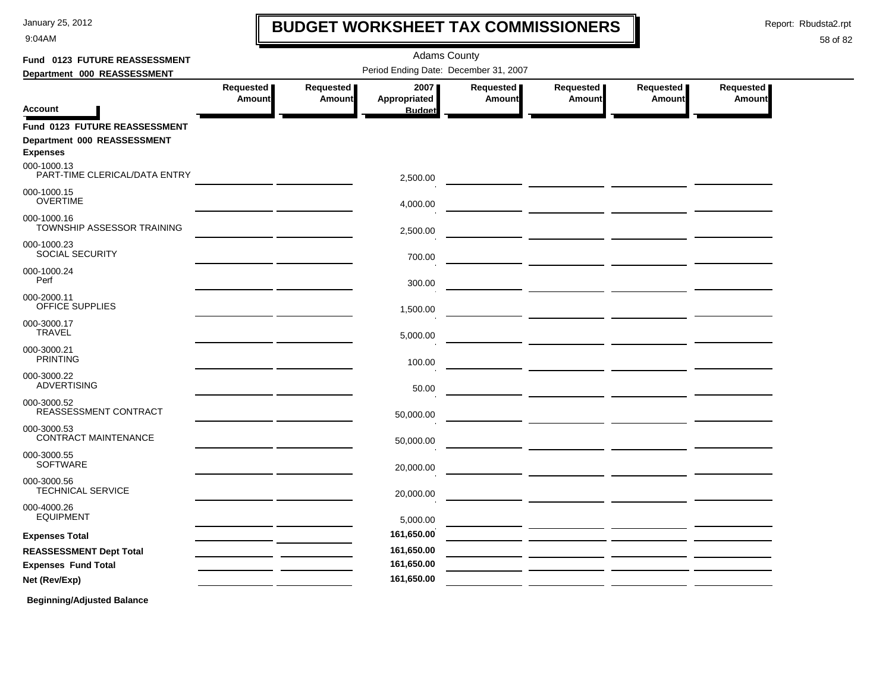# BUDGET WORKSHEET TAX COMMISSIONERS

January 25, 2012
9:04AM

Report: Rbudsta2.rpt

Adams County

Period Ending Date: December 31, 2007

**Fund 0123 FUTURE REASSESSMENT**
**Department 000 REASSESSMENT**

| Account | Requested Amount | Requested Amount | 2007 Appropriated Budget | Requested Amount | Requested Amount | Requested Amount | Requested Amount |
|---|---|---|---|---|---|---|---|
| **Fund 0123 FUTURE REASSESSMENT** | | | | | | | |
| **Department 000 REASSESSMENT** | | | | | | | |
| **Expenses** | | | | | | | |
| 000-1000.13 PART-TIME CLERICAL/DATA ENTRY | | | 2,500.00 | | | | |
| 000-1000.15 OVERTIME | | | 4,000.00 | | | | |
| 000-1000.16 TOWNSHIP ASSESSOR TRAINING | | | 2,500.00 | | | | |
| 000-1000.23 SOCIAL SECURITY | | | 700.00 | | | | |
| 000-1000.24 Perf | | | 300.00 | | | | |
| 000-2000.11 OFFICE SUPPLIES | | | 1,500.00 | | | | |
| 000-3000.17 TRAVEL | | | 5,000.00 | | | | |
| 000-3000.21 PRINTING | | | 100.00 | | | | |
| 000-3000.22 ADVERTISING | | | 50.00 | | | | |
| 000-3000.52 REASSESSMENT CONTRACT | | | 50,000.00 | | | | |
| 000-3000.53 CONTRACT MAINTENANCE | | | 50,000.00 | | | | |
| 000-3000.55 SOFTWARE | | | 20,000.00 | | | | |
| 000-3000.56 TECHNICAL SERVICE | | | 20,000.00 | | | | |
| 000-4000.26 EQUIPMENT | | | 5,000.00 | | | | |
| **Expenses Total** | | | **161,650.00** | | | | |
| **REASSESSMENT Dept Total** | | | **161,650.00** | | | | |
| **Expenses Fund Total** | | | **161,650.00** | | | | |
| **Net (Rev/Exp)** | | | **161,650.00** | | | | |

**Beginning/Adjusted Balance**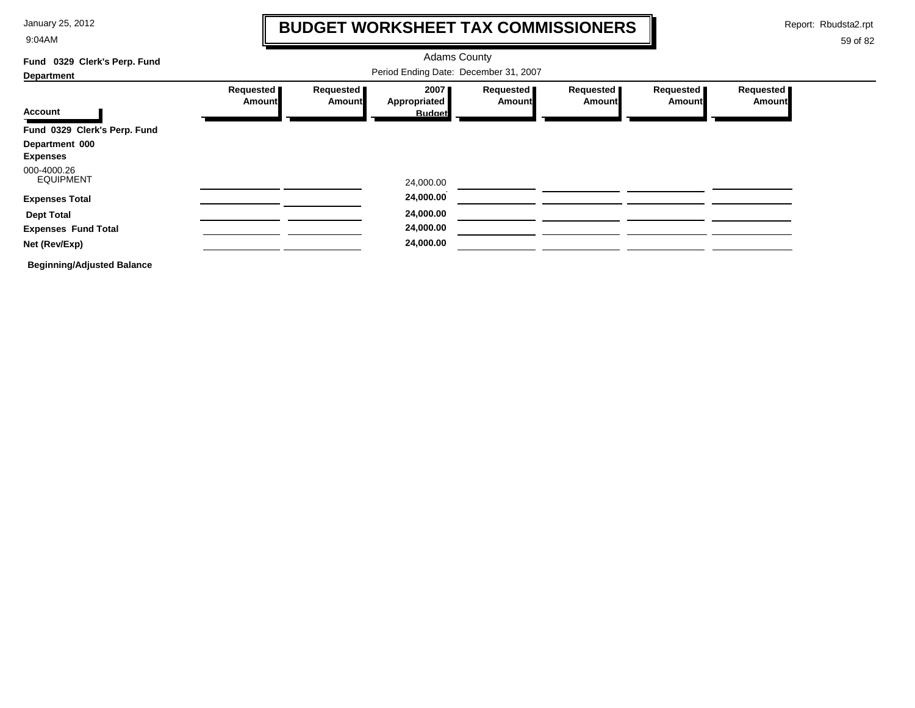# BUDGET WORKSHEET TAX COMMISSIONERS

Adams County

**Fund 0329 Clerk's Perp. Fund**

**Department**

Period Ending Date: December 31, 2007

| Account | Requested Amount | Requested Amount | 2007 Appropriated Budget | Requested Amount | Requested Amount | Requested Amount | Requested Amount |
|---|---|---|---|---|---|---|---|
| **Fund 0329 Clerk's Perp. Fund** | | | | | | | |
| **Department 000** | | | | | | | |
| **Expenses** | | | | | | | |
| 000-4000.26 EQUIPMENT | | | 24,000.00 | | | | |
| **Expenses Total** | | | **24,000.00** | | | | |
| **Dept Total** | | | **24,000.00** | | | | |
| **Expenses Fund Total** | | | **24,000.00** | | | | |
| **Net (Rev/Exp)** | | | **24,000.00** | | | | |

**Beginning/Adjusted Balance**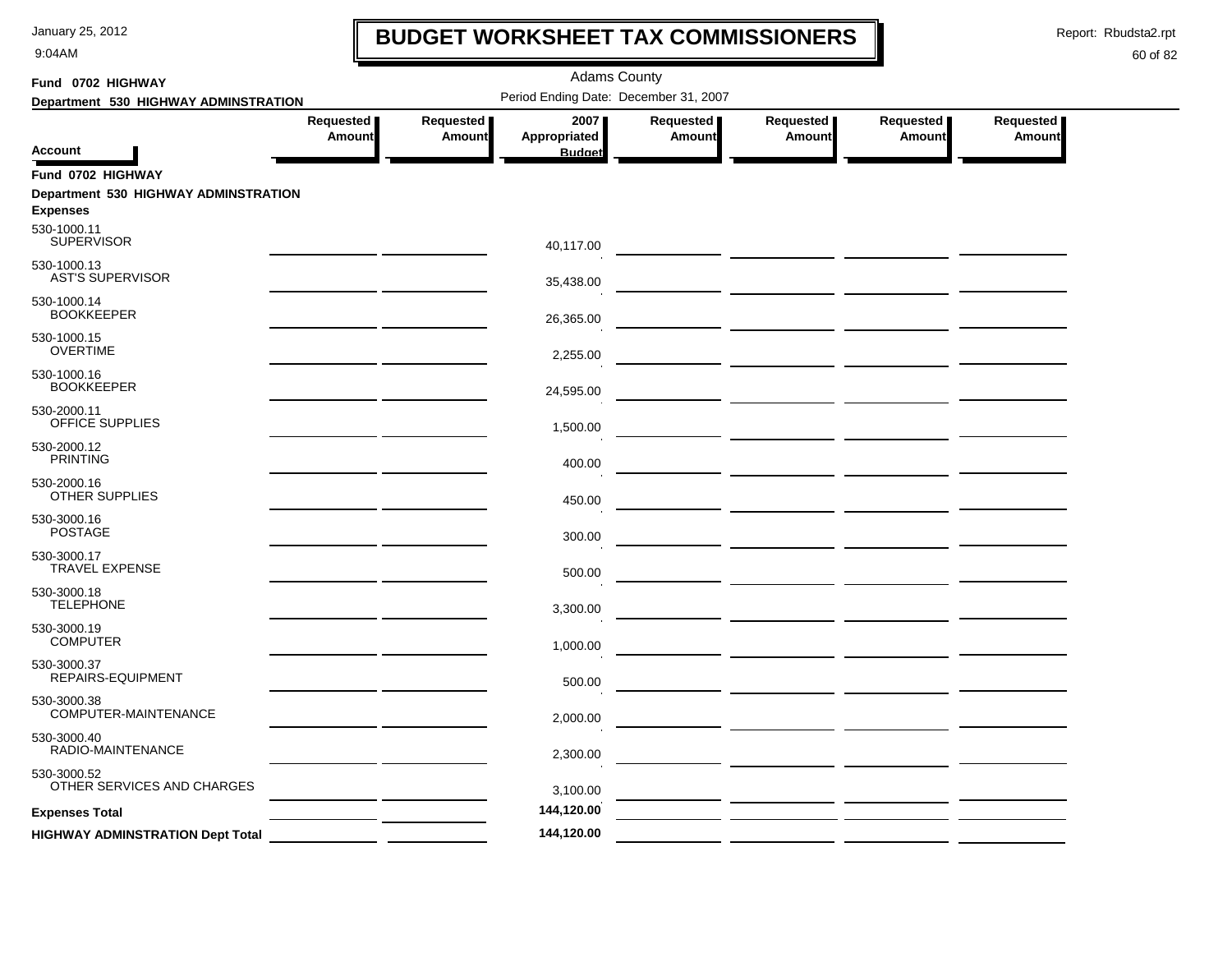# BUDGET WORKSHEET TAX COMMISSIONERS

Adams County

Period Ending Date: December 31, 2007

**Fund 0702 HIGHWAY**

**Department 530 HIGHWAY ADMINSTRATION**

| Account | Requested Amount | Requested Amount | 2007 Appropriated Budget | Requested Amount | Requested Amount | Requested Amount | Requested Amount |
|---|---|---|---|---|---|---|---|
| **Fund 0702 HIGHWAY** | | | | | | | |
| **Department 530 HIGHWAY ADMINSTRATION** | | | | | | | |
| **Expenses** | | | | | | | |
| 530-1000.11 SUPERVISOR | | | 40,117.00 | | | | |
| 530-1000.13 AST'S SUPERVISOR | | | 35,438.00 | | | | |
| 530-1000.14 BOOKKEEPER | | | 26,365.00 | | | | |
| 530-1000.15 OVERTIME | | | 2,255.00 | | | | |
| 530-1000.16 BOOKKEEPER | | | 24,595.00 | | | | |
| 530-2000.11 OFFICE SUPPLIES | | | 1,500.00 | | | | |
| 530-2000.12 PRINTING | | | 400.00 | | | | |
| 530-2000.16 OTHER SUPPLIES | | | 450.00 | | | | |
| 530-3000.16 POSTAGE | | | 300.00 | | | | |
| 530-3000.17 TRAVEL EXPENSE | | | 500.00 | | | | |
| 530-3000.18 TELEPHONE | | | 3,300.00 | | | | |
| 530-3000.19 COMPUTER | | | 1,000.00 | | | | |
| 530-3000.37 REPAIRS-EQUIPMENT | | | 500.00 | | | | |
| 530-3000.38 COMPUTER-MAINTENANCE | | | 2,000.00 | | | | |
| 530-3000.40 RADIO-MAINTENANCE | | | 2,300.00 | | | | |
| 530-3000.52 OTHER SERVICES AND CHARGES | | | 3,100.00 | | | | |
| **Expenses Total** | | | **144,120.00** | | | | |
| **HIGHWAY ADMINSTRATION Dept Total** | | | **144,120.00** | | | | |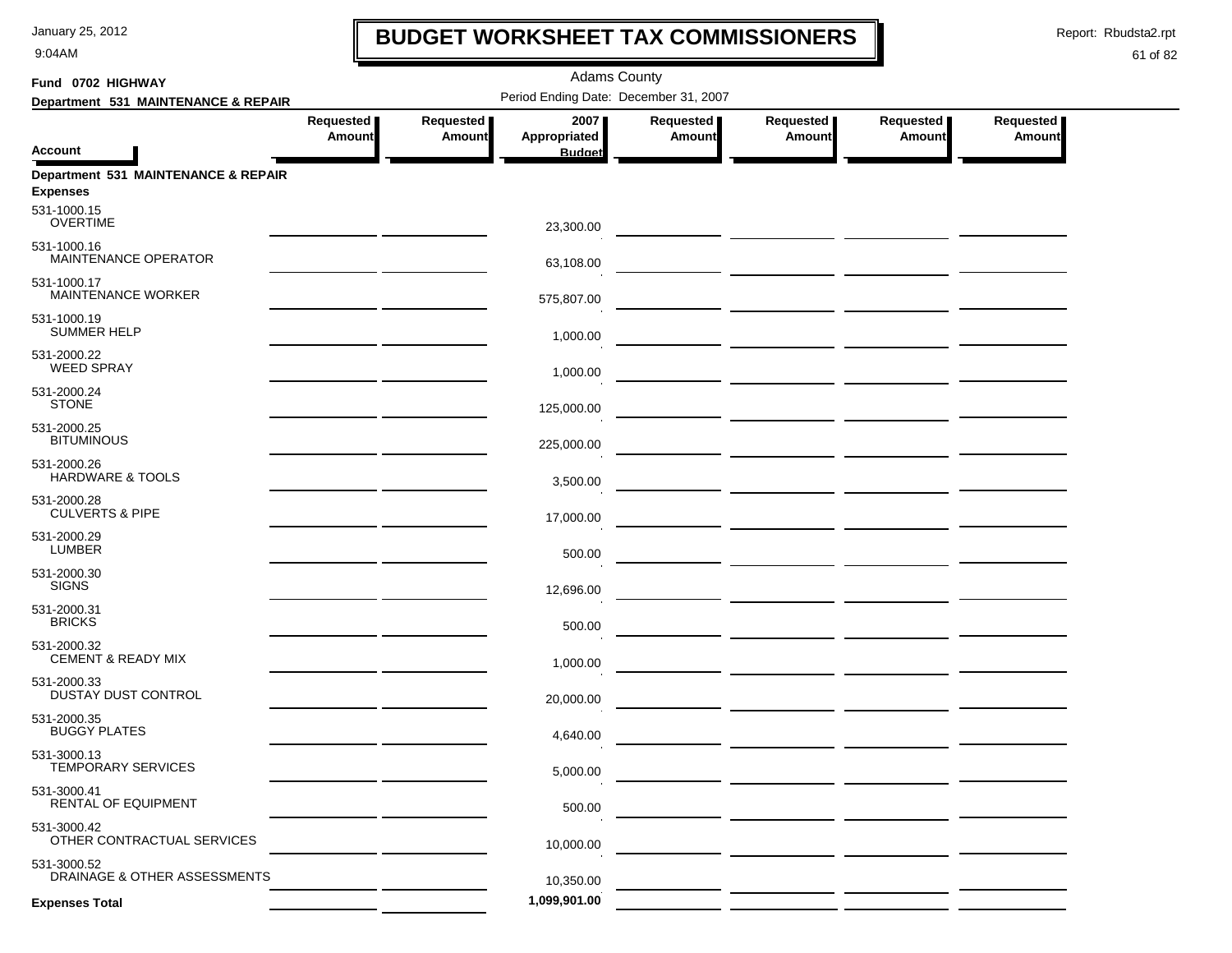# BUDGET WORKSHEET TAX COMMISSIONERS

January 25, 2012
9:04AM

Report: Rbudsta2.rpt

Adams County

**Fund 0702 HIGHWAY**

**Department 531 MAINTENANCE & REPAIR**

Period Ending Date: December 31, 2007

| Account | Requested Amount | Requested Amount | 2007 Appropriated Budget | Requested Amount | Requested Amount | Requested Amount | Requested Amount |
|---|---|---|---|---|---|---|---|
| **Department 531 MAINTENANCE & REPAIR** | | | | | | | |
| **Expenses** | | | | | | | |
| 531-1000.15 OVERTIME | | | 23,300.00 | | | | |
| 531-1000.16 MAINTENANCE OPERATOR | | | 63,108.00 | | | | |
| 531-1000.17 MAINTENANCE WORKER | | | 575,807.00 | | | | |
| 531-1000.19 SUMMER HELP | | | 1,000.00 | | | | |
| 531-2000.22 WEED SPRAY | | | 1,000.00 | | | | |
| 531-2000.24 STONE | | | 125,000.00 | | | | |
| 531-2000.25 BITUMINOUS | | | 225,000.00 | | | | |
| 531-2000.26 HARDWARE & TOOLS | | | 3,500.00 | | | | |
| 531-2000.28 CULVERTS & PIPE | | | 17,000.00 | | | | |
| 531-2000.29 LUMBER | | | 500.00 | | | | |
| 531-2000.30 SIGNS | | | 12,696.00 | | | | |
| 531-2000.31 BRICKS | | | 500.00 | | | | |
| 531-2000.32 CEMENT & READY MIX | | | 1,000.00 | | | | |
| 531-2000.33 DUSTAY DUST CONTROL | | | 20,000.00 | | | | |
| 531-2000.35 BUGGY PLATES | | | 4,640.00 | | | | |
| 531-3000.13 TEMPORARY SERVICES | | | 5,000.00 | | | | |
| 531-3000.41 RENTAL OF EQUIPMENT | | | 500.00 | | | | |
| 531-3000.42 OTHER CONTRACTUAL SERVICES | | | 10,000.00 | | | | |
| 531-3000.52 DRAINAGE & OTHER ASSESSMENTS | | | 10,350.00 | | | | |
| **Expenses Total** | | | **1,099,901.00** | | | | |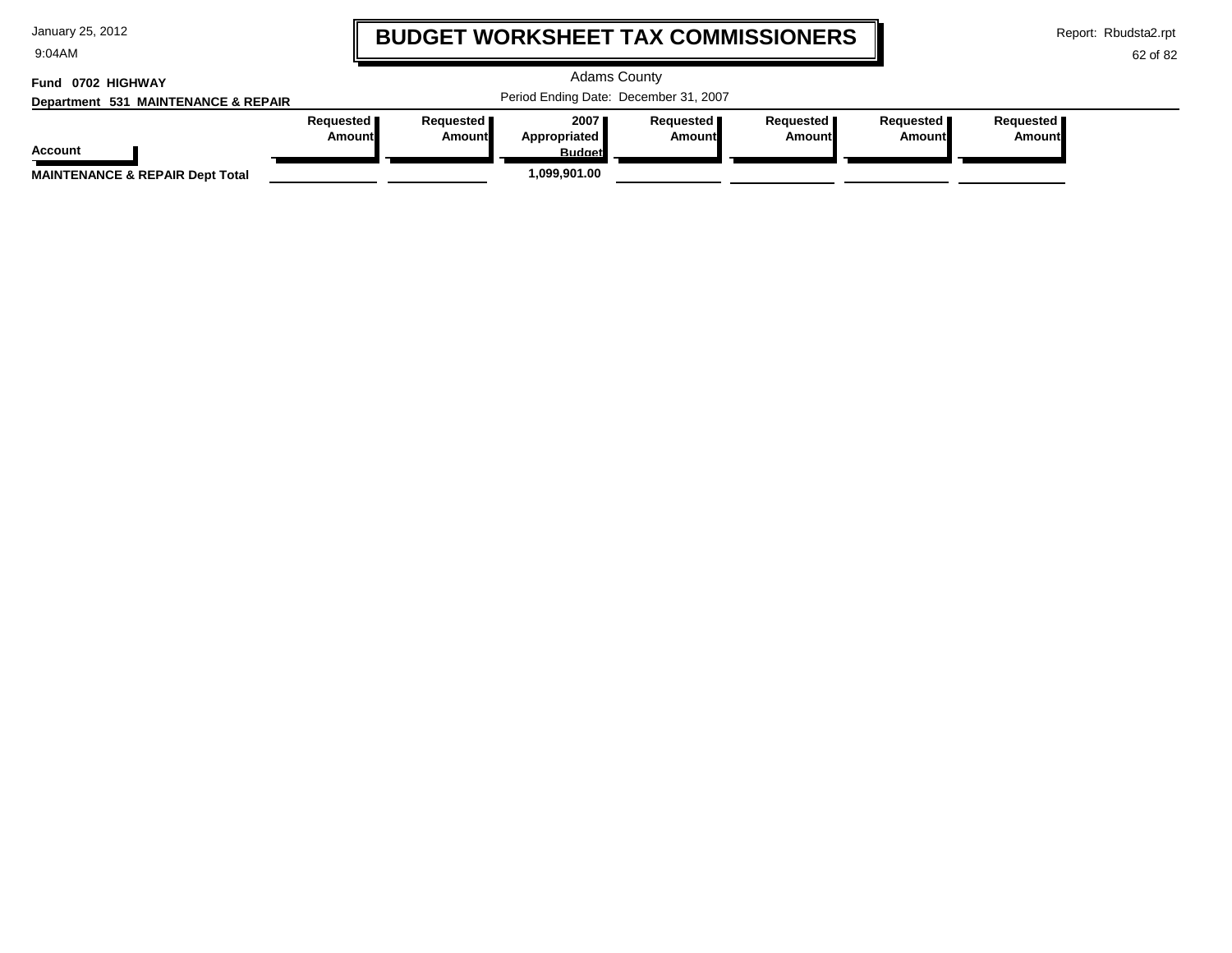# BUDGET WORKSHEET TAX COMMISSIONERS

Adams County

Period Ending Date: December 31, 2007

**Fund 0702 HIGHWAY**

**Department 531 MAINTENANCE & REPAIR**

| Account | Requested Amount | Requested Amount | 2007 Appropriated Budget | Requested Amount | Requested Amount | Requested Amount | Requested Amount |
|---|---|---|---|---|---|---|---|
| **MAINTENANCE & REPAIR Dept Total** | | | 1,099,901.00 | | | | |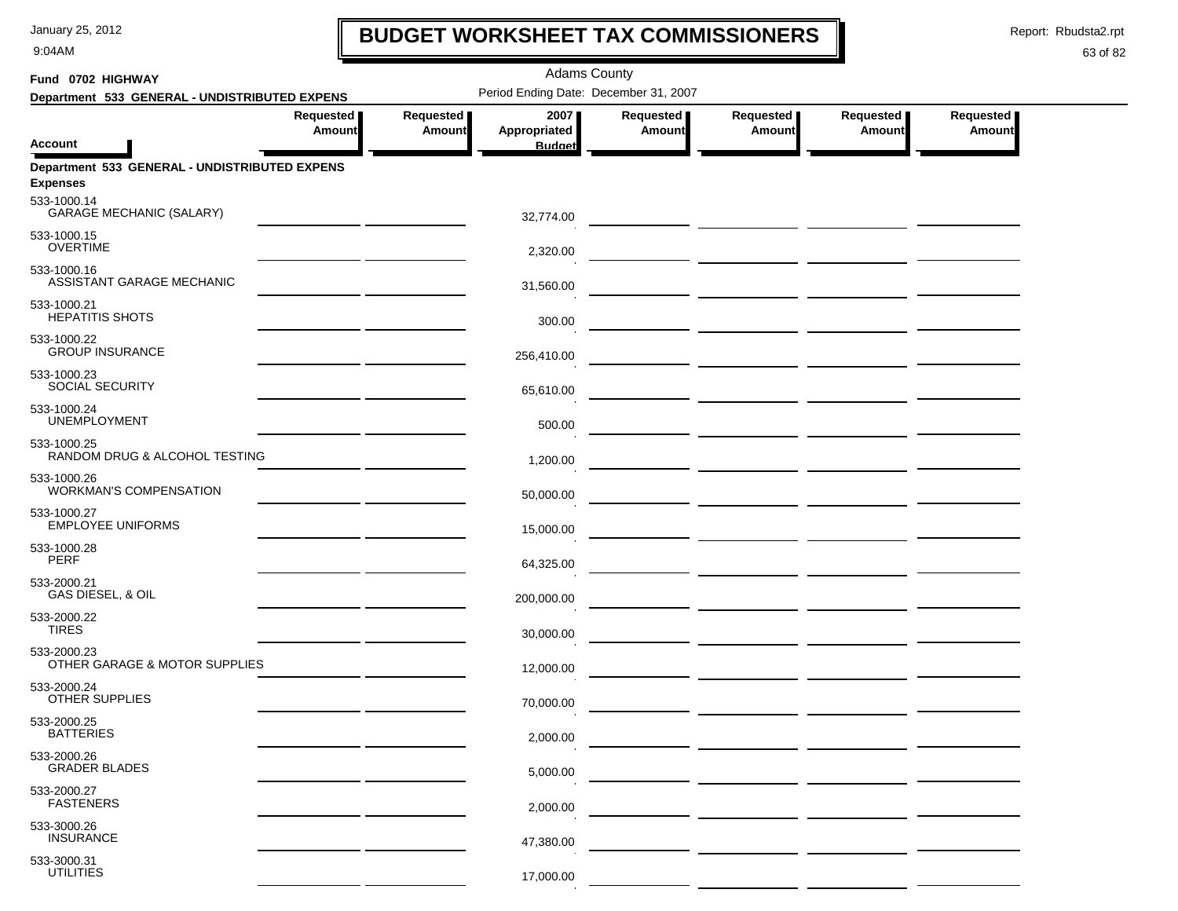# BUDGET WORKSHEET TAX COMMISSIONERS

Adams County

Period Ending Date: December 31, 2007

**Fund 0702 HIGHWAY**

**Department 533 GENERAL - UNDISTRIBUTED EXPENS**

| Account | Requested Amount | Requested Amount | 2007 Appropriated Budget | Requested Amount | Requested Amount | Requested Amount | Requested Amount |
|---|---|---|---|---|---|---|---|
| **Department 533 GENERAL - UNDISTRIBUTED EXPENS** | | | | | | | |
| **Expenses** | | | | | | | |
| 533-1000.14 GARAGE MECHANIC (SALARY) | | | 32,774.00 | | | | |
| 533-1000.15 OVERTIME | | | 2,320.00 | | | | |
| 533-1000.16 ASSISTANT GARAGE MECHANIC | | | 31,560.00 | | | | |
| 533-1000.21 HEPATITIS SHOTS | | | 300.00 | | | | |
| 533-1000.22 GROUP INSURANCE | | | 256,410.00 | | | | |
| 533-1000.23 SOCIAL SECURITY | | | 65,610.00 | | | | |
| 533-1000.24 UNEMPLOYMENT | | | 500.00 | | | | |
| 533-1000.25 RANDOM DRUG & ALCOHOL TESTING | | | 1,200.00 | | | | |
| 533-1000.26 WORKMAN'S COMPENSATION | | | 50,000.00 | | | | |
| 533-1000.27 EMPLOYEE UNIFORMS | | | 15,000.00 | | | | |
| 533-1000.28 PERF | | | 64,325.00 | | | | |
| 533-2000.21 GAS DIESEL, & OIL | | | 200,000.00 | | | | |
| 533-2000.22 TIRES | | | 30,000.00 | | | | |
| 533-2000.23 OTHER GARAGE & MOTOR SUPPLIES | | | 12,000.00 | | | | |
| 533-2000.24 OTHER SUPPLIES | | | 70,000.00 | | | | |
| 533-2000.25 BATTERIES | | | 2,000.00 | | | | |
| 533-2000.26 GRADER BLADES | | | 5,000.00 | | | | |
| 533-2000.27 FASTENERS | | | 2,000.00 | | | | |
| 533-3000.26 INSURANCE | | | 47,380.00 | | | | |
| 533-3000.31 UTILITIES | | | 17,000.00 | | | | |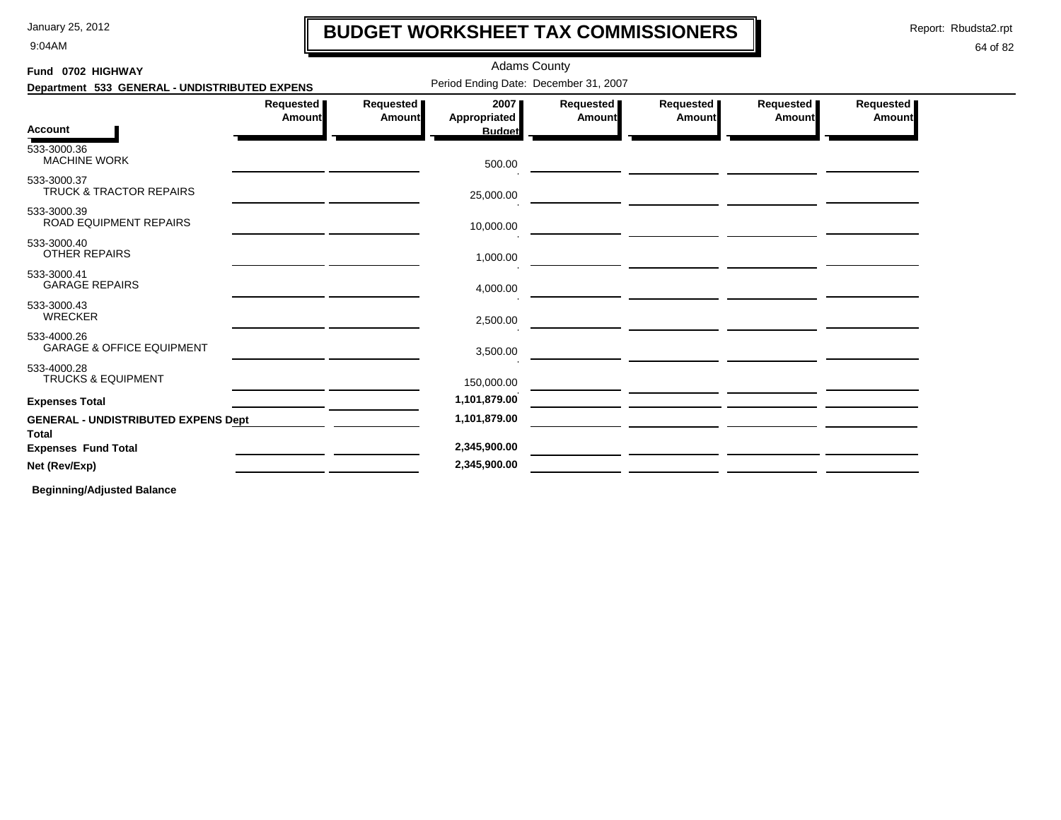# BUDGET WORKSHEET TAX COMMISSIONERS

January 25, 2012
9:04AM

Report: Rbudsta2.rpt

Adams County

**Fund 0702 HIGHWAY**

**Department 533 GENERAL - UNDISTRIBUTED EXPENS**

Period Ending Date: December 31, 2007

| Account | Requested Amount | Requested Amount | 2007 Appropriated Budget | Requested Amount | Requested Amount | Requested Amount | Requested Amount |
|---|---|---|---|---|---|---|---|
| 533-3000.36 MACHINE WORK | | | 500.00 | | | | |
| 533-3000.37 TRUCK & TRACTOR REPAIRS | | | 25,000.00 | | | | |
| 533-3000.39 ROAD EQUIPMENT REPAIRS | | | 10,000.00 | | | | |
| 533-3000.40 OTHER REPAIRS | | | 1,000.00 | | | | |
| 533-3000.41 GARAGE REPAIRS | | | 4,000.00 | | | | |
| 533-3000.43 WRECKER | | | 2,500.00 | | | | |
| 533-4000.26 GARAGE & OFFICE EQUIPMENT | | | 3,500.00 | | | | |
| 533-4000.28 TRUCKS & EQUIPMENT | | | 150,000.00 | | | | |
| **Expenses Total** | | | **1,101,879.00** | | | | |
| **GENERAL - UNDISTRIBUTED EXPENS Dept Total** | | | **1,101,879.00** | | | | |
| **Expenses Fund Total** | | | **2,345,900.00** | | | | |
| **Net (Rev/Exp)** | | | **2,345,900.00** | | | | |

**Beginning/Adjusted Balance**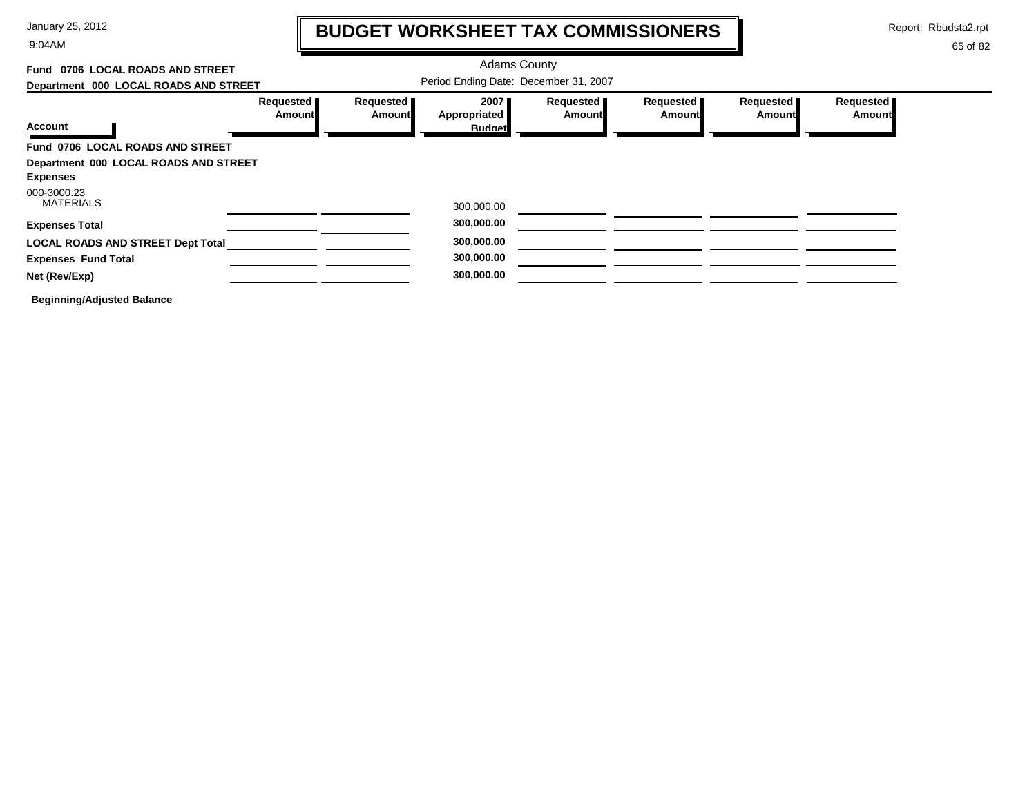# BUDGET WORKSHEET TAX COMMISSIONERS

January 25, 2012
9:04AM

Report: Rbudsta2.rpt

Adams County

Period Ending Date: December 31, 2007

**Fund 0706 LOCAL ROADS AND STREET**

**Department 000 LOCAL ROADS AND STREET**

| Account | Requested Amount | Requested Amount | 2007 Appropriated Budget | Requested Amount | Requested Amount | Requested Amount | Requested Amount |
|---|---|---|---|---|---|---|---|
| **Fund 0706 LOCAL ROADS AND STREET** | | | | | | | |
| **Department 000 LOCAL ROADS AND STREET** | | | | | | | |
| **Expenses** | | | | | | | |
| 000-3000.23 MATERIALS | | | 300,000.00 | | | | |
| **Expenses Total** | | | **300,000.00** | | | | |
| **LOCAL ROADS AND STREET Dept Total** | | | **300,000.00** | | | | |
| **Expenses Fund Total** | | | **300,000.00** | | | | |
| **Net (Rev/Exp)** | | | **300,000.00** | | | | |

**Beginning/Adjusted Balance**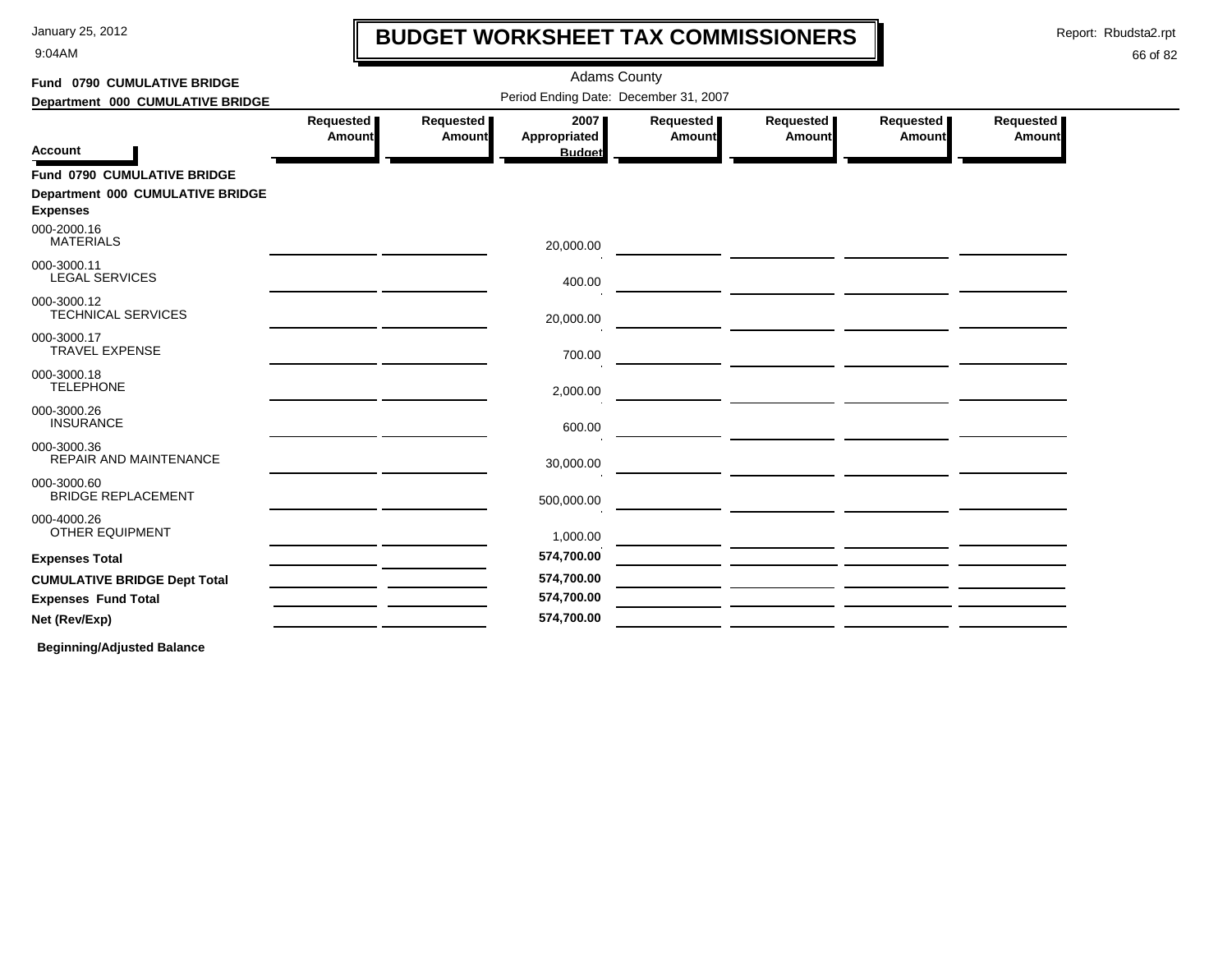# BUDGET WORKSHEET TAX COMMISSIONERS

January 25, 2012
9:04AM

Report: Rbudsta2.rpt

Adams County

Fund 0790 CUMULATIVE BRIDGE
Department 000 CUMULATIVE BRIDGE

Period Ending Date: December 31, 2007

| Account | Requested Amount | Requested Amount | 2007 Appropriated Budget | Requested Amount | Requested Amount | Requested Amount | Requested Amount |
|---|---|---|---|---|---|---|---|
| **Fund 0790 CUMULATIVE BRIDGE** | | | | | | | |
| **Department 000 CUMULATIVE BRIDGE** | | | | | | | |
| **Expenses** | | | | | | | |
| 000-2000.16 MATERIALS | | | 20,000.00 | | | | |
| 000-3000.11 LEGAL SERVICES | | | 400.00 | | | | |
| 000-3000.12 TECHNICAL SERVICES | | | 20,000.00 | | | | |
| 000-3000.17 TRAVEL EXPENSE | | | 700.00 | | | | |
| 000-3000.18 TELEPHONE | | | 2,000.00 | | | | |
| 000-3000.26 INSURANCE | | | 600.00 | | | | |
| 000-3000.36 REPAIR AND MAINTENANCE | | | 30,000.00 | | | | |
| 000-3000.60 BRIDGE REPLACEMENT | | | 500,000.00 | | | | |
| 000-4000.26 OTHER EQUIPMENT | | | 1,000.00 | | | | |
| **Expenses Total** | | | **574,700.00** | | | | |
| **CUMULATIVE BRIDGE Dept Total** | | | **574,700.00** | | | | |
| **Expenses Fund Total** | | | **574,700.00** | | | | |
| **Net (Rev/Exp)** | | | **574,700.00** | | | | |

**Beginning/Adjusted Balance**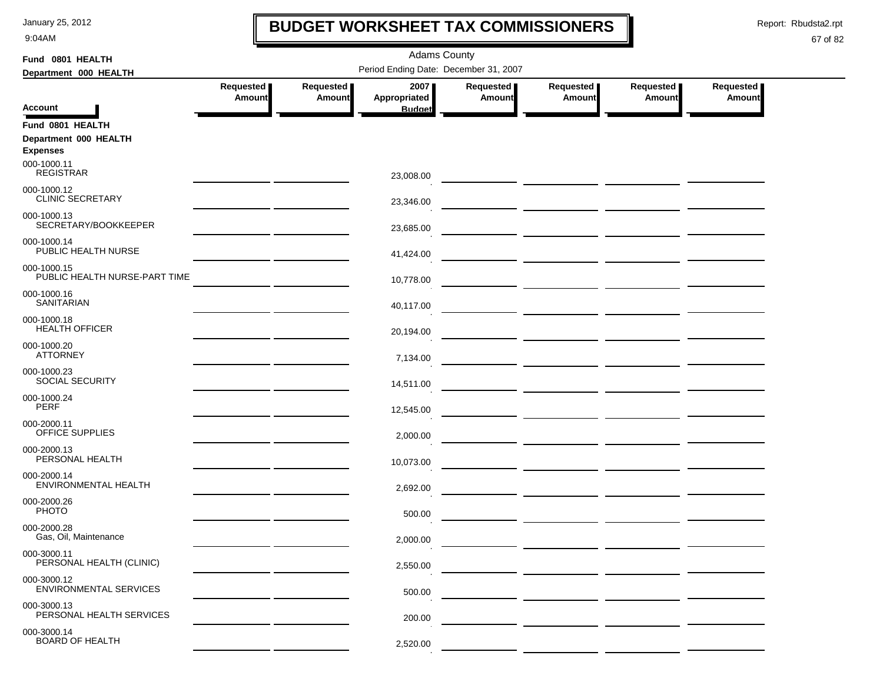# BUDGET WORKSHEET TAX COMMISSIONERS

Adams County

**Fund 0801 HEALTH**
**Department 000 HEALTH**

Period Ending Date: December 31, 2007

| Account | Requested Amount | Requested Amount | 2007 Appropriated Budget | Requested Amount | Requested Amount | Requested Amount | Requested Amount |
|---|---|---|---|---|---|---|---|
| **Fund 0801 HEALTH** | | | | | | | |
| **Department 000 HEALTH** | | | | | | | |
| **Expenses** | | | | | | | |
| 000-1000.11 REGISTRAR | | | 23,008.00 | | | | |
| 000-1000.12 CLINIC SECRETARY | | | 23,346.00 | | | | |
| 000-1000.13 SECRETARY/BOOKKEEPER | | | 23,685.00 | | | | |
| 000-1000.14 PUBLIC HEALTH NURSE | | | 41,424.00 | | | | |
| 000-1000.15 PUBLIC HEALTH NURSE-PART TIME | | | 10,778.00 | | | | |
| 000-1000.16 SANITARIAN | | | 40,117.00 | | | | |
| 000-1000.18 HEALTH OFFICER | | | 20,194.00 | | | | |
| 000-1000.20 ATTORNEY | | | 7,134.00 | | | | |
| 000-1000.23 SOCIAL SECURITY | | | 14,511.00 | | | | |
| 000-1000.24 PERF | | | 12,545.00 | | | | |
| 000-2000.11 OFFICE SUPPLIES | | | 2,000.00 | | | | |
| 000-2000.13 PERSONAL HEALTH | | | 10,073.00 | | | | |
| 000-2000.14 ENVIRONMENTAL HEALTH | | | 2,692.00 | | | | |
| 000-2000.26 PHOTO | | | 500.00 | | | | |
| 000-2000.28 Gas, Oil, Maintenance | | | 2,000.00 | | | | |
| 000-3000.11 PERSONAL HEALTH (CLINIC) | | | 2,550.00 | | | | |
| 000-3000.12 ENVIRONMENTAL SERVICES | | | 500.00 | | | | |
| 000-3000.13 PERSONAL HEALTH SERVICES | | | 200.00 | | | | |
| 000-3000.14 BOARD OF HEALTH | | | 2,520.00 | | | | |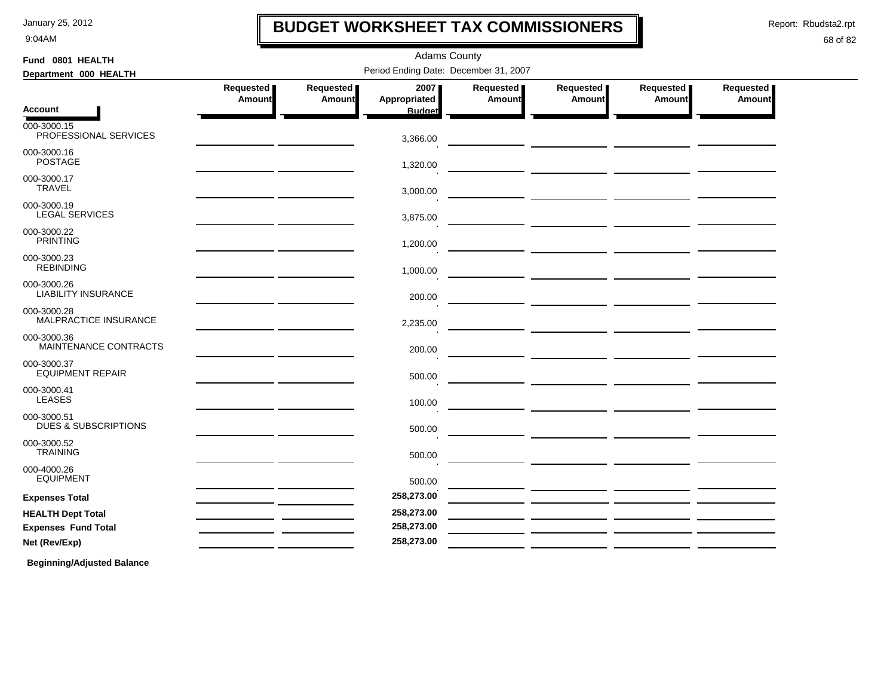# BUDGET WORKSHEET TAX COMMISSIONERS

Adams County

Period Ending Date: December 31, 2007

**Fund 0801 HEALTH**

**Department 000 HEALTH**

| Account | Requested Amount | Requested Amount | 2007 Appropriated Budget | Requested Amount | Requested Amount | Requested Amount | Requested Amount |
|---|---|---|---|---|---|---|---|
| 000-3000.15 PROFESSIONAL SERVICES | | | 3,366.00 | | | | |
| 000-3000.16 POSTAGE | | | 1,320.00 | | | | |
| 000-3000.17 TRAVEL | | | 3,000.00 | | | | |
| 000-3000.19 LEGAL SERVICES | | | 3,875.00 | | | | |
| 000-3000.22 PRINTING | | | 1,200.00 | | | | |
| 000-3000.23 REBINDING | | | 1,000.00 | | | | |
| 000-3000.26 LIABILITY INSURANCE | | | 200.00 | | | | |
| 000-3000.28 MALPRACTICE INSURANCE | | | 2,235.00 | | | | |
| 000-3000.36 MAINTENANCE CONTRACTS | | | 200.00 | | | | |
| 000-3000.37 EQUIPMENT REPAIR | | | 500.00 | | | | |
| 000-3000.41 LEASES | | | 100.00 | | | | |
| 000-3000.51 DUES & SUBSCRIPTIONS | | | 500.00 | | | | |
| 000-3000.52 TRAINING | | | 500.00 | | | | |
| 000-4000.26 EQUIPMENT | | | 500.00 | | | | |
| **Expenses Total** | | | 258,273.00 | | | | |
| **HEALTH Dept Total** | | | 258,273.00 | | | | |
| **Expenses Fund Total** | | | 258,273.00 | | | | |
| **Net (Rev/Exp)** | | | 258,273.00 | | | | |

**Beginning/Adjusted Balance**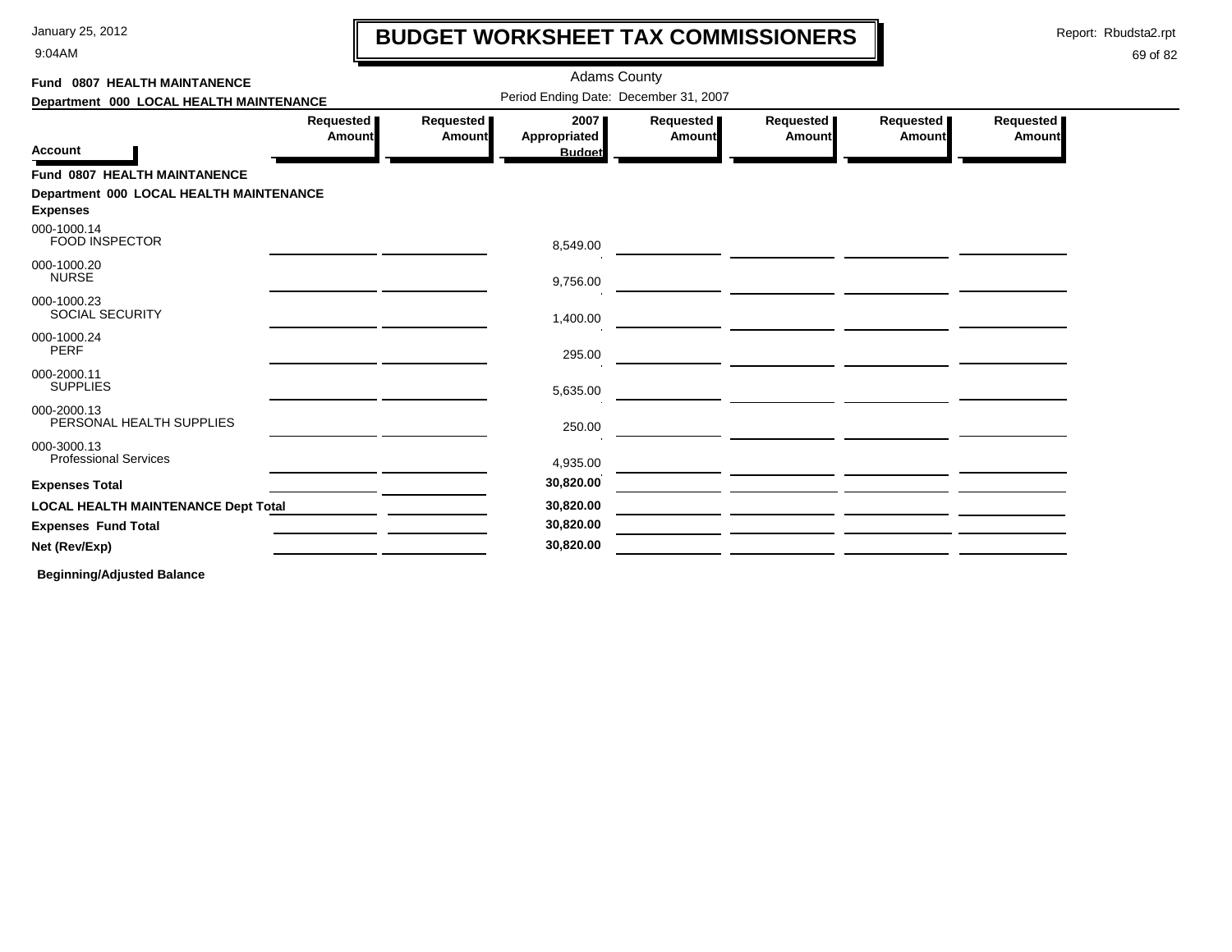# BUDGET WORKSHEET TAX COMMISSIONERS

January 25, 2012
9:04AM

Report: Rbudsta2.rpt

Adams County

Period Ending Date: December 31, 2007

**Fund 0807 HEALTH MAINTANENCE**
**Department 000 LOCAL HEALTH MAINTENANCE**

| Account | Requested Amount | Requested Amount | 2007 Appropriated Budget | Requested Amount | Requested Amount | Requested Amount | Requested Amount |
|---|---|---|---|---|---|---|---|
| **Fund 0807 HEALTH MAINTANENCE** | | | | | | | |
| **Department 000 LOCAL HEALTH MAINTENANCE** | | | | | | | |
| **Expenses** | | | | | | | |
| 000-1000.14 FOOD INSPECTOR | | | 8,549.00 | | | | |
| 000-1000.20 NURSE | | | 9,756.00 | | | | |
| 000-1000.23 SOCIAL SECURITY | | | 1,400.00 | | | | |
| 000-1000.24 PERF | | | 295.00 | | | | |
| 000-2000.11 SUPPLIES | | | 5,635.00 | | | | |
| 000-2000.13 PERSONAL HEALTH SUPPLIES | | | 250.00 | | | | |
| 000-3000.13 Professional Services | | | 4,935.00 | | | | |
| **Expenses Total** | | | **30,820.00** | | | | |
| **LOCAL HEALTH MAINTENANCE Dept Total** | | | **30,820.00** | | | | |
| **Expenses Fund Total** | | | **30,820.00** | | | | |
| **Net (Rev/Exp)** | | | **30,820.00** | | | | |

**Beginning/Adjusted Balance**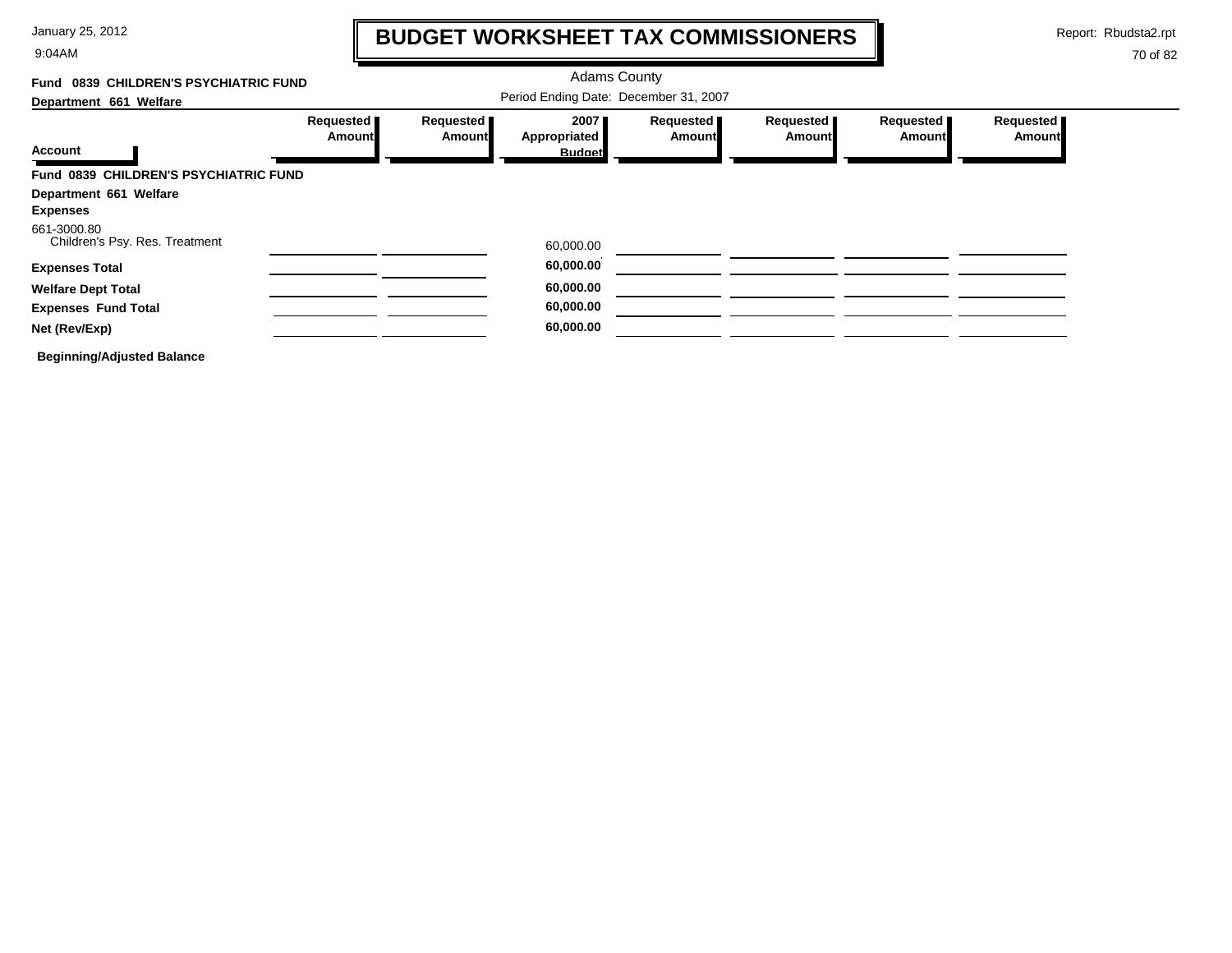# BUDGET WORKSHEET TAX COMMISSIONERS

Adams County

Period Ending Date: December 31, 2007

**Fund 0839 CHILDREN'S PSYCHIATRIC FUND**

**Department 661 Welfare**

| Account | Requested Amount | Requested Amount | 2007 Appropriated Budget | Requested Amount | Requested Amount | Requested Amount | Requested Amount |
|---|---|---|---|---|---|---|---|
| **Fund 0839 CHILDREN'S PSYCHIATRIC FUND** | | | | | | | |
| **Department 661 Welfare** | | | | | | | |
| **Expenses** | | | | | | | |
| 661-3000.80 Children's Psy. Res. Treatment | | | 60,000.00 | | | | |
| **Expenses Total** | | | **60,000.00** | | | | |
| **Welfare Dept Total** | | | **60,000.00** | | | | |
| **Expenses Fund Total** | | | **60,000.00** | | | | |
| **Net (Rev/Exp)** | | | **60,000.00** | | | | |

**Beginning/Adjusted Balance**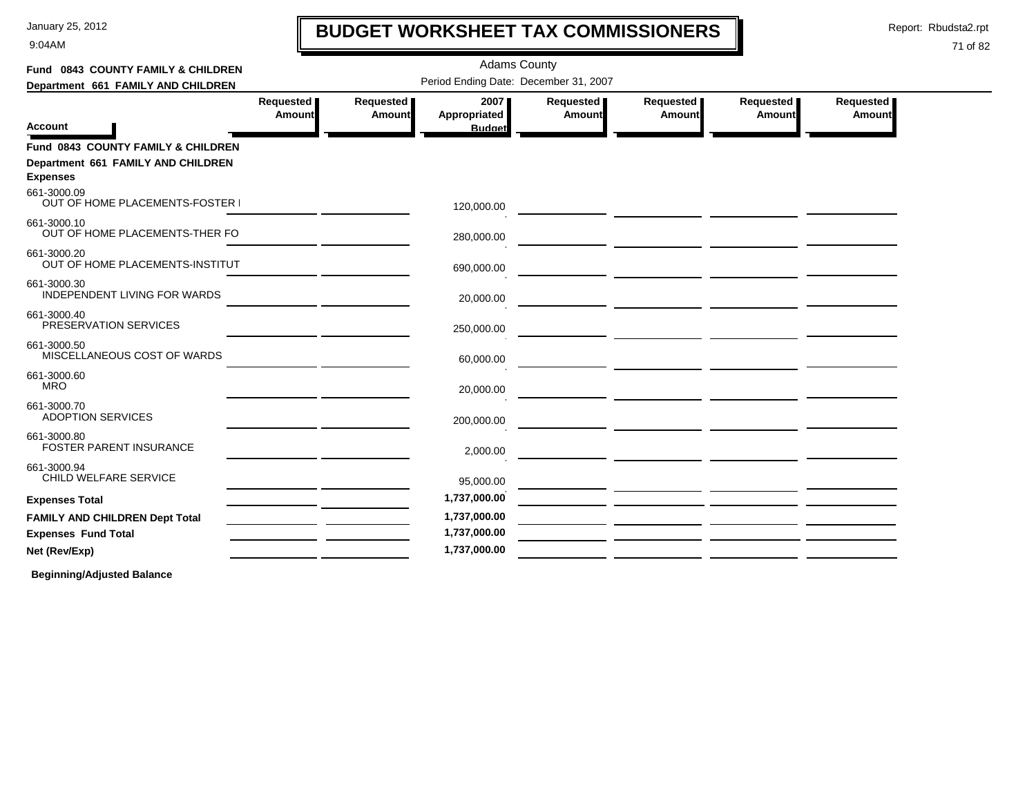# BUDGET WORKSHEET TAX COMMISSIONERS

January 25, 2012
9:04AM

Report: Rbudsta2.rpt

Adams County

**Fund 0843 COUNTY FAMILY & CHILDREN**
**Department 661 FAMILY AND CHILDREN**

Period Ending Date: December 31, 2007

| Account | Requested Amount | Requested Amount | 2007 Appropriated Budget | Requested Amount | Requested Amount | Requested Amount | Requested Amount |
|---|---|---|---|---|---|---|---|
| **Fund 0843 COUNTY FAMILY & CHILDREN** | | | | | | | |
| **Department 661 FAMILY AND CHILDREN** | | | | | | | |
| **Expenses** | | | | | | | |
| 661-3000.09 OUT OF HOME PLACEMENTS-FOSTER I | | | 120,000.00 | | | | |
| 661-3000.10 OUT OF HOME PLACEMENTS-THER FO | | | 280,000.00 | | | | |
| 661-3000.20 OUT OF HOME PLACEMENTS-INSTITUT | | | 690,000.00 | | | | |
| 661-3000.30 INDEPENDENT LIVING FOR WARDS | | | 20,000.00 | | | | |
| 661-3000.40 PRESERVATION SERVICES | | | 250,000.00 | | | | |
| 661-3000.50 MISCELLANEOUS COST OF WARDS | | | 60,000.00 | | | | |
| 661-3000.60 MRO | | | 20,000.00 | | | | |
| 661-3000.70 ADOPTION SERVICES | | | 200,000.00 | | | | |
| 661-3000.80 FOSTER PARENT INSURANCE | | | 2,000.00 | | | | |
| 661-3000.94 CHILD WELFARE SERVICE | | | 95,000.00 | | | | |
| **Expenses Total** | | | **1,737,000.00** | | | | |
| **FAMILY AND CHILDREN Dept Total** | | | **1,737,000.00** | | | | |
| **Expenses Fund Total** | | | **1,737,000.00** | | | | |
| **Net (Rev/Exp)** | | | **1,737,000.00** | | | | |

**Beginning/Adjusted Balance**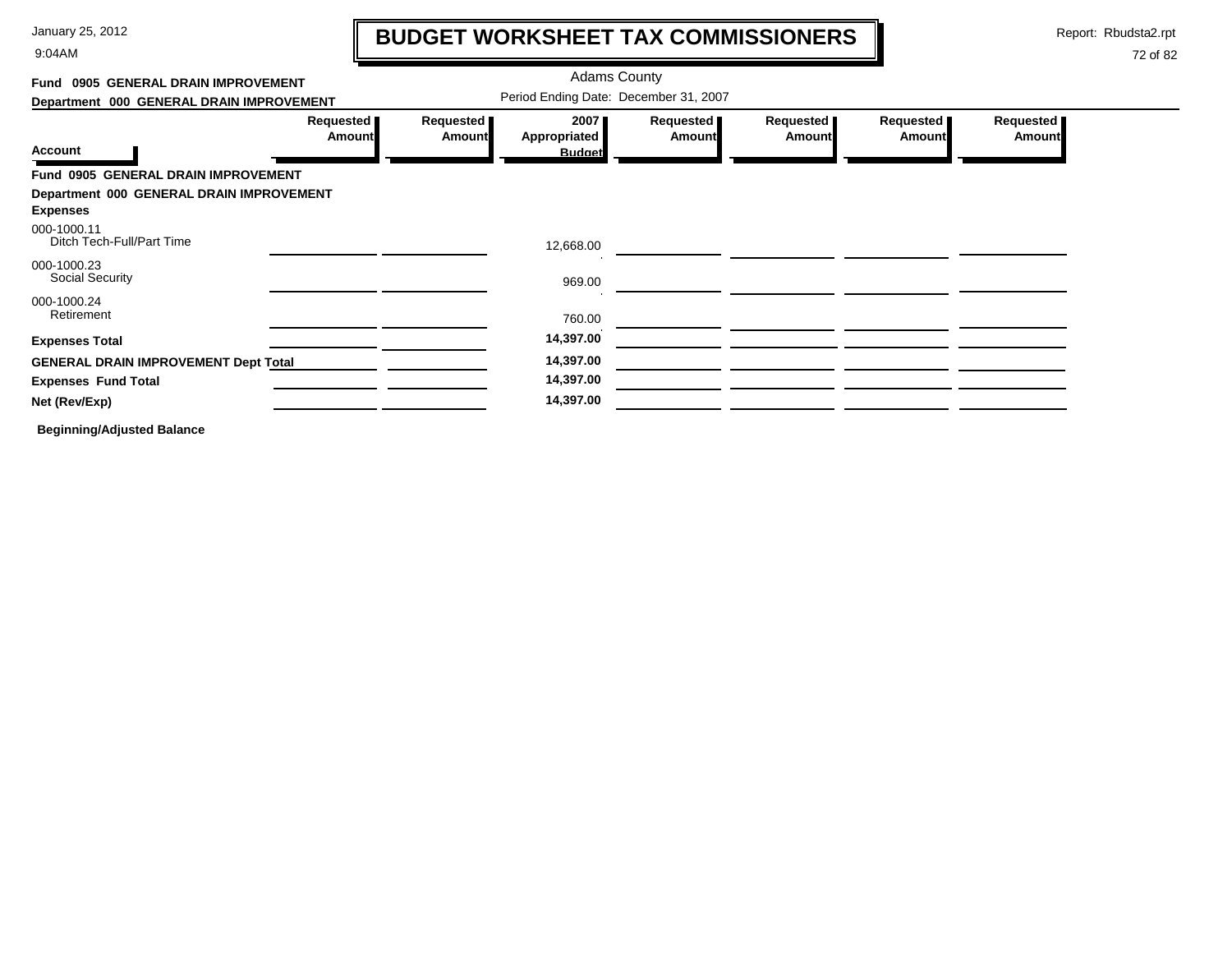# BUDGET WORKSHEET TAX COMMISSIONERS

Adams County

Period Ending Date: December 31, 2007

**Fund 0905 GENERAL DRAIN IMPROVEMENT**

**Department 000 GENERAL DRAIN IMPROVEMENT**

| Account | Requested Amount | Requested Amount | 2007 Appropriated Budget | Requested Amount | Requested Amount | Requested Amount | Requested Amount |
|---|---|---|---|---|---|---|---|
| **Fund 0905 GENERAL DRAIN IMPROVEMENT** | | | | | | | |
| **Department 000 GENERAL DRAIN IMPROVEMENT** | | | | | | | |
| **Expenses** | | | | | | | |
| 000-1000.11 Ditch Tech-Full/Part Time | | | 12,668.00 | | | | |
| 000-1000.23 Social Security | | | 969.00 | | | | |
| 000-1000.24 Retirement | | | 760.00 | | | | |
| **Expenses Total** | | | **14,397.00** | | | | |
| **GENERAL DRAIN IMPROVEMENT Dept Total** | | | **14,397.00** | | | | |
| **Expenses Fund Total** | | | **14,397.00** | | | | |
| **Net (Rev/Exp)** | | | **14,397.00** | | | | |

**Beginning/Adjusted Balance**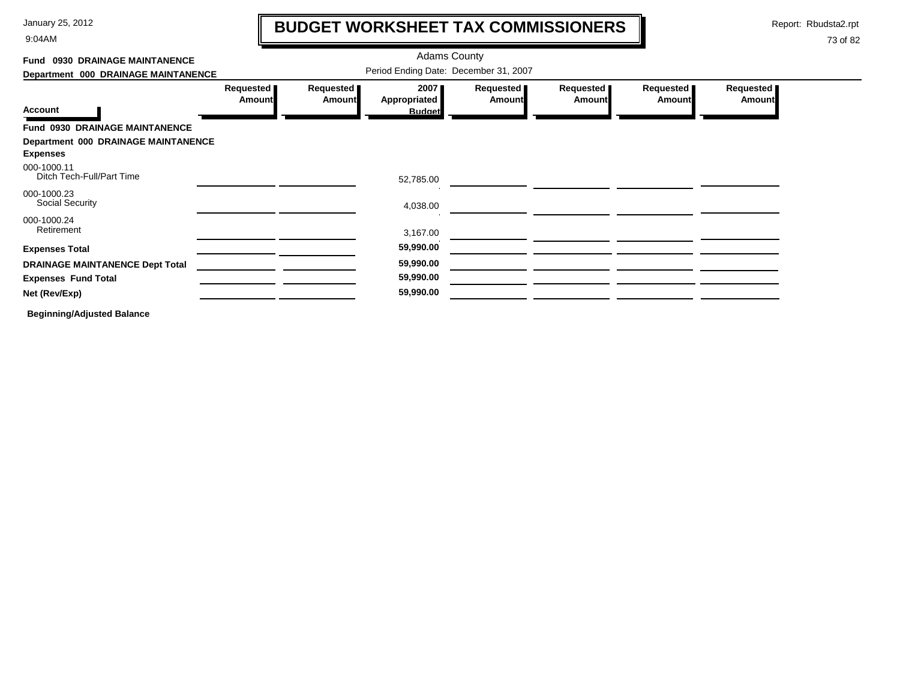# BUDGET WORKSHEET TAX COMMISSIONERS

Adams County

**Fund 0930 DRAINAGE MAINTANENCE**

**Department 000 DRAINAGE MAINTANENCE**

Period Ending Date: December 31, 2007

| Account | Requested Amount | Requested Amount | 2007 Appropriated Budget | Requested Amount | Requested Amount | Requested Amount | Requested Amount |
|---|---|---|---|---|---|---|---|
| **Fund 0930 DRAINAGE MAINTANENCE** | | | | | | | |
| **Department 000 DRAINAGE MAINTANENCE** | | | | | | | |
| **Expenses** | | | | | | | |
| 000-1000.11 Ditch Tech-Full/Part Time | | | 52,785.00 | | | | |
| 000-1000.23 Social Security | | | 4,038.00 | | | | |
| 000-1000.24 Retirement | | | 3,167.00 | | | | |
| **Expenses Total** | | | **59,990.00** | | | | |
| **DRAINAGE MAINTANENCE Dept Total** | | | **59,990.00** | | | | |
| **Expenses Fund Total** | | | **59,990.00** | | | | |
| **Net (Rev/Exp)** | | | **59,990.00** | | | | |

**Beginning/Adjusted Balance**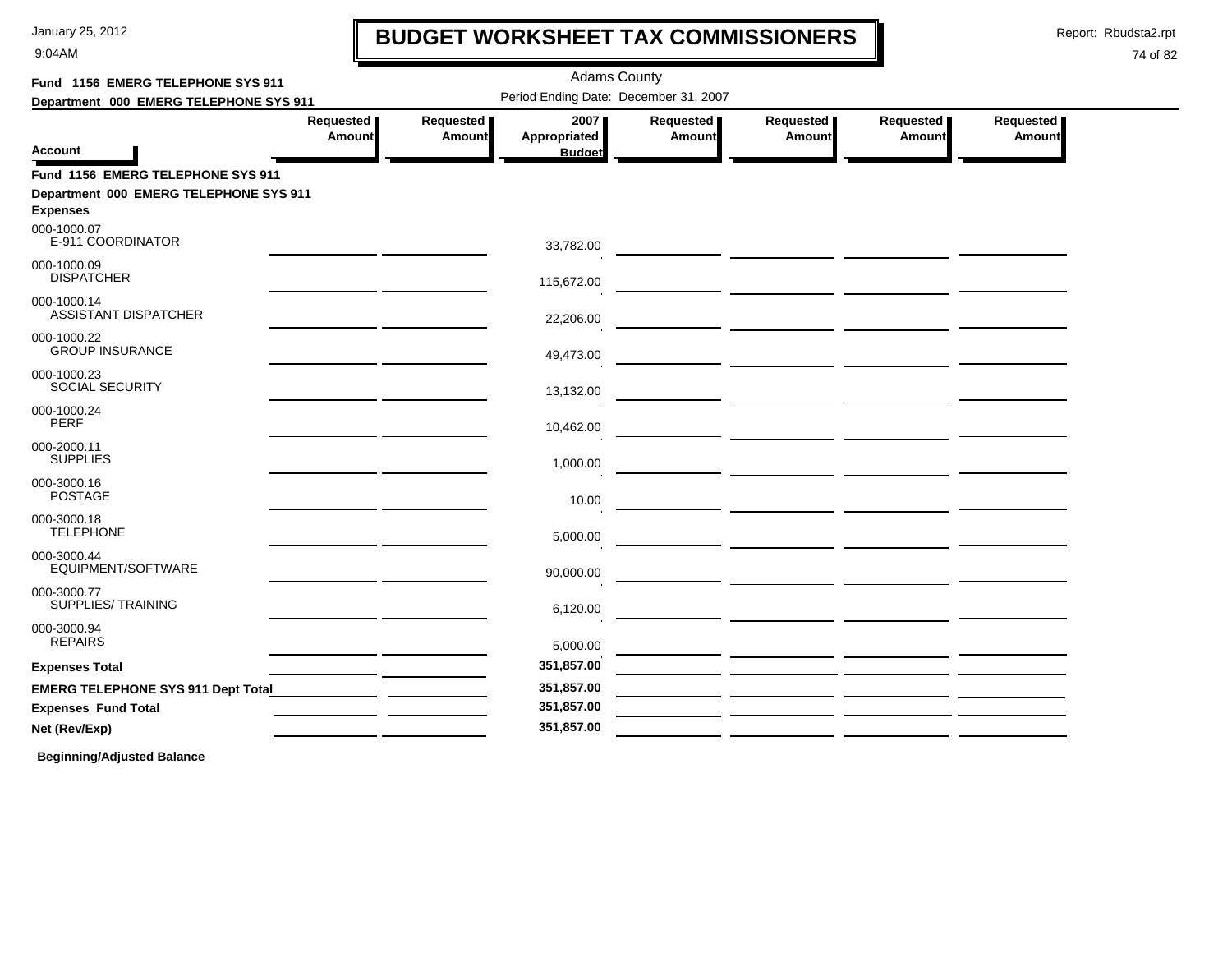# BUDGET WORKSHEET TAX COMMISSIONERS

Adams County

Period Ending Date: December 31, 2007

**Fund 1156 EMERG TELEPHONE SYS 911**

**Department 000 EMERG TELEPHONE SYS 911**

| Account | Requested Amount | Requested Amount | 2007 Appropriated Budget | Requested Amount | Requested Amount | Requested Amount | Requested Amount |
|---|---|---|---|---|---|---|---|
| **Fund 1156 EMERG TELEPHONE SYS 911** | | | | | | | |
| **Department 000 EMERG TELEPHONE SYS 911** | | | | | | | |
| **Expenses** | | | | | | | |
| 000-1000.07 E-911 COORDINATOR | | | 33,782.00 | | | | |
| 000-1000.09 DISPATCHER | | | 115,672.00 | | | | |
| 000-1000.14 ASSISTANT DISPATCHER | | | 22,206.00 | | | | |
| 000-1000.22 GROUP INSURANCE | | | 49,473.00 | | | | |
| 000-1000.23 SOCIAL SECURITY | | | 13,132.00 | | | | |
| 000-1000.24 PERF | | | 10,462.00 | | | | |
| 000-2000.11 SUPPLIES | | | 1,000.00 | | | | |
| 000-3000.16 POSTAGE | | | 10.00 | | | | |
| 000-3000.18 TELEPHONE | | | 5,000.00 | | | | |
| 000-3000.44 EQUIPMENT/SOFTWARE | | | 90,000.00 | | | | |
| 000-3000.77 SUPPLIES/ TRAINING | | | 6,120.00 | | | | |
| 000-3000.94 REPAIRS | | | 5,000.00 | | | | |
| **Expenses Total** | | | **351,857.00** | | | | |
| **EMERG TELEPHONE SYS 911 Dept Total** | | | **351,857.00** | | | | |
| **Expenses Fund Total** | | | **351,857.00** | | | | |
| **Net (Rev/Exp)** | | | **351,857.00** | | | | |

**Beginning/Adjusted Balance**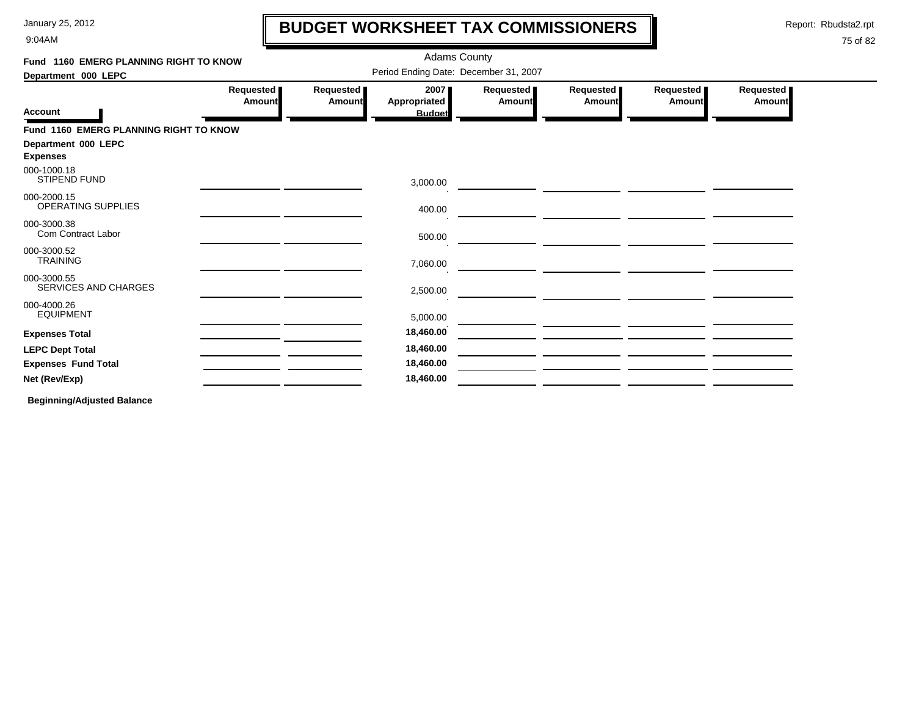# BUDGET WORKSHEET TAX COMMISSIONERS

Adams County

Period Ending Date: December 31, 2007

**Fund 1160 EMERG PLANNING RIGHT TO KNOW**

**Department 000 LEPC**

| Account | Requested Amount | Requested Amount | 2007 Appropriated Budget | Requested Amount | Requested Amount | Requested Amount | Requested Amount |
|---|---|---|---|---|---|---|---|
| **Fund 1160 EMERG PLANNING RIGHT TO KNOW** | | | | | | | |
| **Department 000 LEPC** | | | | | | | |
| **Expenses** | | | | | | | |
| 000-1000.18 STIPEND FUND | | | 3,000.00 | | | | |
| 000-2000.15 OPERATING SUPPLIES | | | 400.00 | | | | |
| 000-3000.38 Com Contract Labor | | | 500.00 | | | | |
| 000-3000.52 TRAINING | | | 7,060.00 | | | | |
| 000-3000.55 SERVICES AND CHARGES | | | 2,500.00 | | | | |
| 000-4000.26 EQUIPMENT | | | 5,000.00 | | | | |
| **Expenses Total** | | | **18,460.00** | | | | |
| **LEPC Dept Total** | | | **18,460.00** | | | | |
| **Expenses Fund Total** | | | **18,460.00** | | | | |
| **Net (Rev/Exp)** | | | **18,460.00** | | | | |

**Beginning/Adjusted Balance**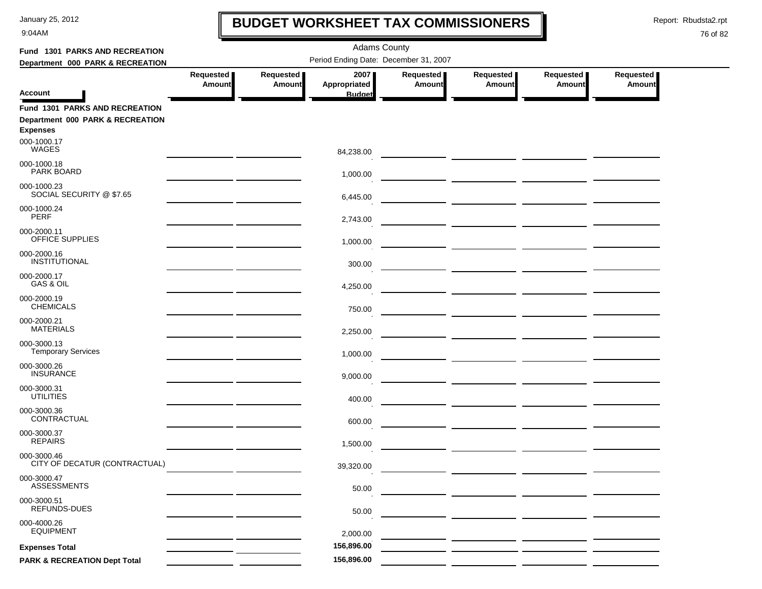# BUDGET WORKSHEET TAX COMMISSIONERS

Adams County

Period Ending Date: December 31, 2007

**Fund 1301 PARKS AND RECREATION**

**Department 000 PARK & RECREATION**

| Account | Requested Amount | Requested Amount | 2007 Appropriated Budget | Requested Amount | Requested Amount | Requested Amount | Requested Amount |
|---|---|---|---|---|---|---|---|
| **Fund 1301 PARKS AND RECREATION** | | | | | | | |
| **Department 000 PARK & RECREATION** | | | | | | | |
| **Expenses** | | | | | | | |
| 000-1000.17 WAGES | | | 84,238.00 | | | | |
| 000-1000.18 PARK BOARD | | | 1,000.00 | | | | |
| 000-1000.23 SOCIAL SECURITY @ $7.65 | | | 6,445.00 | | | | |
| 000-1000.24 PERF | | | 2,743.00 | | | | |
| 000-2000.11 OFFICE SUPPLIES | | | 1,000.00 | | | | |
| 000-2000.16 INSTITUTIONAL | | | 300.00 | | | | |
| 000-2000.17 GAS & OIL | | | 4,250.00 | | | | |
| 000-2000.19 CHEMICALS | | | 750.00 | | | | |
| 000-2000.21 MATERIALS | | | 2,250.00 | | | | |
| 000-3000.13 Temporary Services | | | 1,000.00 | | | | |
| 000-3000.26 INSURANCE | | | 9,000.00 | | | | |
| 000-3000.31 UTILITIES | | | 400.00 | | | | |
| 000-3000.36 CONTRACTUAL | | | 600.00 | | | | |
| 000-3000.37 REPAIRS | | | 1,500.00 | | | | |
| 000-3000.46 CITY OF DECATUR (CONTRACTUAL) | | | 39,320.00 | | | | |
| 000-3000.47 ASSESSMENTS | | | 50.00 | | | | |
| 000-3000.51 REFUNDS-DUES | | | 50.00 | | | | |
| 000-4000.26 EQUIPMENT | | | 2,000.00 | | | | |
| **Expenses Total** | | | 156,896.00 | | | | |
| **PARK & RECREATION Dept Total** | | | 156,896.00 | | | | |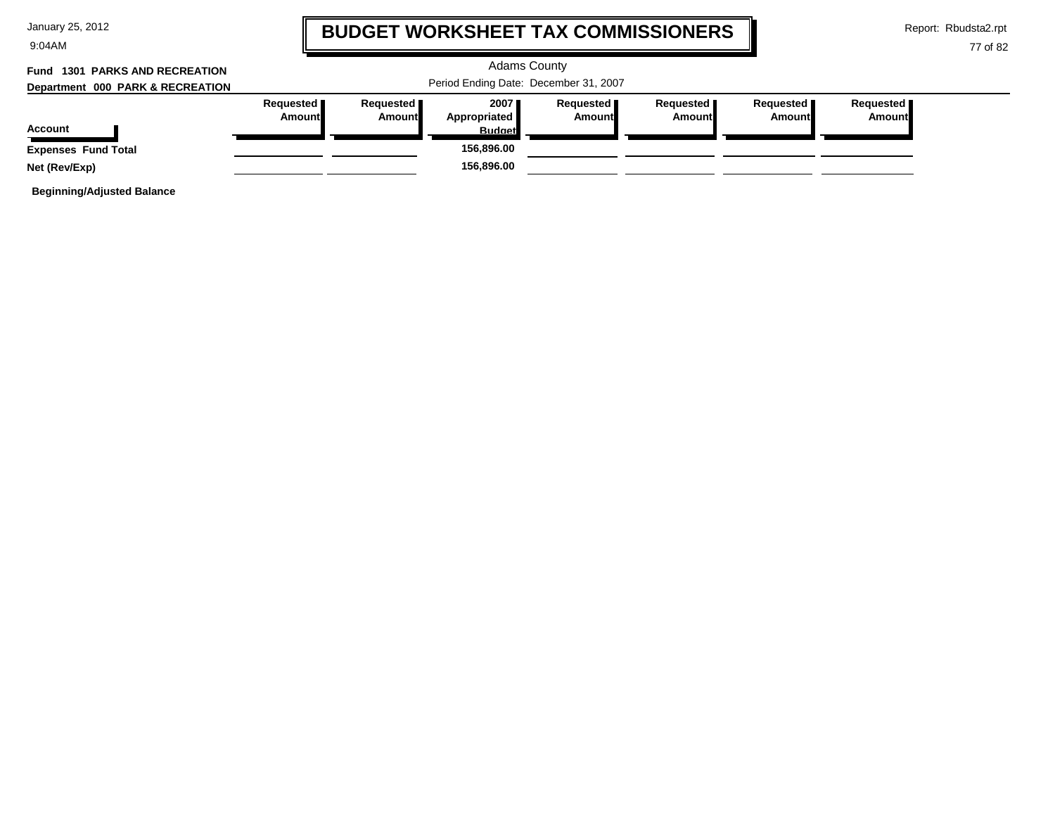# BUDGET WORKSHEET TAX COMMISSIONERS

Adams County

Period Ending Date: December 31, 2007

**Fund 1301 PARKS AND RECREATION**

**Department 000 PARK & RECREATION**

| Account | Requested Amount | Requested Amount | 2007 Appropriated Budget | Requested Amount | Requested Amount | Requested Amount | Requested Amount |
|---|---|---|---|---|---|---|---|
| **Expenses Fund Total** | | | **156,896.00** | | | | |
| **Net (Rev/Exp)** | | | **156,896.00** | | | | |

**Beginning/Adjusted Balance**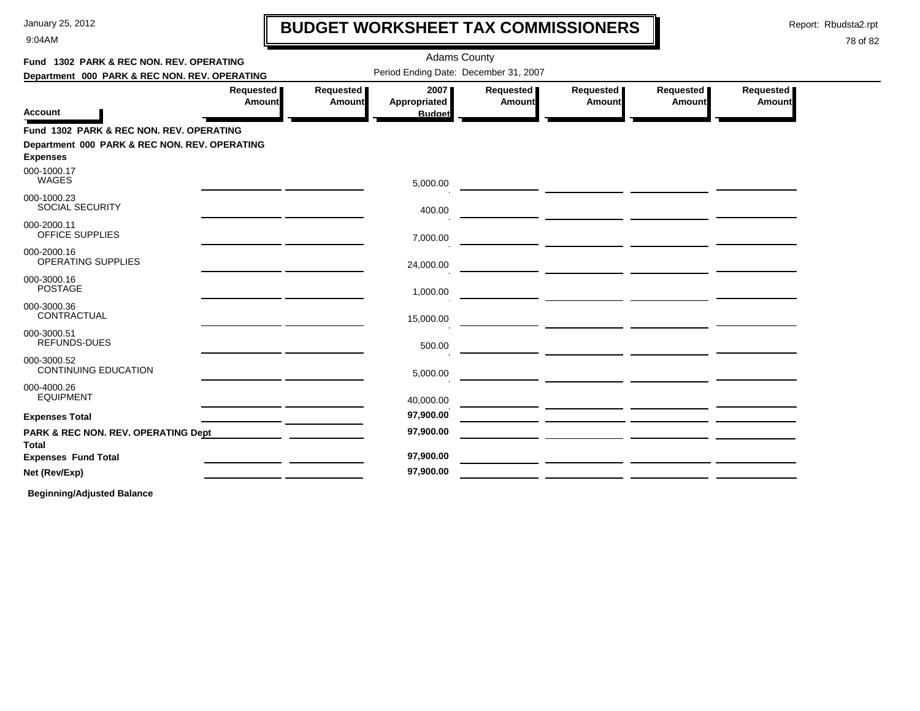# BUDGET WORKSHEET TAX COMMISSIONERS

January 25, 2012
9:04AM

Report: Rbudsta2.rpt

Adams County

Period Ending Date: December 31, 2007

**Fund 1302 PARK & REC NON. REV. OPERATING**
**Department 000 PARK & REC NON. REV. OPERATING**

| Account | Requested Amount | Requested Amount | 2007 Appropriated Budget | Requested Amount | Requested Amount | Requested Amount | Requested Amount |
|---|---|---|---|---|---|---|---|
| **Fund 1302 PARK & REC NON. REV. OPERATING** | | | | | | | |
| **Department 000 PARK & REC NON. REV. OPERATING** | | | | | | | |
| **Expenses** | | | | | | | |
| 000-1000.17 WAGES | | | 5,000.00 | | | | |
| 000-1000.23 SOCIAL SECURITY | | | 400.00 | | | | |
| 000-2000.11 OFFICE SUPPLIES | | | 7,000.00 | | | | |
| 000-2000.16 OPERATING SUPPLIES | | | 24,000.00 | | | | |
| 000-3000.16 POSTAGE | | | 1,000.00 | | | | |
| 000-3000.36 CONTRACTUAL | | | 15,000.00 | | | | |
| 000-3000.51 REFUNDS-DUES | | | 500.00 | | | | |
| 000-3000.52 CONTINUING EDUCATION | | | 5,000.00 | | | | |
| 000-4000.26 EQUIPMENT | | | 40,000.00 | | | | |
| **Expenses Total** | | | **97,900.00** | | | | |
| **PARK & REC NON. REV. OPERATING Dept Total** | | | **97,900.00** | | | | |
| **Expenses Fund Total** | | | **97,900.00** | | | | |
| **Net (Rev/Exp)** | | | **97,900.00** | | | | |

**Beginning/Adjusted Balance**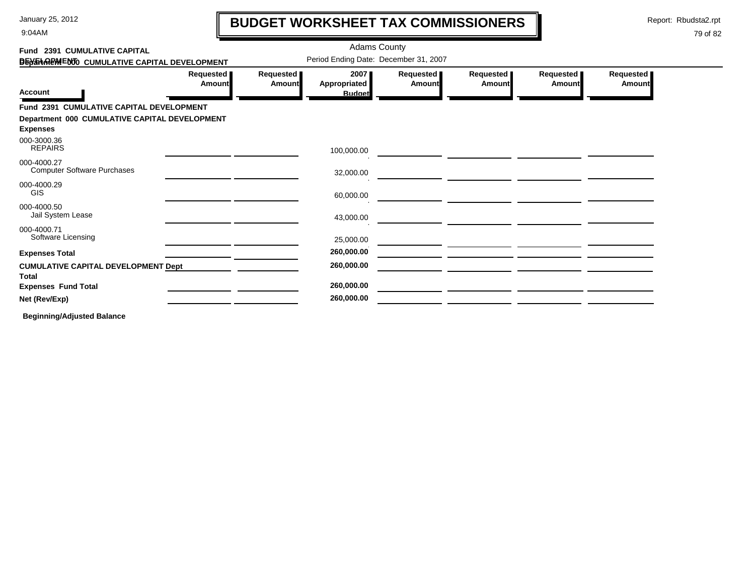# BUDGET WORKSHEET TAX COMMISSIONERS

January 25, 2012
9:04AM

Report: Rbudsta2.rpt

Adams County

Period Ending Date: December 31, 2007

**Fund 2391 CUMULATIVE CAPITAL DEVELOPMENT**
**Department 000 CUMULATIVE CAPITAL DEVELOPMENT**

| Account | Requested Amount | Requested Amount | 2007 Appropriated Budget | Requested Amount | Requested Amount | Requested Amount | Requested Amount |
|---|---|---|---|---|---|---|---|
| **Fund 2391 CUMULATIVE CAPITAL DEVELOPMENT** | | | | | | | |
| **Department 000 CUMULATIVE CAPITAL DEVELOPMENT** | | | | | | | |
| **Expenses** | | | | | | | |
| 000-3000.36 REPAIRS | | | 100,000.00 | | | | |
| 000-4000.27 Computer Software Purchases | | | 32,000.00 | | | | |
| 000-4000.29 GIS | | | 60,000.00 | | | | |
| 000-4000.50 Jail System Lease | | | 43,000.00 | | | | |
| 000-4000.71 Software Licensing | | | 25,000.00 | | | | |
| **Expenses Total** | | | **260,000.00** | | | | |
| **CUMULATIVE CAPITAL DEVELOPMENT Dept Total** | | | **260,000.00** | | | | |
| **Expenses Fund Total** | | | **260,000.00** | | | | |
| **Net (Rev/Exp)** | | | **260,000.00** | | | | |

**Beginning/Adjusted Balance**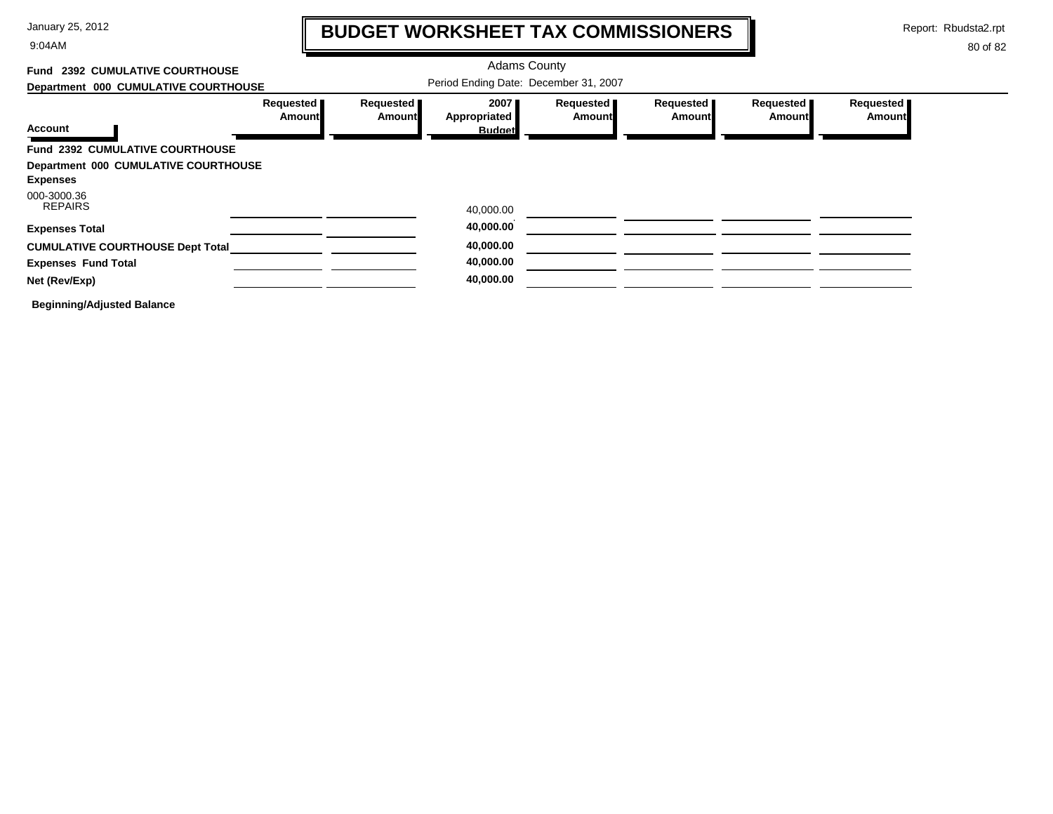# BUDGET WORKSHEET TAX COMMISSIONERS

Adams County

Period Ending Date: December 31, 2007

**Fund 2392 CUMULATIVE COURTHOUSE**

**Department 000 CUMULATIVE COURTHOUSE**

| Account | Requested Amount | Requested Amount | 2007 Appropriated Budget | Requested Amount | Requested Amount | Requested Amount | Requested Amount |
|---|---|---|---|---|---|---|---|
| **Fund 2392 CUMULATIVE COURTHOUSE** | | | | | | | |
| **Department 000 CUMULATIVE COURTHOUSE** | | | | | | | |
| **Expenses** | | | | | | | |
| 000-3000.36 REPAIRS | | | 40,000.00 | | | | |
| **Expenses Total** | | | **40,000.00** | | | | |
| **CUMULATIVE COURTHOUSE Dept Total** | | | **40,000.00** | | | | |
| **Expenses Fund Total** | | | **40,000.00** | | | | |
| **Net (Rev/Exp)** | | | **40,000.00** | | | | |

**Beginning/Adjusted Balance**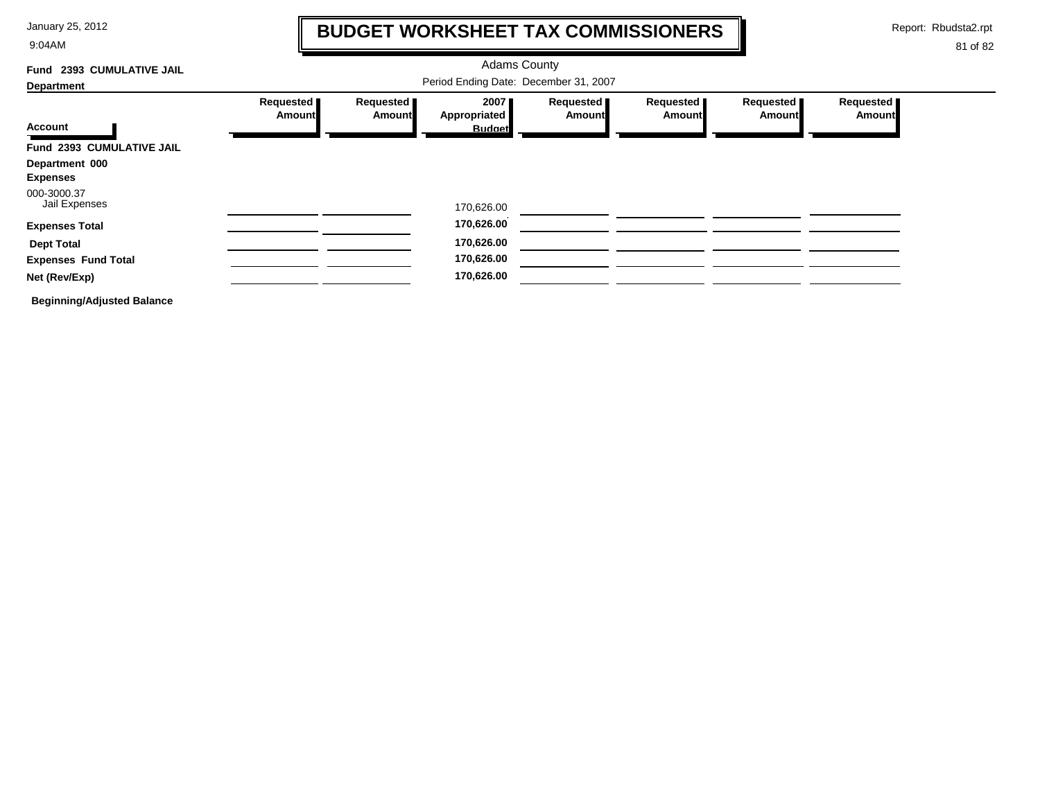# BUDGET WORKSHEET TAX COMMISSIONERS

Report: Rbudsta2.rpt

January 25, 2012
9:04AM

Adams County

Period Ending Date: December 31, 2007

**Fund 2393 CUMULATIVE JAIL**

**Department**

| Account | Requested Amount | Requested Amount | 2007 Appropriated Budget | Requested Amount | Requested Amount | Requested Amount | Requested Amount |
|---|---|---|---|---|---|---|---|
| **Fund 2393 CUMULATIVE JAIL** | | | | | | | |
| **Department 000** | | | | | | | |
| **Expenses** | | | | | | | |
| 000-3000.37 Jail Expenses | | | 170,626.00 | | | | |
| **Expenses Total** | | | **170,626.00** | | | | |
| **Dept Total** | | | **170,626.00** | | | | |
| **Expenses Fund Total** | | | **170,626.00** | | | | |
| **Net (Rev/Exp)** | | | **170,626.00** | | | | |

**Beginning/Adjusted Balance**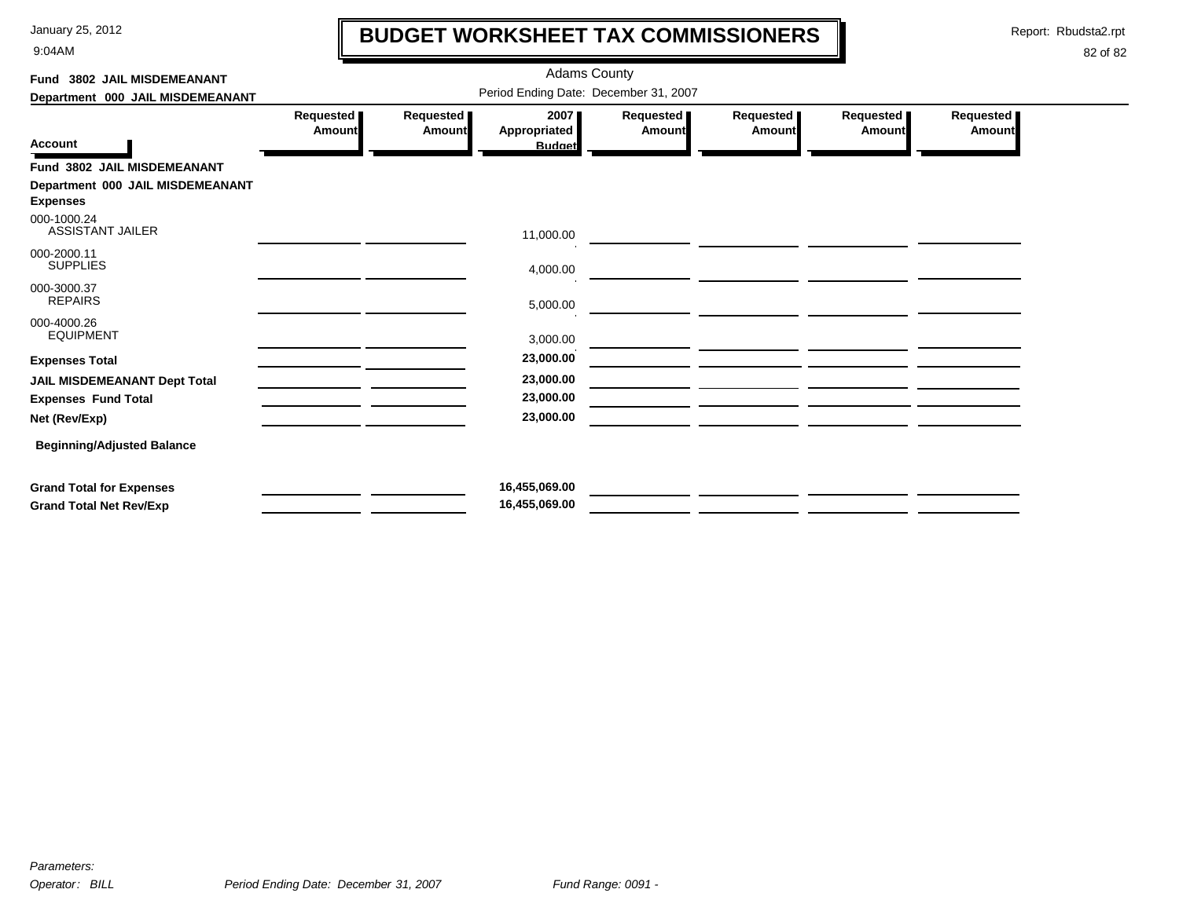# BUDGET WORKSHEET TAX COMMISSIONERS

January 25, 2012
9:04AM

Report: Rbudsta2.rpt

Adams County

Period Ending Date: December 31, 2007

**Fund 3802 JAIL MISDEMEANANT**
**Department 000 JAIL MISDEMEANANT**

| Account | Requested Amount | Requested Amount | 2007 Appropriated Budget | Requested Amount | Requested Amount | Requested Amount | Requested Amount |
|---|---|---|---|---|---|---|---|
| **Fund 3802 JAIL MISDEMEANANT** | | | | | | | |
| **Department 000 JAIL MISDEMEANANT** | | | | | | | |
| **Expenses** | | | | | | | |
| 000-1000.24 ASSISTANT JAILER | | | 11,000.00 | | | | |
| 000-2000.11 SUPPLIES | | | 4,000.00 | | | | |
| 000-3000.37 REPAIRS | | | 5,000.00 | | | | |
| 000-4000.26 EQUIPMENT | | | 3,000.00 | | | | |
| **Expenses Total** | | | **23,000.00** | | | | |
| **JAIL MISDEMEANANT Dept Total** | | | **23,000.00** | | | | |
| **Expenses Fund Total** | | | **23,000.00** | | | | |
| **Net (Rev/Exp)** | | | **23,000.00** | | | | |
| **Beginning/Adjusted Balance** | | | | | | | |
| **Grand Total for Expenses** | | | **16,455,069.00** | | | | |
| **Grand Total Net Rev/Exp** | | | **16,455,069.00** | | | | |

*Parameters:*
*Operator: BILL* *Period Ending Date: December 31, 2007* *Fund Range: 0091 -*